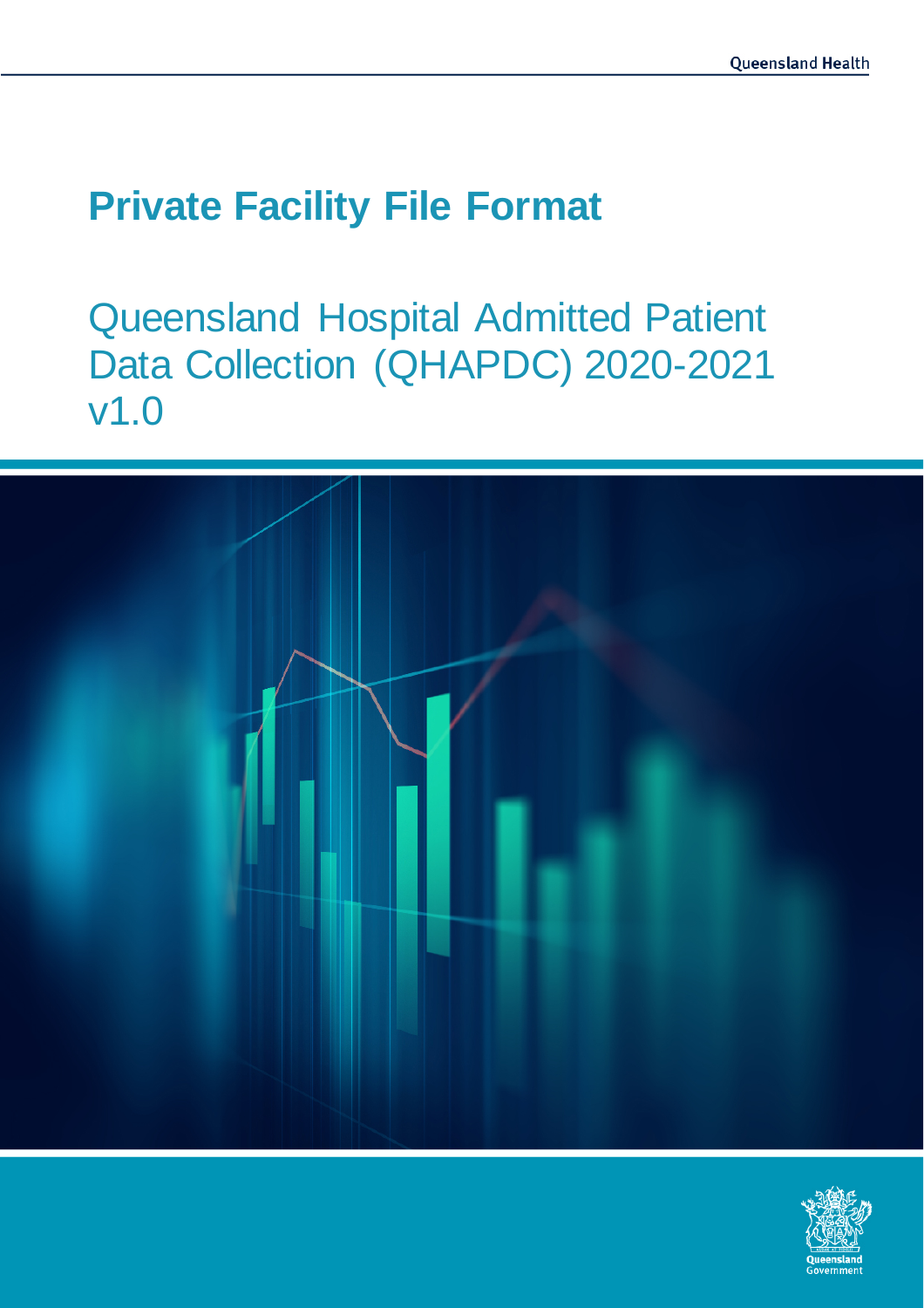# Private Facility File Format

## Queensland Hospital Admitted Patient Data Collection (QHAPDC) 2020-2021 v1.0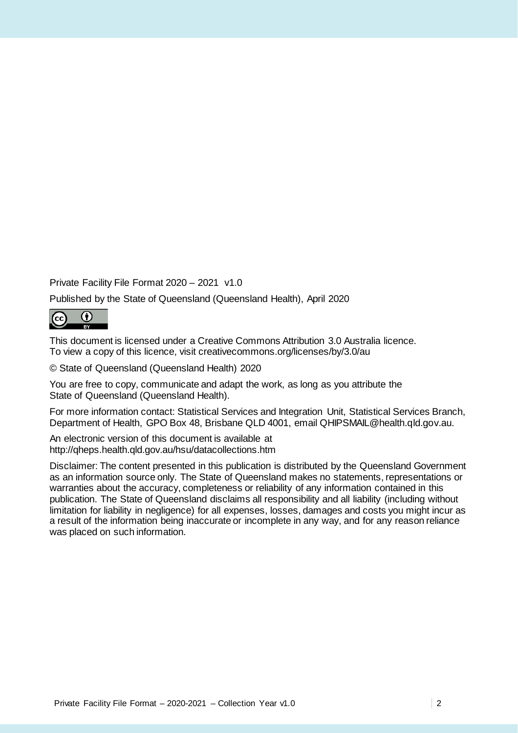Private Facility File Format 2020 – 2021 v1.0

Published by the State of Queensland (Queensland Health), April 2020

This document is licensed under a Creative Commons Attribution 3.0 Australia licence.
To view a copy of this licence, visit creativecommons.org/licenses/by/3.0/au

© State of Queensland (Queensland Health) 2020

You are free to copy, communicate and adapt the work, as long as you attribute the State of Queensland (Queensland Health).

For more information contact: Statistical Services and Integration Unit, Statistical Services Branch, Department of Health, GPO Box 48, Brisbane QLD 4001, email QHIPSMAIL@health.qld.gov.au.

An electronic version of this document is available at
http://qheps.health.qld.gov.au/hsu/datacollections.htm

Disclaimer: The content presented in this publication is distributed by the Queensland Government as an information source only. The State of Queensland makes no statements, representations or warranties about the accuracy, completeness or reliability of any information contained in this publication. The State of Queensland disclaims all responsibility and all liability (including without limitation for liability in negligence) for all expenses, losses, damages and costs you might incur as a result of the information being inaccurate or incomplete in any way, and for any reason reliance was placed on such information.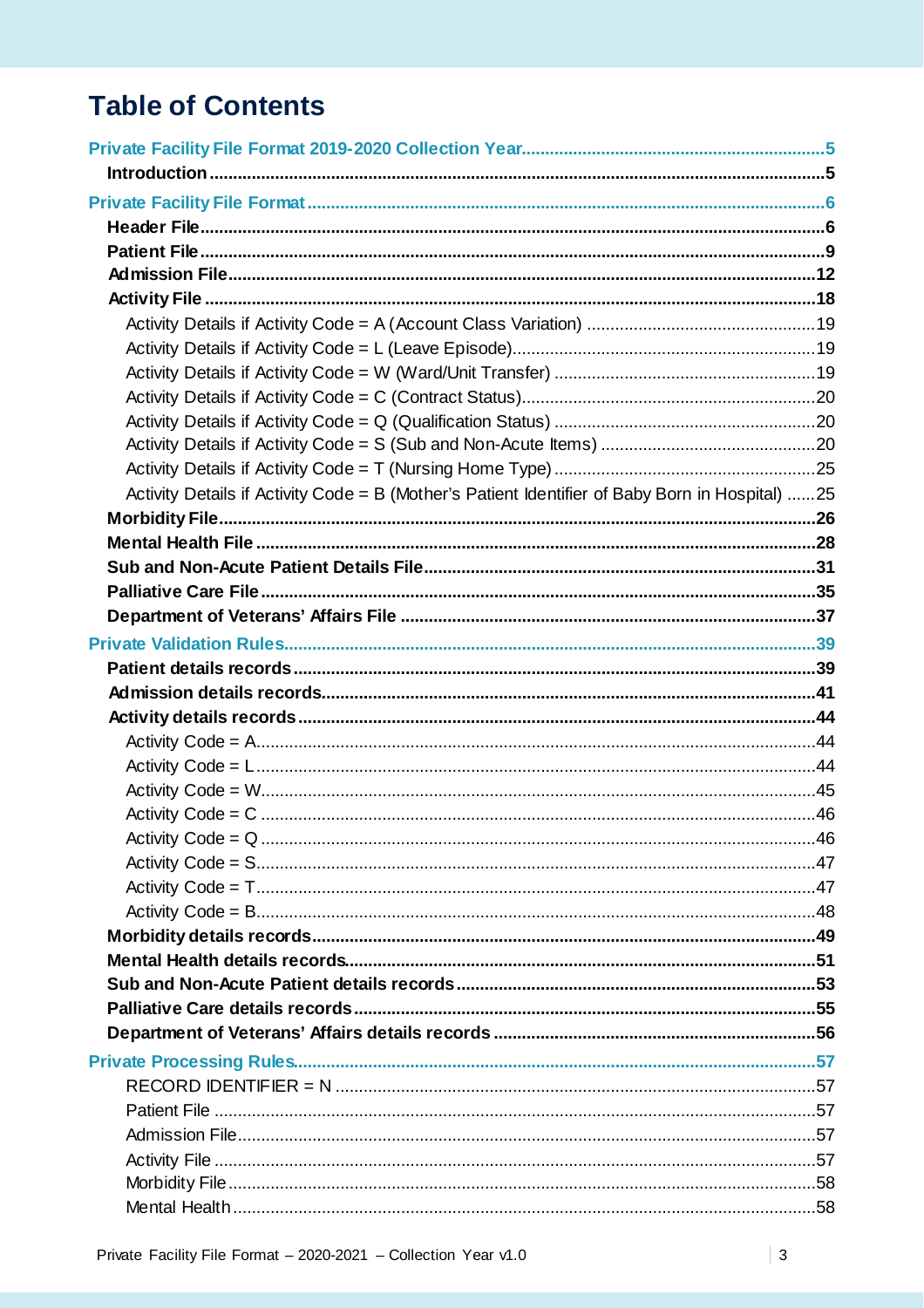# Table of Contents

[Private Facility File Format 2019-2020 Collection Year](#) ..... 5

- **Introduction** ..... 5

[Private Facility File Format](#) ..... 6

- **Header File** ..... 6
- **Patient File** ..... 9
- **Admission File** ..... 12
- **Activity File** ..... 18
  - Activity Details if Activity Code = A (Account Class Variation) ..... 19
  - Activity Details if Activity Code = L (Leave Episode) ..... 19
  - Activity Details if Activity Code = W (Ward/Unit Transfer) ..... 19
  - Activity Details if Activity Code = C (Contract Status) ..... 20
  - Activity Details if Activity Code = Q (Qualification Status) ..... 20
  - Activity Details if Activity Code = S (Sub and Non-Acute Items) ..... 20
  - Activity Details if Activity Code = T (Nursing Home Type) ..... 25
  - Activity Details if Activity Code = B (Mother's Patient Identifier of Baby Born in Hospital) ..... 25
- **Morbidity File** ..... 26
- **Mental Health File** ..... 28
- **Sub and Non-Acute Patient Details File** ..... 31
- **Palliative Care File** ..... 35
- **Department of Veterans' Affairs File** ..... 37

[Private Validation Rules](#) ..... 39

- **Patient details records** ..... 39
- **Admission details records** ..... 41
- **Activity details records** ..... 44
  - Activity Code = A ..... 44
  - Activity Code = L ..... 44
  - Activity Code = W ..... 45
  - Activity Code = C ..... 46
  - Activity Code = Q ..... 46
  - Activity Code = S ..... 47
  - Activity Code = T ..... 47
  - Activity Code = B ..... 48
- **Morbidity details records** ..... 49
- **Mental Health details records** ..... 51
- **Sub and Non-Acute Patient details records** ..... 53
- **Palliative Care details records** ..... 55
- **Department of Veterans' Affairs details records** ..... 56

[Private Processing Rules](#) ..... 57

- RECORD IDENTIFIER = N ..... 57
- Patient File ..... 57
- Admission File ..... 57
- Activity File ..... 57
- Morbidity File ..... 58
- Mental Health ..... 58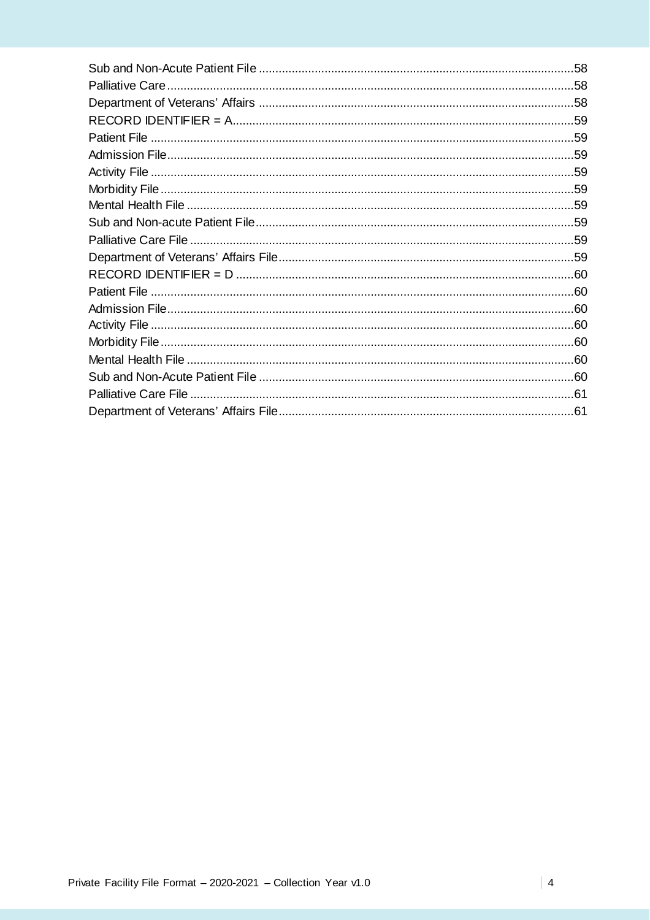Sub and Non-Acute Patient File ....................................................................................................58
Palliative Care ...............................................................................................................................58
Department of Veterans' Affairs ....................................................................................................58
RECORD IDENTIFIER = A ..........................................................................................................59
Patient File ....................................................................................................................................59
Admission File ...............................................................................................................................59
Activity File ....................................................................................................................................59
Morbidity File .................................................................................................................................59
Mental Health File .........................................................................................................................59
Sub and Non-acute Patient File .....................................................................................................59
Palliative Care File ........................................................................................................................59
Department of Veterans' Affairs File ..............................................................................................59
RECORD IDENTIFIER = D ..........................................................................................................60
Patient File ....................................................................................................................................60
Admission File ...............................................................................................................................60
Activity File ....................................................................................................................................60
Morbidity File .................................................................................................................................60
Mental Health File .........................................................................................................................60
Sub and Non-Acute Patient File ....................................................................................................60
Palliative Care File ........................................................................................................................61
Department of Veterans' Affairs File ..............................................................................................61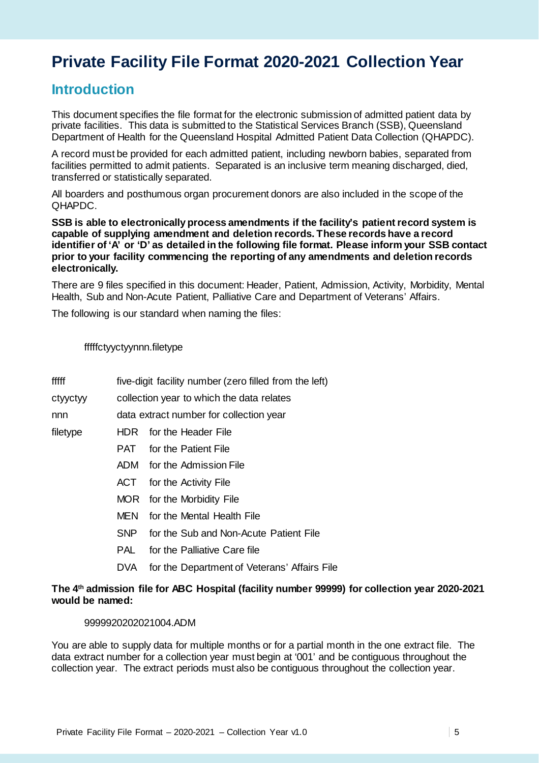# Private Facility File Format 2020-2021 Collection Year

## Introduction

This document specifies the file format for the electronic submission of admitted patient data by private facilities. This data is submitted to the Statistical Services Branch (SSB), Queensland Department of Health for the Queensland Hospital Admitted Patient Data Collection (QHAPDC).

A record must be provided for each admitted patient, including newborn babies, separated from facilities permitted to admit patients. Separated is an inclusive term meaning discharged, died, transferred or statistically separated.

All boarders and posthumous organ procurement donors are also included in the scope of the QHAPDC.

**SSB is able to electronically process amendments if the facility's patient record system is capable of supplying amendment and deletion records. These records have a record identifier of 'A' or 'D' as detailed in the following file format. Please inform your SSB contact prior to your facility commencing the reporting of any amendments and deletion records electronically.**

There are 9 files specified in this document: Header, Patient, Admission, Activity, Morbidity, Mental Health, Sub and Non-Acute Patient, Palliative Care and Department of Veterans' Affairs.

The following is our standard when naming the files:

fffffctyyctyynnn.filetype

| | |
|---|---|
| fffff | five-digit facility number (zero filled from the left) |
| ctyyctyy | collection year to which the data relates |
| nnn | data extract number for collection year |
| filetype | HDR for the Header File |
| | PAT for the Patient File |
| | ADM for the Admission File |
| | ACT for the Activity File |
| | MOR for the Morbidity File |
| | MEN for the Mental Health File |
| | SNP for the Sub and Non-Acute Patient File |
| | PAL for the Palliative Care file |
| | DVA for the Department of Veterans' Affairs File |

**The 4th admission file for ABC Hospital (facility number 99999) for collection year 2020-2021 would be named:**

9999920202021004.ADM

You are able to supply data for multiple months or for a partial month in the one extract file. The data extract number for a collection year must begin at '001' and be contiguous throughout the collection year. The extract periods must also be contiguous throughout the collection year.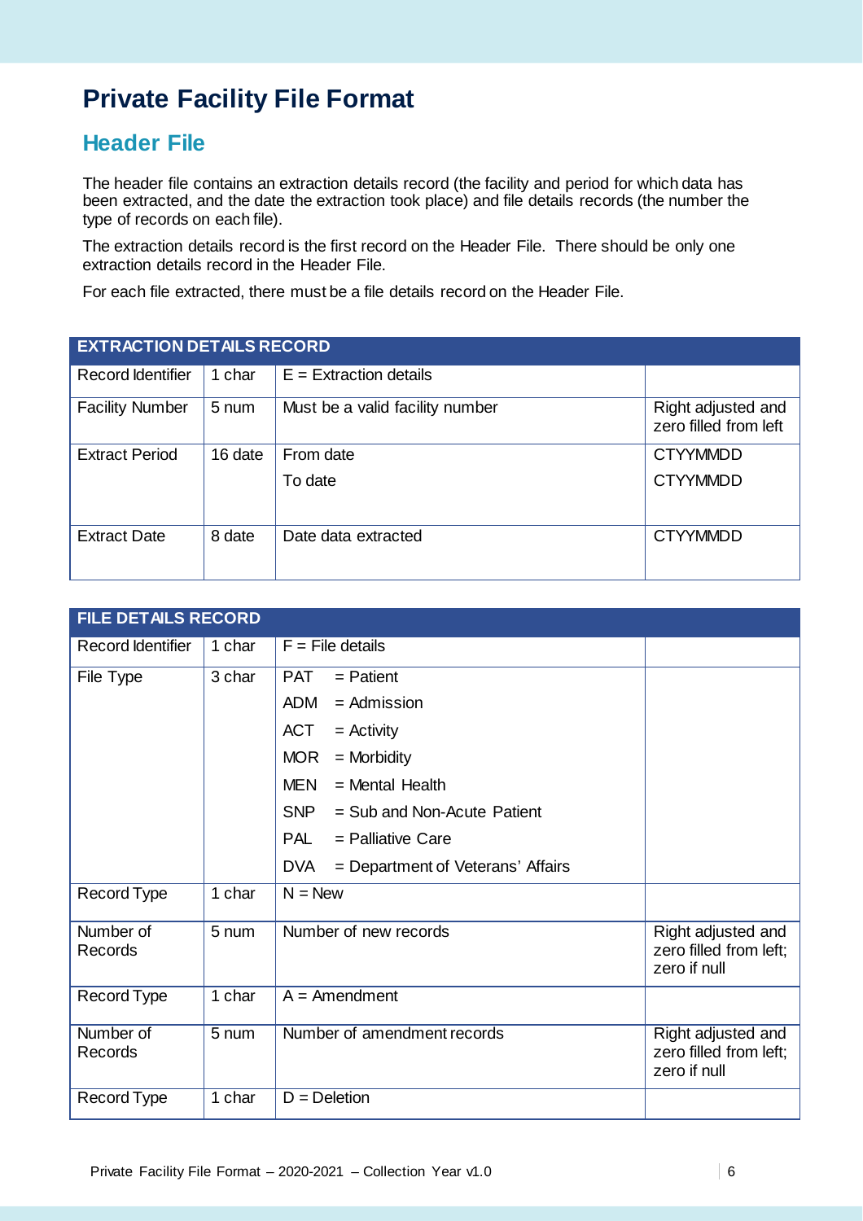# Private Facility File Format

## Header File

The header file contains an extraction details record (the facility and period for which data has been extracted, and the date the extraction took place) and file details records (the number the type of records on each file).

The extraction details record is the first record on the Header File. There should be only one extraction details record in the Header File.

For each file extracted, there must be a file details record on the Header File.

| EXTRACTION DETAILS RECORD | | | |
|---|---|---|---|
| Record Identifier | 1 char | E = Extraction details | |
| Facility Number | 5 num | Must be a valid facility number | Right adjusted and zero filled from left |
| Extract Period | 16 date | From date<br>To date | CTYYMMDD<br>CTYYMMDD |
| Extract Date | 8 date | Date data extracted | CTYYMMDD |

| FILE DETAILS RECORD | | | |
|---|---|---|---|
| Record Identifier | 1 char | F = File details | |
| File Type | 3 char | PAT = Patient<br>ADM = Admission<br>ACT = Activity<br>MOR = Morbidity<br>MEN = Mental Health<br>SNP = Sub and Non-Acute Patient<br>PAL = Palliative Care<br>DVA = Department of Veterans' Affairs | |
| Record Type | 1 char | N = New | |
| Number of Records | 5 num | Number of new records | Right adjusted and zero filled from left; zero if null |
| Record Type | 1 char | A = Amendment | |
| Number of Records | 5 num | Number of amendment records | Right adjusted and zero filled from left; zero if null |
| Record Type | 1 char | D = Deletion | |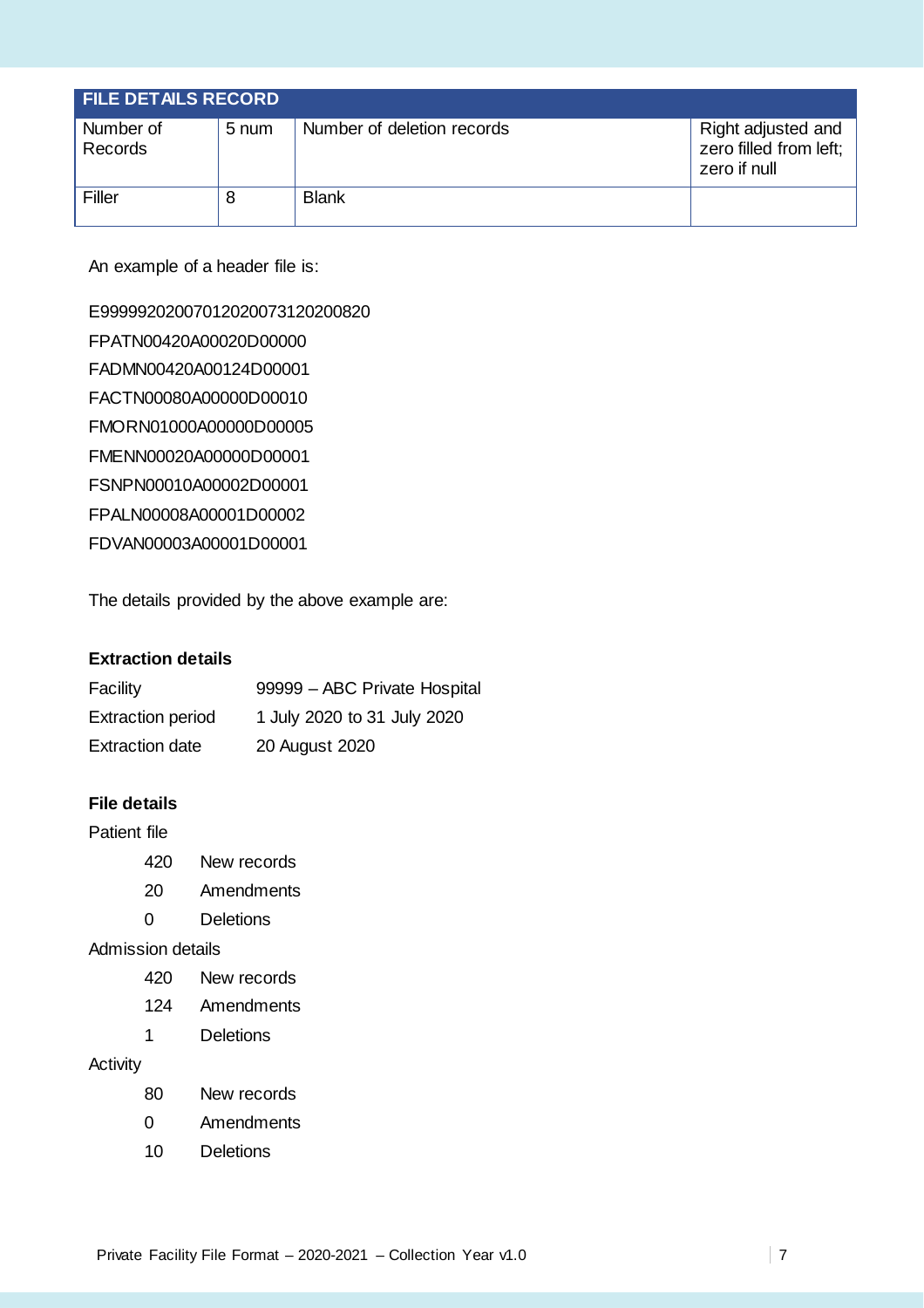| FILE DETAILS RECORD | | | |
|---|---|---|---|
| Number of Records | 5 num | Number of deletion records | Right adjusted and zero filled from left; zero if null |
| Filler | 8 | Blank | |

An example of a header file is:

```
E99999202007012020073120200820
FPATN00420A00020D00000
FADMN00420A00124D00001
FACTN00080A00000D00010
FMORN01000A00000D00005
FMENN00020A00000D00001
FSNPN00010A00002D00001
FPALN00008A00001D00002
FDVAN00003A00001D00001
```

The details provided by the above example are:

#### Extraction details

| | |
|---|---|
| Facility | 99999 – ABC Private Hospital |
| Extraction period | 1 July 2020 to 31 July 2020 |
| Extraction date | 20 August 2020 |

#### File details

Patient file

- 420 New records
- 20 Amendments
- 0 Deletions

Admission details

- 420 New records
- 124 Amendments
- 1 Deletions

Activity

- 80 New records
- 0 Amendments
- 10 Deletions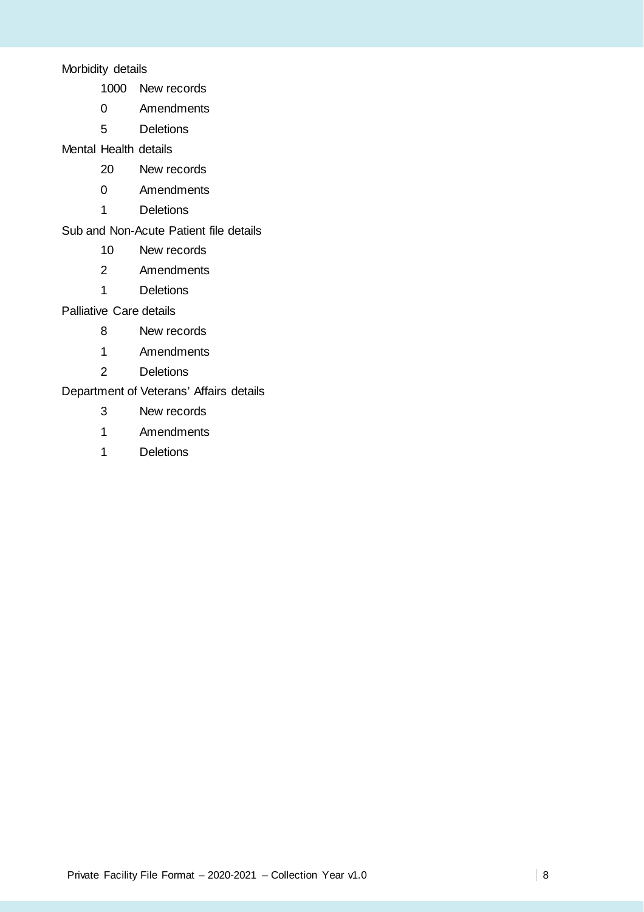Morbidity details

1000 New records

0 Amendments

5 Deletions

Mental Health details

20 New records

0 Amendments

1 Deletions

Sub and Non-Acute Patient file details

10 New records

2 Amendments

1 Deletions

Palliative Care details

8 New records

1 Amendments

2 Deletions

Department of Veterans' Affairs details

3 New records

1 Amendments

1 Deletions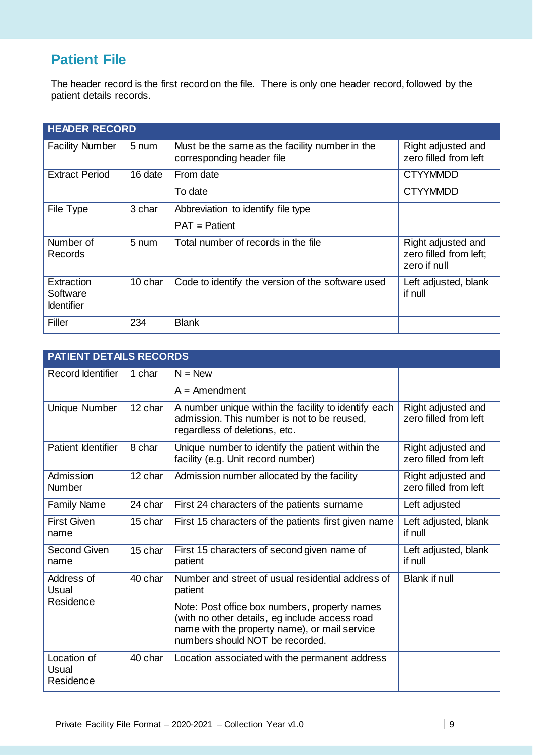## Patient File

The header record is the first record on the file. There is only one header record, followed by the patient details records.

| HEADER RECORD | | | |
|---|---|---|---|
| Facility Number | 5 num | Must be the same as the facility number in the corresponding header file | Right adjusted and zero filled from left |
| Extract Period | 16 date | From date<br>To date | CTYYMMDD<br>CTYYMMDD |
| File Type | 3 char | Abbreviation to identify file type<br>PAT = Patient | |
| Number of Records | 5 num | Total number of records in the file | Right adjusted and zero filled from left; zero if null |
| Extraction Software Identifier | 10 char | Code to identify the version of the software used | Left adjusted, blank if null |
| Filler | 234 | Blank | |

| PATIENT DETAILS RECORDS | | | |
|---|---|---|---|
| Record Identifier | 1 char | N = New<br>A = Amendment | |
| Unique Number | 12 char | A number unique within the facility to identify each admission. This number is not to be reused, regardless of deletions, etc. | Right adjusted and zero filled from left |
| Patient Identifier | 8 char | Unique number to identify the patient within the facility (e.g. Unit record number) | Right adjusted and zero filled from left |
| Admission Number | 12 char | Admission number allocated by the facility | Right adjusted and zero filled from left |
| Family Name | 24 char | First 24 characters of the patients surname | Left adjusted |
| First Given name | 15 char | First 15 characters of the patients first given name | Left adjusted, blank if null |
| Second Given name | 15 char | First 15 characters of second given name of patient | Left adjusted, blank if null |
| Address of Usual Residence | 40 char | Number and street of usual residential address of patient<br>Note: Post office box numbers, property names (with no other details, eg include access road name with the property name), or mail service numbers should NOT be recorded. | Blank if null |
| Location of Usual Residence | 40 char | Location associated with the permanent address | |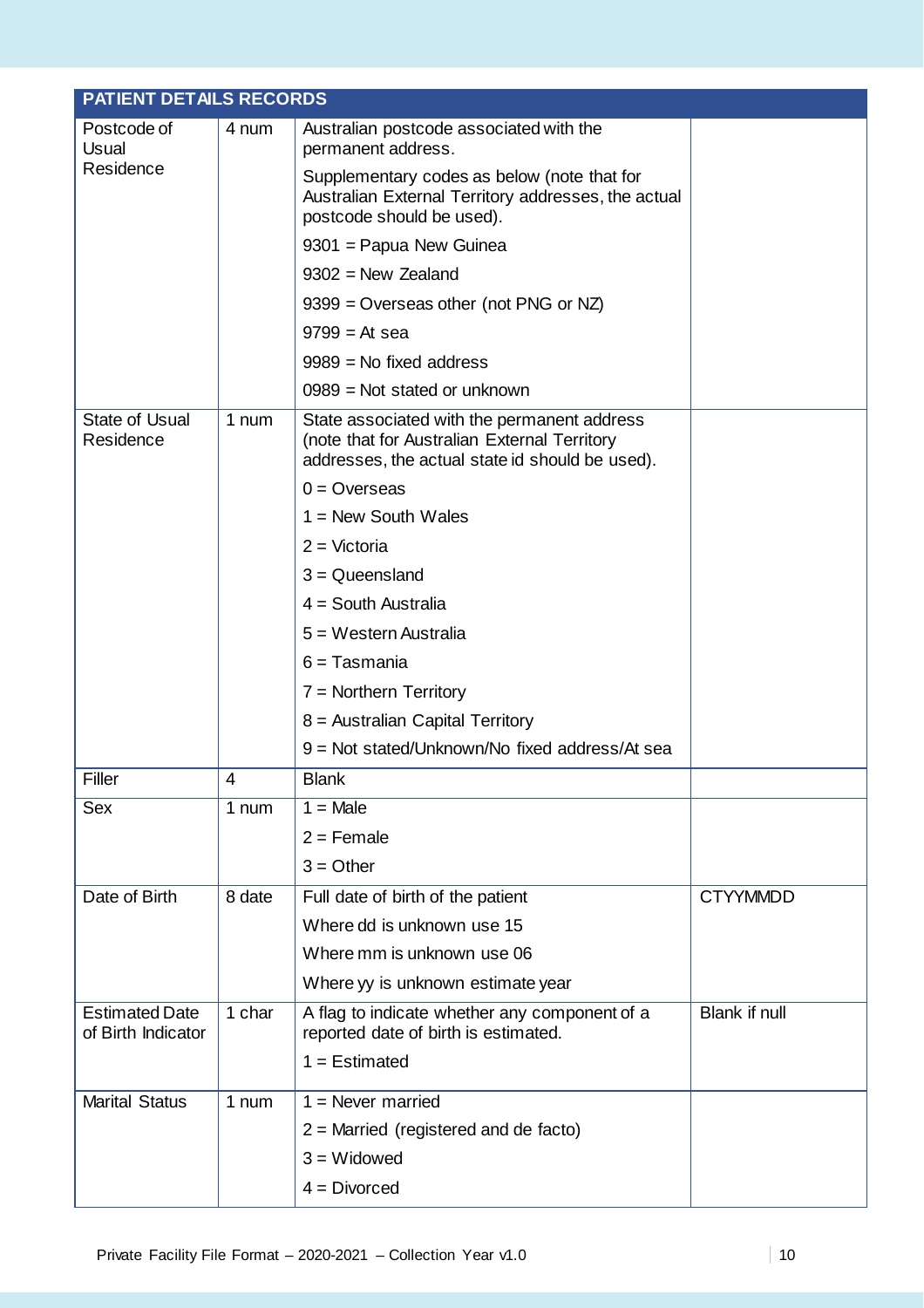| PATIENT DETAILS RECORDS | | | |
|---|---|---|---|
| Postcode of Usual Residence | 4 num | Australian postcode associated with the permanent address.<br>Supplementary codes as below (note that for Australian External Territory addresses, the actual postcode should be used).<br>9301 = Papua New Guinea<br>9302 = New Zealand<br>9399 = Overseas other (not PNG or NZ)<br>9799 = At sea<br>9989 = No fixed address<br>0989 = Not stated or unknown | |
| State of Usual Residence | 1 num | State associated with the permanent address (note that for Australian External Territory addresses, the actual state id should be used).<br>0 = Overseas<br>1 = New South Wales<br>2 = Victoria<br>3 = Queensland<br>4 = South Australia<br>5 = Western Australia<br>6 = Tasmania<br>7 = Northern Territory<br>8 = Australian Capital Territory<br>9 = Not stated/Unknown/No fixed address/At sea | |
| Filler | 4 | Blank | |
| Sex | 1 num | 1 = Male<br>2 = Female<br>3 = Other | |
| Date of Birth | 8 date | Full date of birth of the patient<br>Where dd is unknown use 15<br>Where mm is unknown use 06<br>Where yy is unknown estimate year | CTYYMMDD |
| Estimated Date of Birth Indicator | 1 char | A flag to indicate whether any component of a reported date of birth is estimated.<br>1 = Estimated | Blank if null |
| Marital Status | 1 num | 1 = Never married<br>2 = Married (registered and de facto)<br>3 = Widowed<br>4 = Divorced | |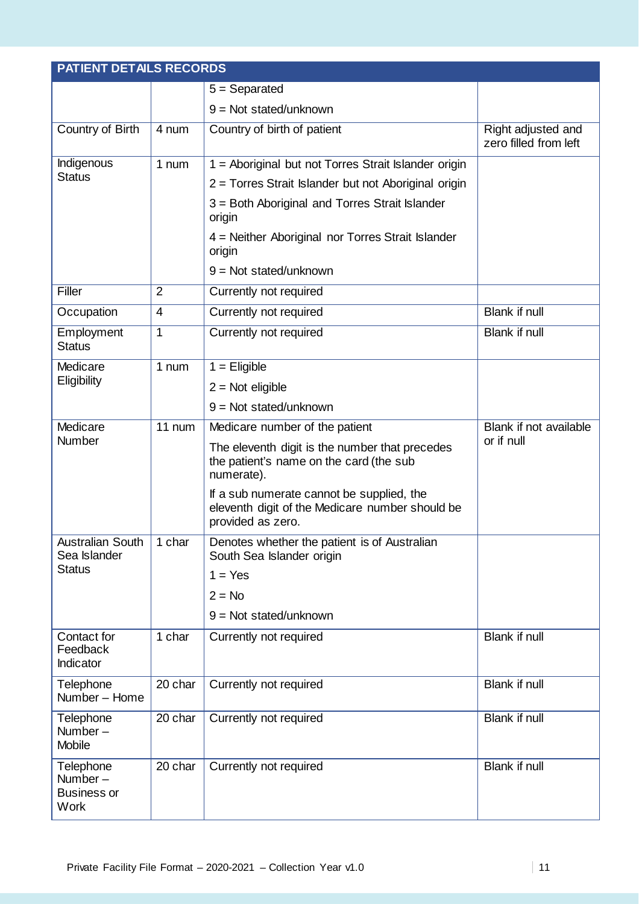| PATIENT DETAILS RECORDS | | | |
|---|---|---|---|
| | | 5 = Separated<br>9 = Not stated/unknown | |
| Country of Birth | 4 num | Country of birth of patient | Right adjusted and zero filled from left |
| Indigenous Status | 1 num | 1 = Aboriginal but not Torres Strait Islander origin<br>2 = Torres Strait Islander but not Aboriginal origin<br>3 = Both Aboriginal and Torres Strait Islander origin<br>4 = Neither Aboriginal nor Torres Strait Islander origin<br>9 = Not stated/unknown | |
| Filler | 2 | Currently not required | |
| Occupation | 4 | Currently not required | Blank if null |
| Employment Status | 1 | Currently not required | Blank if null |
| Medicare Eligibility | 1 num | 1 = Eligible<br>2 = Not eligible<br>9 = Not stated/unknown | |
| Medicare Number | 11 num | Medicare number of the patient<br>The eleventh digit is the number that precedes the patient's name on the card (the sub numerate).<br>If a sub numerate cannot be supplied, the eleventh digit of the Medicare number should be provided as zero. | Blank if not available or if null |
| Australian South Sea Islander Status | 1 char | Denotes whether the patient is of Australian South Sea Islander origin<br>1 = Yes<br>2 = No<br>9 = Not stated/unknown | |
| Contact for Feedback Indicator | 1 char | Currently not required | Blank if null |
| Telephone Number – Home | 20 char | Currently not required | Blank if null |
| Telephone Number – Mobile | 20 char | Currently not required | Blank if null |
| Telephone Number – Business or Work | 20 char | Currently not required | Blank if null |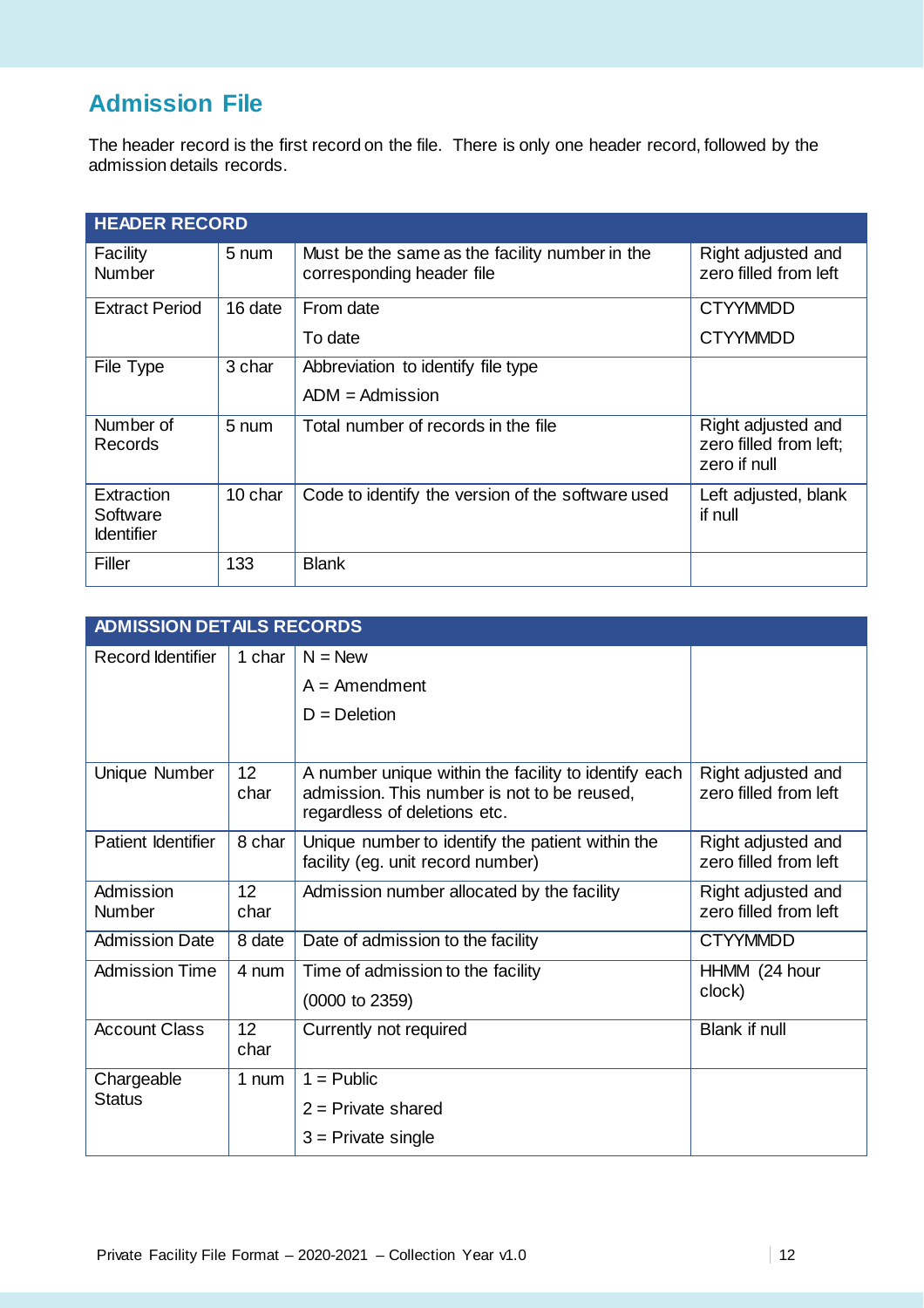## Admission File

The header record is the first record on the file. There is only one header record, followed by the admission details records.

| HEADER RECORD | | | |
|---|---|---|---|
| Facility Number | 5 num | Must be the same as the facility number in the corresponding header file | Right adjusted and zero filled from left |
| Extract Period | 16 date | From date<br>To date | CTYYMMDD<br>CTYYMMDD |
| File Type | 3 char | Abbreviation to identify file type<br>ADM = Admission | |
| Number of Records | 5 num | Total number of records in the file | Right adjusted and zero filled from left; zero if null |
| Extraction Software Identifier | 10 char | Code to identify the version of the software used | Left adjusted, blank if null |
| Filler | 133 | Blank | |

| ADMISSION DETAILS RECORDS | | | |
|---|---|---|---|
| Record Identifier | 1 char | N = New<br>A = Amendment<br>D = Deletion | |
| Unique Number | 12 char | A number unique within the facility to identify each admission. This number is not to be reused, regardless of deletions etc. | Right adjusted and zero filled from left |
| Patient Identifier | 8 char | Unique number to identify the patient within the facility (eg. unit record number) | Right adjusted and zero filled from left |
| Admission Number | 12 char | Admission number allocated by the facility | Right adjusted and zero filled from left |
| Admission Date | 8 date | Date of admission to the facility | CTYYMMDD |
| Admission Time | 4 num | Time of admission to the facility<br>(0000 to 2359) | HHMM (24 hour clock) |
| Account Class | 12 char | Currently not required | Blank if null |
| Chargeable Status | 1 num | 1 = Public<br>2 = Private shared<br>3 = Private single | |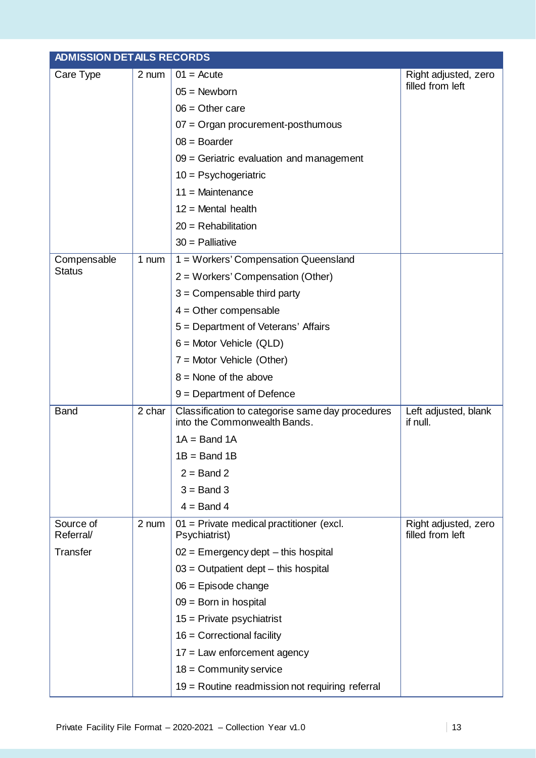| ADMISSION DETAILS RECORDS | | | |
|---|---|---|---|
| Care Type | 2 num | 01 = Acute<br>05 = Newborn<br>06 = Other care<br>07 = Organ procurement-posthumous<br>08 = Boarder<br>09 = Geriatric evaluation and management<br>10 = Psychogeriatric<br>11 = Maintenance<br>12 = Mental health<br>20 = Rehabilitation<br>30 = Palliative | Right adjusted, zero filled from left |
| Compensable Status | 1 num | 1 = Workers' Compensation Queensland<br>2 = Workers' Compensation (Other)<br>3 = Compensable third party<br>4 = Other compensable<br>5 = Department of Veterans' Affairs<br>6 = Motor Vehicle (QLD)<br>7 = Motor Vehicle (Other)<br>8 = None of the above<br>9 = Department of Defence | |
| Band | 2 char | Classification to categorise same day procedures into the Commonwealth Bands.<br>1A = Band 1A<br>1B = Band 1B<br>2 = Band 2<br>3 = Band 3<br>4 = Band 4 | Left adjusted, blank if null. |
| Source of Referral/ Transfer | 2 num | 01 = Private medical practitioner (excl. Psychiatrist)<br>02 = Emergency dept – this hospital<br>03 = Outpatient dept – this hospital<br>06 = Episode change<br>09 = Born in hospital<br>15 = Private psychiatrist<br>16 = Correctional facility<br>17 = Law enforcement agency<br>18 = Community service<br>19 = Routine readmission not requiring referral | Right adjusted, zero filled from left |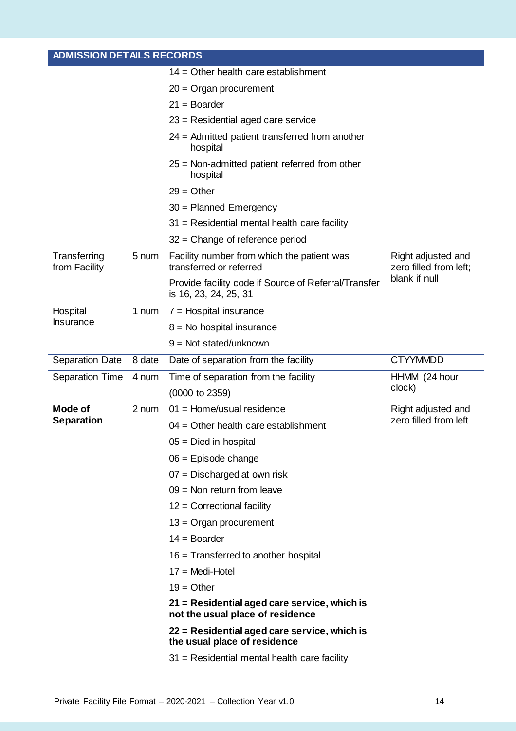| ADMISSION DETAILS RECORDS | | | |
|---|---|---|---|
| | | 14 = Other health care establishment<br>20 = Organ procurement<br>21 = Boarder<br>23 = Residential aged care service<br>24 = Admitted patient transferred from another hospital<br>25 = Non-admitted patient referred from other hospital<br>29 = Other<br>30 = Planned Emergency<br>31 = Residential mental health care facility<br>32 = Change of reference period | |
| Transferring from Facility | 5 num | Facility number from which the patient was transferred or referred<br>Provide facility code if Source of Referral/Transfer is 16, 23, 24, 25, 31 | Right adjusted and zero filled from left; blank if null |
| Hospital Insurance | 1 num | 7 = Hospital insurance<br>8 = No hospital insurance<br>9 = Not stated/unknown | |
| Separation Date | 8 date | Date of separation from the facility | CTYYMMDD |
| Separation Time | 4 num | Time of separation from the facility<br>(0000 to 2359) | HHMM (24 hour clock) |
| **Mode of Separation** | 2 num | 01 = Home/usual residence<br>04 = Other health care establishment<br>05 = Died in hospital<br>06 = Episode change<br>07 = Discharged at own risk<br>09 = Non return from leave<br>12 = Correctional facility<br>13 = Organ procurement<br>14 = Boarder<br>16 = Transferred to another hospital<br>17 = Medi-Hotel<br>19 = Other<br>**21 = Residential aged care service, which is not the usual place of residence**<br>**22 = Residential aged care service, which is the usual place of residence**<br>31 = Residential mental health care facility | Right adjusted and zero filled from left |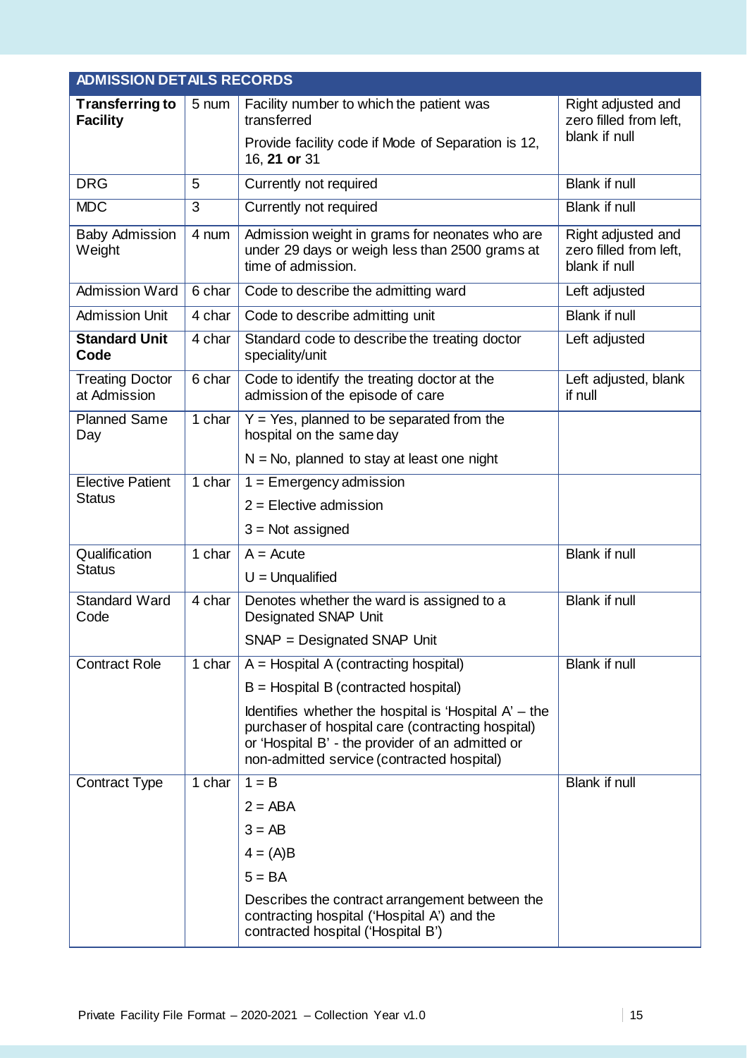| ADMISSION DETAILS RECORDS | | | |
|---|---|---|---|
| **Transferring to Facility** | 5 num | Facility number to which the patient was transferred<br><br>Provide facility code if Mode of Separation is 12, 16, **21 or** 31 | Right adjusted and zero filled from left, blank if null |
| DRG | 5 | Currently not required | Blank if null |
| MDC | 3 | Currently not required | Blank if null |
| Baby Admission Weight | 4 num | Admission weight in grams for neonates who are under 29 days or weigh less than 2500 grams at time of admission. | Right adjusted and zero filled from left, blank if null |
| Admission Ward | 6 char | Code to describe the admitting ward | Left adjusted |
| Admission Unit | 4 char | Code to describe admitting unit | Blank if null |
| **Standard Unit Code** | 4 char | Standard code to describe the treating doctor speciality/unit | Left adjusted |
| Treating Doctor at Admission | 6 char | Code to identify the treating doctor at the admission of the episode of care | Left adjusted, blank if null |
| Planned Same Day | 1 char | Y = Yes, planned to be separated from the hospital on the same day<br><br>N = No, planned to stay at least one night | |
| Elective Patient Status | 1 char | 1 = Emergency admission<br><br>2 = Elective admission<br><br>3 = Not assigned | |
| Qualification Status | 1 char | A = Acute<br><br>U = Unqualified | Blank if null |
| Standard Ward Code | 4 char | Denotes whether the ward is assigned to a Designated SNAP Unit<br><br>SNAP = Designated SNAP Unit | Blank if null |
| Contract Role | 1 char | A = Hospital A (contracting hospital)<br><br>B = Hospital B (contracted hospital)<br><br>Identifies whether the hospital is 'Hospital A' – the purchaser of hospital care (contracting hospital) or 'Hospital B' - the provider of an admitted or non-admitted service (contracted hospital) | Blank if null |
| Contract Type | 1 char | 1 = B<br><br>2 = ABA<br><br>3 = AB<br><br>4 = (A)B<br><br>5 = BA<br><br>Describes the contract arrangement between the contracting hospital ('Hospital A') and the contracted hospital ('Hospital B') | Blank if null |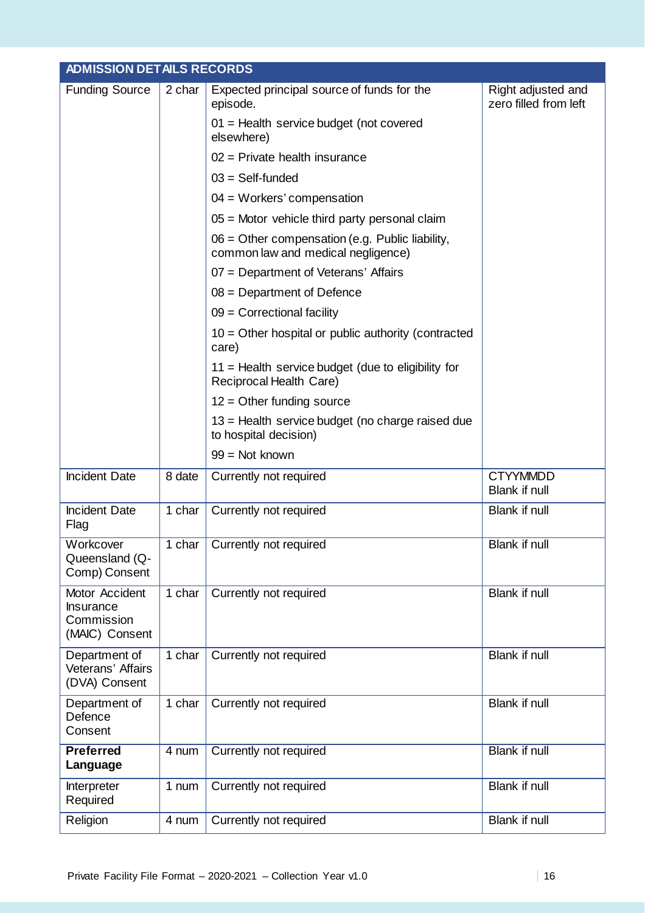| ADMISSION DETAILS RECORDS | | | |
|---|---|---|---|
| Funding Source | 2 char | Expected principal source of funds for the episode.<br>01 = Health service budget (not covered elsewhere)<br>02 = Private health insurance<br>03 = Self-funded<br>04 = Workers' compensation<br>05 = Motor vehicle third party personal claim<br>06 = Other compensation (e.g. Public liability, common law and medical negligence)<br>07 = Department of Veterans' Affairs<br>08 = Department of Defence<br>09 = Correctional facility<br>10 = Other hospital or public authority (contracted care)<br>11 = Health service budget (due to eligibility for Reciprocal Health Care)<br>12 = Other funding source<br>13 = Health service budget (no charge raised due to hospital decision)<br>99 = Not known | Right adjusted and zero filled from left |
| Incident Date | 8 date | Currently not required | CTYYMMDD<br>Blank if null |
| Incident Date Flag | 1 char | Currently not required | Blank if null |
| Workcover Queensland (Q-Comp) Consent | 1 char | Currently not required | Blank if null |
| Motor Accident Insurance Commission (MAIC) Consent | 1 char | Currently not required | Blank if null |
| Department of Veterans' Affairs (DVA) Consent | 1 char | Currently not required | Blank if null |
| Department of Defence Consent | 1 char | Currently not required | Blank if null |
| **Preferred Language** | 4 num | Currently not required | Blank if null |
| Interpreter Required | 1 num | Currently not required | Blank if null |
| Religion | 4 num | Currently not required | Blank if null |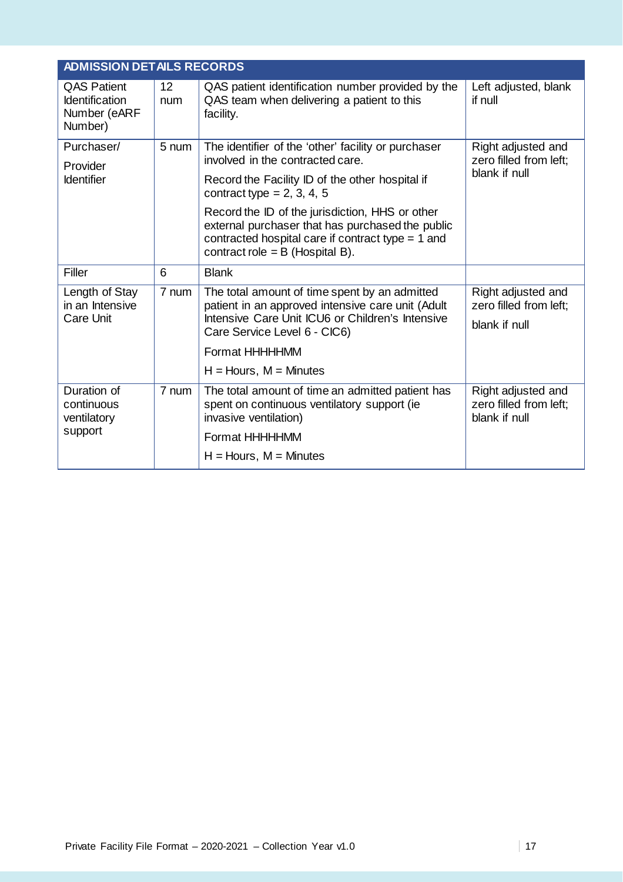| ADMISSION DETAILS RECORDS | | | |
|---|---|---|---|
| QAS Patient Identification Number (eARF Number) | 12 num | QAS patient identification number provided by the QAS team when delivering a patient to this facility. | Left adjusted, blank if null |
| Purchaser/ Provider Identifier | 5 num | The identifier of the 'other' facility or purchaser involved in the contracted care.<br>Record the Facility ID of the other hospital if contract type = 2, 3, 4, 5<br>Record the ID of the jurisdiction, HHS or other external purchaser that has purchased the public contracted hospital care if contract type = 1 and contract role = B (Hospital B). | Right adjusted and zero filled from left; blank if null |
| Filler | 6 | Blank | |
| Length of Stay in an Intensive Care Unit | 7 num | The total amount of time spent by an admitted patient in an approved intensive care unit (Adult Intensive Care Unit ICU6 or Children's Intensive Care Service Level 6 - CIC6)<br>Format HHHHHMM<br>H = Hours, M = Minutes | Right adjusted and zero filled from left;<br>blank if null |
| Duration of continuous ventilatory support | 7 num | The total amount of time an admitted patient has spent on continuous ventilatory support (ie invasive ventilation)<br>Format HHHHHMM<br>H = Hours, M = Minutes | Right adjusted and zero filled from left; blank if null |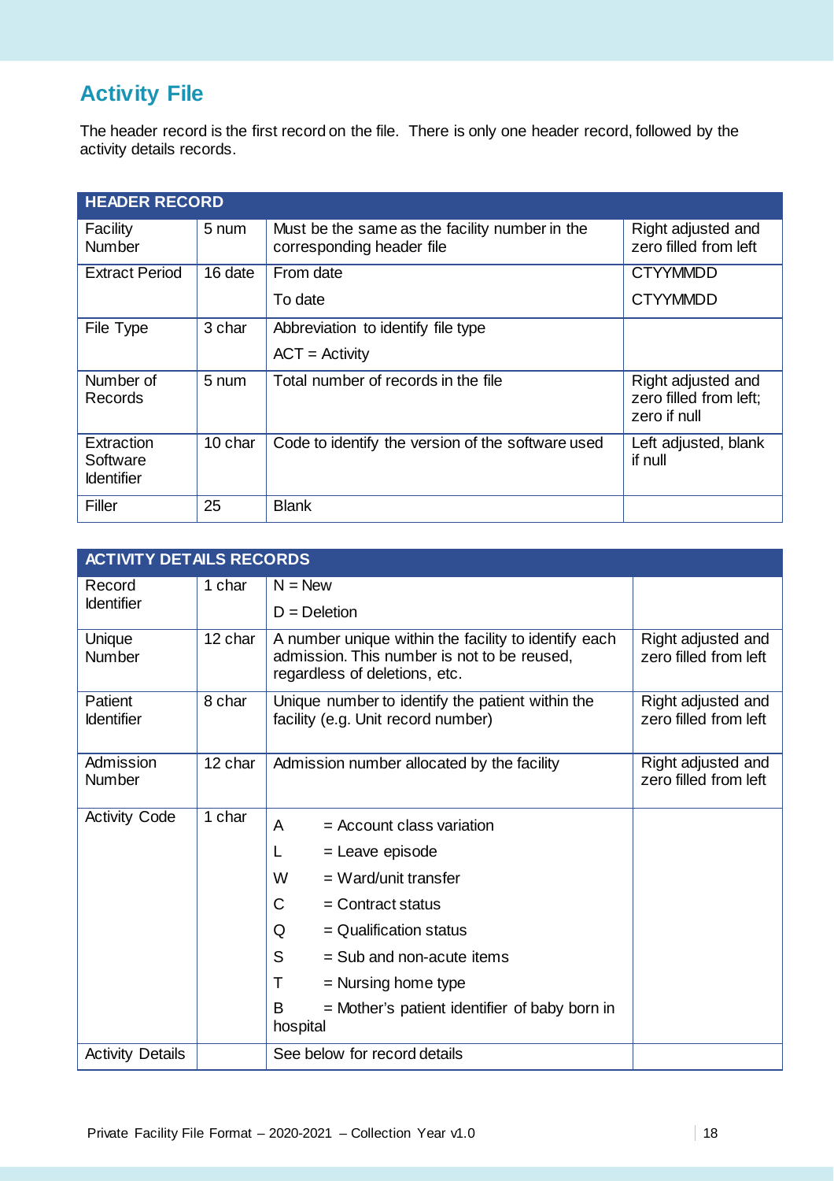## Activity File

The header record is the first record on the file. There is only one header record, followed by the activity details records.

| HEADER RECORD | | | |
|---|---|---|---|
| Facility Number | 5 num | Must be the same as the facility number in the corresponding header file | Right adjusted and zero filled from left |
| Extract Period | 16 date | From date<br>To date | CTYYMMDD<br>CTYYMMDD |
| File Type | 3 char | Abbreviation to identify file type<br>ACT = Activity | |
| Number of Records | 5 num | Total number of records in the file | Right adjusted and zero filled from left; zero if null |
| Extraction Software Identifier | 10 char | Code to identify the version of the software used | Left adjusted, blank if null |
| Filler | 25 | Blank | |

| ACTIVITY DETAILS RECORDS | | | |
|---|---|---|---|
| Record Identifier | 1 char | N = New<br>D = Deletion | |
| Unique Number | 12 char | A number unique within the facility to identify each admission. This number is not to be reused, regardless of deletions, etc. | Right adjusted and zero filled from left |
| Patient Identifier | 8 char | Unique number to identify the patient within the facility (e.g. Unit record number) | Right adjusted and zero filled from left |
| Admission Number | 12 char | Admission number allocated by the facility | Right adjusted and zero filled from left |
| Activity Code | 1 char | A = Account class variation<br>L = Leave episode<br>W = Ward/unit transfer<br>C = Contract status<br>Q = Qualification status<br>S = Sub and non-acute items<br>T = Nursing home type<br>B = Mother's patient identifier of baby born in hospital | |
| Activity Details | | See below for record details | |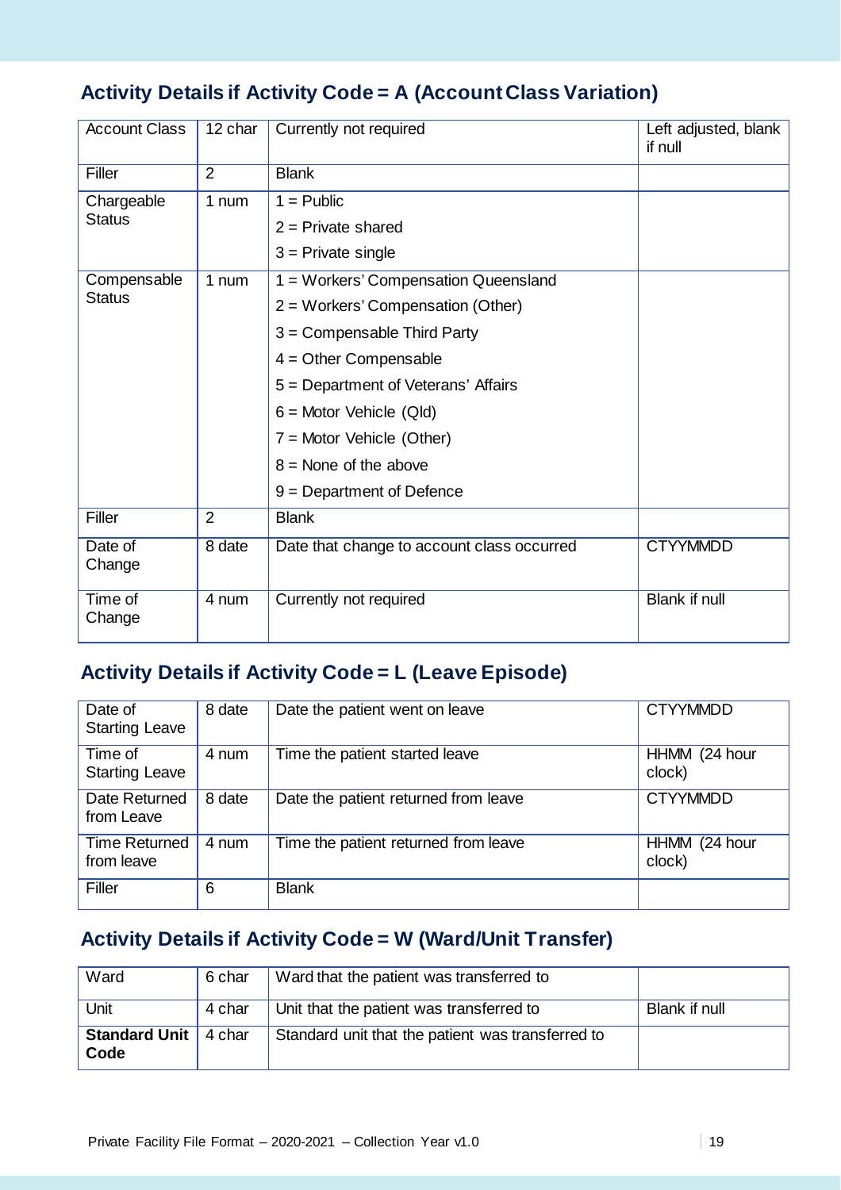## Activity Details if Activity Code = A (Account Class Variation)

| | | | |
|---|---|---|---|
| Account Class | 12 char | Currently not required | Left adjusted, blank if null |
| Filler | 2 | Blank | |
| Chargeable Status | 1 num | 1 = Public<br>2 = Private shared<br>3 = Private single | |
| Compensable Status | 1 num | 1 = Workers' Compensation Queensland<br>2 = Workers' Compensation (Other)<br>3 = Compensable Third Party<br>4 = Other Compensable<br>5 = Department of Veterans' Affairs<br>6 = Motor Vehicle (Qld)<br>7 = Motor Vehicle (Other)<br>8 = None of the above<br>9 = Department of Defence | |
| Filler | 2 | Blank | |
| Date of Change | 8 date | Date that change to account class occurred | CTYYMMDD |
| Time of Change | 4 num | Currently not required | Blank if null |

## Activity Details if Activity Code = L (Leave Episode)

| | | | |
|---|---|---|---|
| Date of Starting Leave | 8 date | Date the patient went on leave | CTYYMMDD |
| Time of Starting Leave | 4 num | Time the patient started leave | HHMM (24 hour clock) |
| Date Returned from Leave | 8 date | Date the patient returned from leave | CTYYMMDD |
| Time Returned from leave | 4 num | Time the patient returned from leave | HHMM (24 hour clock) |
| Filler | 6 | Blank | |

## Activity Details if Activity Code = W (Ward/Unit Transfer)

| | | | |
|---|---|---|---|
| Ward | 6 char | Ward that the patient was transferred to | |
| Unit | 4 char | Unit that the patient was transferred to | Blank if null |
| **Standard Unit Code** | 4 char | Standard unit that the patient was transferred to | |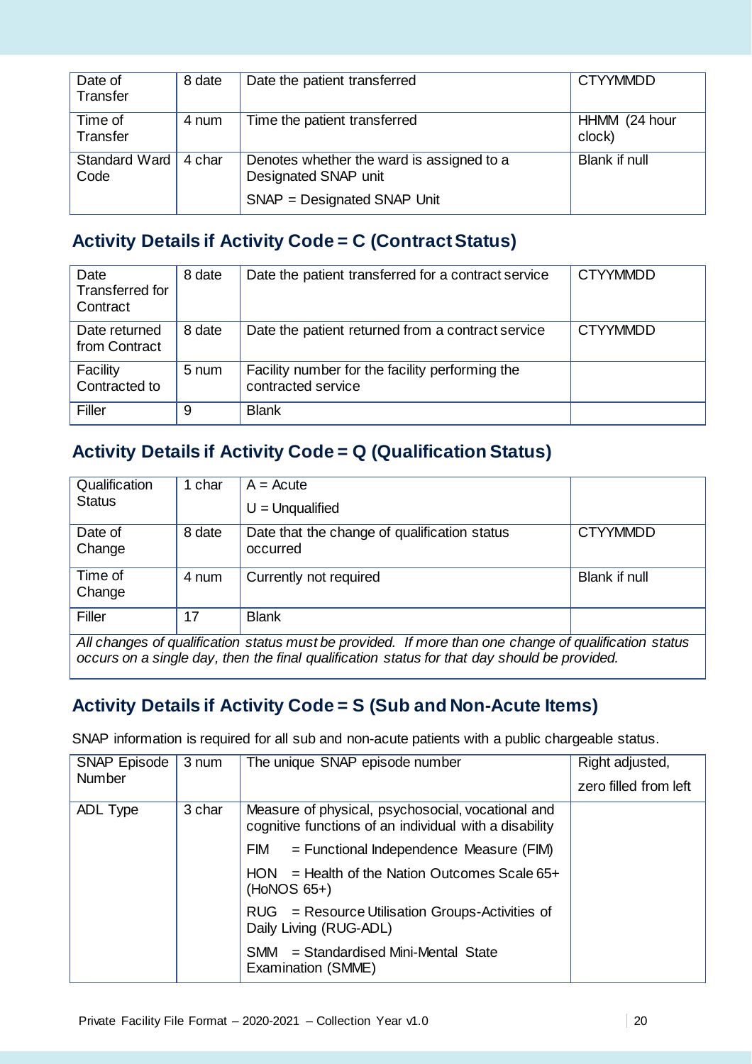| Date of Transfer | 8 date | Date the patient transferred | CTYYMMDD |
|---|---|---|---|
| Time of Transfer | 4 num | Time the patient transferred | HHMM (24 hour clock) |
| Standard Ward Code | 4 char | Denotes whether the ward is assigned to a Designated SNAP unit<br>SNAP = Designated SNAP Unit | Blank if null |

## Activity Details if Activity Code = C (Contract Status)

| Date Transferred for Contract | 8 date | Date the patient transferred for a contract service | CTYYMMDD |
|---|---|---|---|
| Date returned from Contract | 8 date | Date the patient returned from a contract service | CTYYMMDD |
| Facility Contracted to | 5 num | Facility number for the facility performing the contracted service | |
| Filler | 9 | Blank | |

## Activity Details if Activity Code = Q (Qualification Status)

| Qualification Status | 1 char | A = Acute<br>U = Unqualified | |
|---|---|---|---|
| Date of Change | 8 date | Date that the change of qualification status occurred | CTYYMMDD |
| Time of Change | 4 num | Currently not required | Blank if null |
| Filler | 17 | Blank | |
| *All changes of qualification status must be provided. If more than one change of qualification status occurs on a single day, then the final qualification status for that day should be provided.* | | | |

## Activity Details if Activity Code = S (Sub and Non-Acute Items)

SNAP information is required for all sub and non-acute patients with a public chargeable status.

| SNAP Episode Number | 3 num | The unique SNAP episode number | Right adjusted,<br>zero filled from left |
|---|---|---|---|
| ADL Type | 3 char | Measure of physical, psychosocial, vocational and cognitive functions of an individual with a disability<br>FIM = Functional Independence Measure (FIM)<br>HON = Health of the Nation Outcomes Scale 65+ (HoNOS 65+)<br>RUG = Resource Utilisation Groups-Activities of Daily Living (RUG-ADL)<br>SMM = Standardised Mini-Mental State Examination (SMME) | |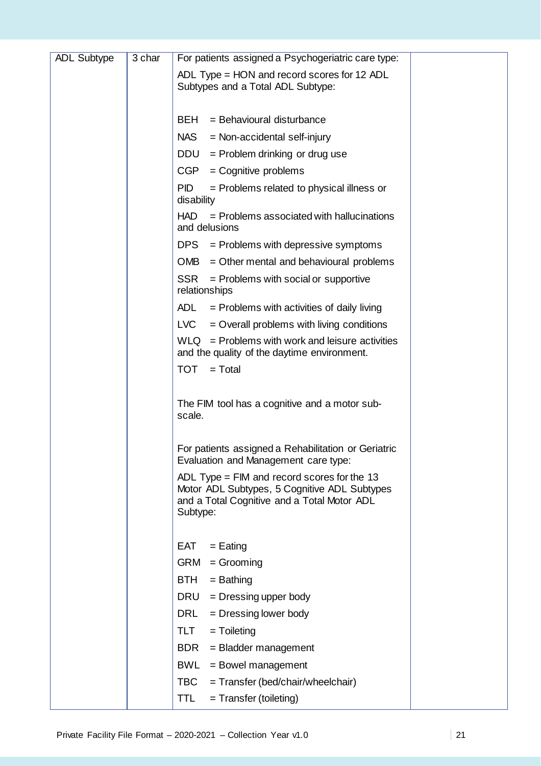| ADL Subtype | 3 char | For patients assigned a Psychogeriatric care type:<br><br>ADL Type = HON and record scores for 12 ADL Subtypes and a Total ADL Subtype:<br><br>BEH = Behavioural disturbance<br>NAS = Non-accidental self-injury<br>DDU = Problem drinking or drug use<br>CGP = Cognitive problems<br>PID = Problems related to physical illness or disability<br>HAD = Problems associated with hallucinations and delusions<br>DPS = Problems with depressive symptoms<br>OMB = Other mental and behavioural problems<br>SSR = Problems with social or supportive relationships<br>ADL = Problems with activities of daily living<br>LVC = Overall problems with living conditions<br>WLQ = Problems with work and leisure activities and the quality of the daytime environment.<br>TOT = Total<br><br>The FIM tool has a cognitive and a motor sub-scale.<br><br>For patients assigned a Rehabilitation or Geriatric Evaluation and Management care type:<br><br>ADL Type = FIM and record scores for the 13 Motor ADL Subtypes, 5 Cognitive ADL Subtypes and a Total Cognitive and a Total Motor ADL Subtype:<br><br>EAT = Eating<br>GRM = Grooming<br>BTH = Bathing<br>DRU = Dressing upper body<br>DRL = Dressing lower body<br>TLT = Toileting<br>BDR = Bladder management<br>BWL = Bowel management<br>TBC = Transfer (bed/chair/wheelchair)<br>TTL = Transfer (toileting) | |
|---|---|---|---|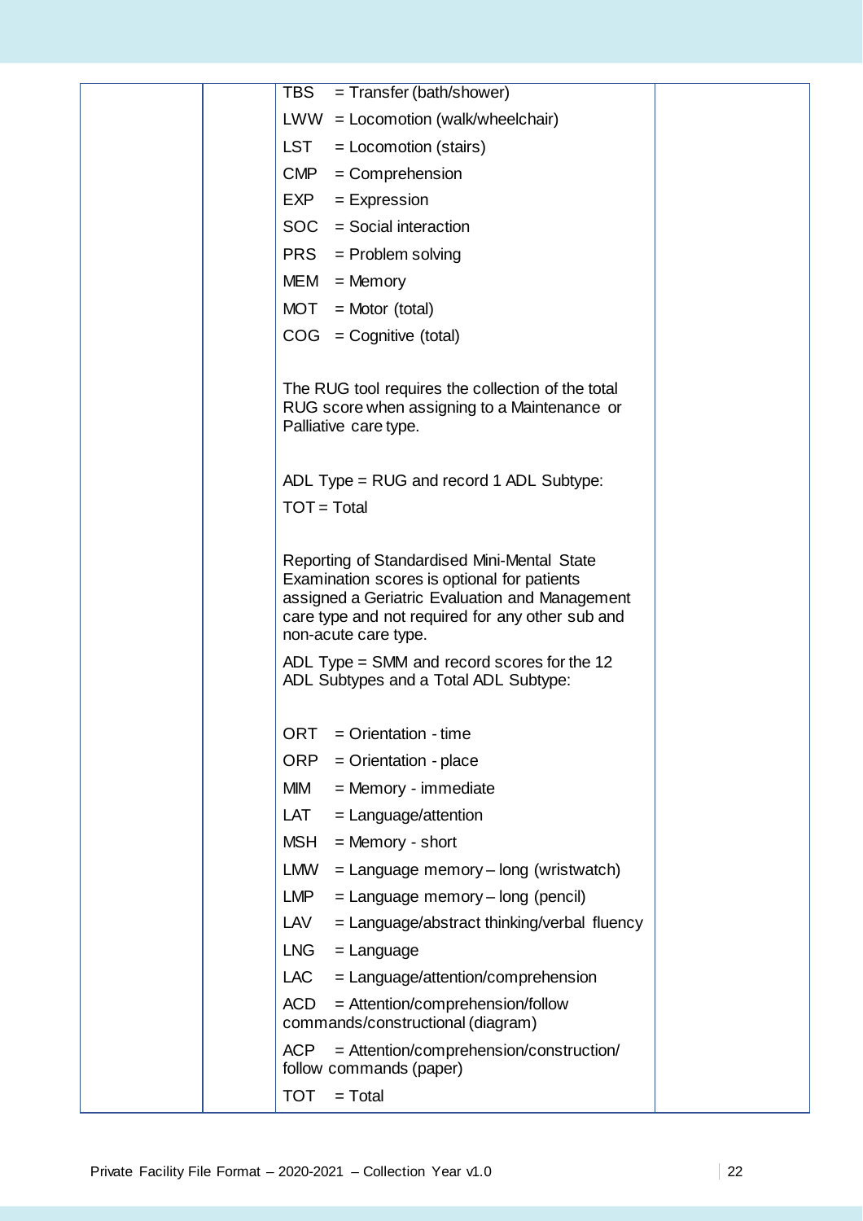| | | TBS = Transfer (bath/shower)<br>LWW = Locomotion (walk/wheelchair)<br>LST = Locomotion (stairs)<br>CMP = Comprehension<br>EXP = Expression<br>SOC = Social interaction<br>PRS = Problem solving<br>MEM = Memory<br>MOT = Motor (total)<br>COG = Cognitive (total)<br><br>The RUG tool requires the collection of the total RUG score when assigning to a Maintenance or Palliative care type.<br><br>ADL Type = RUG and record 1 ADL Subtype:<br>TOT = Total<br><br>Reporting of Standardised Mini-Mental State Examination scores is optional for patients assigned a Geriatric Evaluation and Management care type and not required for any other sub and non-acute care type.<br><br>ADL Type = SMM and record scores for the 12 ADL Subtypes and a Total ADL Subtype:<br><br>ORT = Orientation - time<br>ORP = Orientation - place<br>MIM = Memory - immediate<br>LAT = Language/attention<br>MSH = Memory - short<br>LMW = Language memory – long (wristwatch)<br>LMP = Language memory – long (pencil)<br>LAV = Language/abstract thinking/verbal fluency<br>LNG = Language<br>LAC = Language/attention/comprehension<br>ACD = Attention/comprehension/follow commands/constructional (diagram)<br>ACP = Attention/comprehension/construction/ follow commands (paper)<br>TOT = Total | |
|---|---|---|---|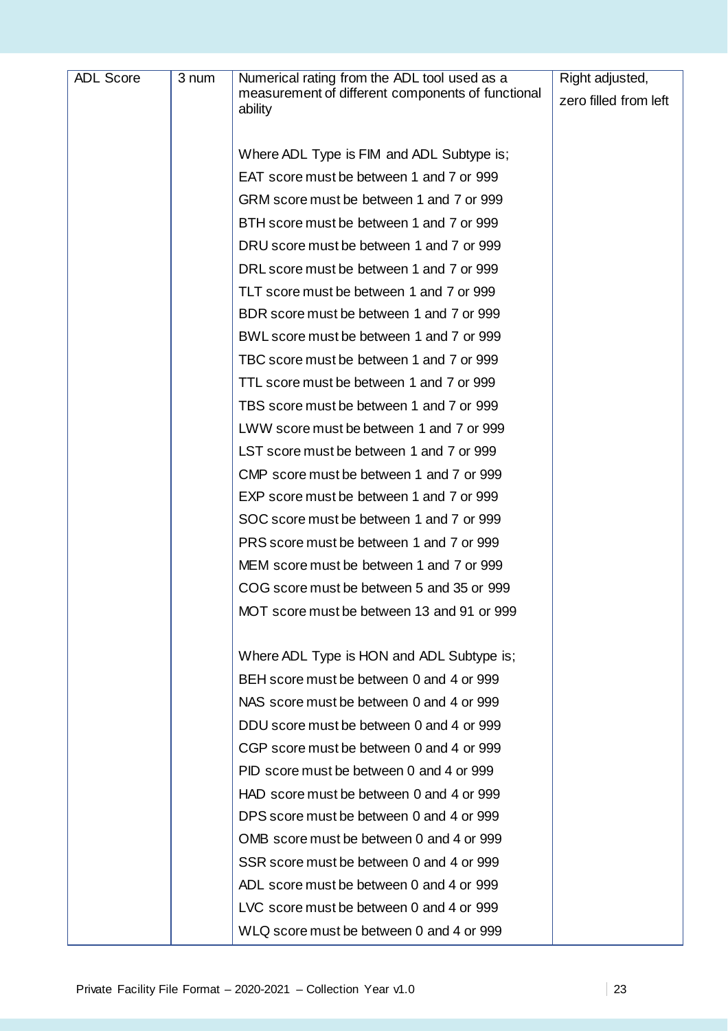| ADL Score | 3 num | Numerical rating from the ADL tool used as a measurement of different components of functional ability<br><br>Where ADL Type is FIM and ADL Subtype is;<br>EAT score must be between 1 and 7 or 999<br>GRM score must be between 1 and 7 or 999<br>BTH score must be between 1 and 7 or 999<br>DRU score must be between 1 and 7 or 999<br>DRL score must be between 1 and 7 or 999<br>TLT score must be between 1 and 7 or 999<br>BDR score must be between 1 and 7 or 999<br>BWL score must be between 1 and 7 or 999<br>TBC score must be between 1 and 7 or 999<br>TTL score must be between 1 and 7 or 999<br>TBS score must be between 1 and 7 or 999<br>LWW score must be between 1 and 7 or 999<br>LST score must be between 1 and 7 or 999<br>CMP score must be between 1 and 7 or 999<br>EXP score must be between 1 and 7 or 999<br>SOC score must be between 1 and 7 or 999<br>PRS score must be between 1 and 7 or 999<br>MEM score must be between 1 and 7 or 999<br>COG score must be between 5 and 35 or 999<br>MOT score must be between 13 and 91 or 999<br><br>Where ADL Type is HON and ADL Subtype is;<br>BEH score must be between 0 and 4 or 999<br>NAS score must be between 0 and 4 or 999<br>DDU score must be between 0 and 4 or 999<br>CGP score must be between 0 and 4 or 999<br>PID score must be between 0 and 4 or 999<br>HAD score must be between 0 and 4 or 999<br>DPS score must be between 0 and 4 or 999<br>OMB score must be between 0 and 4 or 999<br>SSR score must be between 0 and 4 or 999<br>ADL score must be between 0 and 4 or 999<br>LVC score must be between 0 and 4 or 999<br>WLQ score must be between 0 and 4 or 999 | Right adjusted, zero filled from left |
|---|---|---|---|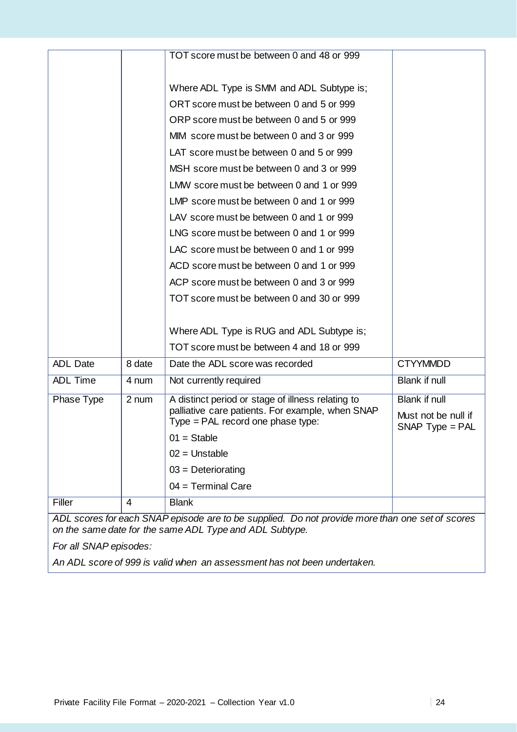| | | | |
|---|---|---|---|
| | | TOT score must be between 0 and 48 or 999<br><br>Where ADL Type is SMM and ADL Subtype is;<br>ORT score must be between 0 and 5 or 999<br>ORP score must be between 0 and 5 or 999<br>MIM score must be between 0 and 3 or 999<br>LAT score must be between 0 and 5 or 999<br>MSH score must be between 0 and 3 or 999<br>LMW score must be between 0 and 1 or 999<br>LMP score must be between 0 and 1 or 999<br>LAV score must be between 0 and 1 or 999<br>LNG score must be between 0 and 1 or 999<br>LAC score must be between 0 and 1 or 999<br>ACD score must be between 0 and 1 or 999<br>ACP score must be between 0 and 3 or 999<br>TOT score must be between 0 and 30 or 999<br><br>Where ADL Type is RUG and ADL Subtype is;<br>TOT score must be between 4 and 18 or 999 | |
| ADL Date | 8 date | Date the ADL score was recorded | CTYYMMDD |
| ADL Time | 4 num | Not currently required | Blank if null |
| Phase Type | 2 num | A distinct period or stage of illness relating to palliative care patients. For example, when SNAP Type = PAL record one phase type:<br>01 = Stable<br>02 = Unstable<br>03 = Deteriorating<br>04 = Terminal Care | Blank if null<br>Must not be null if SNAP Type = PAL |
| Filler | 4 | Blank | |

*ADL scores for each SNAP episode are to be supplied. Do not provide more than one set of scores on the same date for the same ADL Type and ADL Subtype.*

*For all SNAP episodes:*

*An ADL score of 999 is valid when an assessment has not been undertaken.*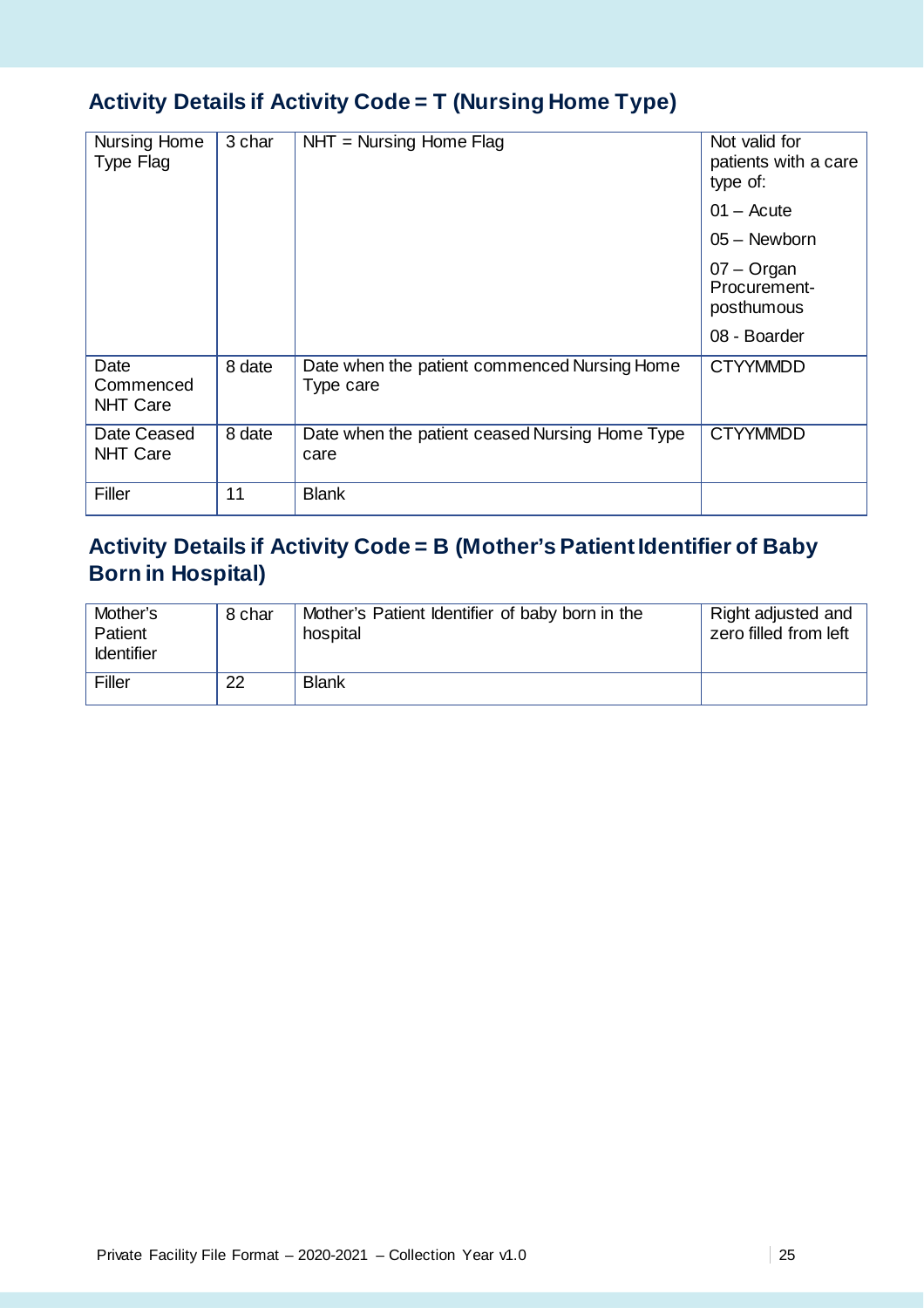## Activity Details if Activity Code = T (Nursing Home Type)

| | | | |
|---|---|---|---|
| Nursing Home Type Flag | 3 char | NHT = Nursing Home Flag | Not valid for patients with a care type of:<br>01 – Acute<br>05 – Newborn<br>07 – Organ Procurement-posthumous<br>08 - Boarder |
| Date Commenced NHT Care | 8 date | Date when the patient commenced Nursing Home Type care | CTYYMMDD |
| Date Ceased NHT Care | 8 date | Date when the patient ceased Nursing Home Type care | CTYYMMDD |
| Filler | 11 | Blank | |

## Activity Details if Activity Code = B (Mother's Patient Identifier of Baby Born in Hospital)

| | | | |
|---|---|---|---|
| Mother's Patient Identifier | 8 char | Mother's Patient Identifier of baby born in the hospital | Right adjusted and zero filled from left |
| Filler | 22 | Blank | |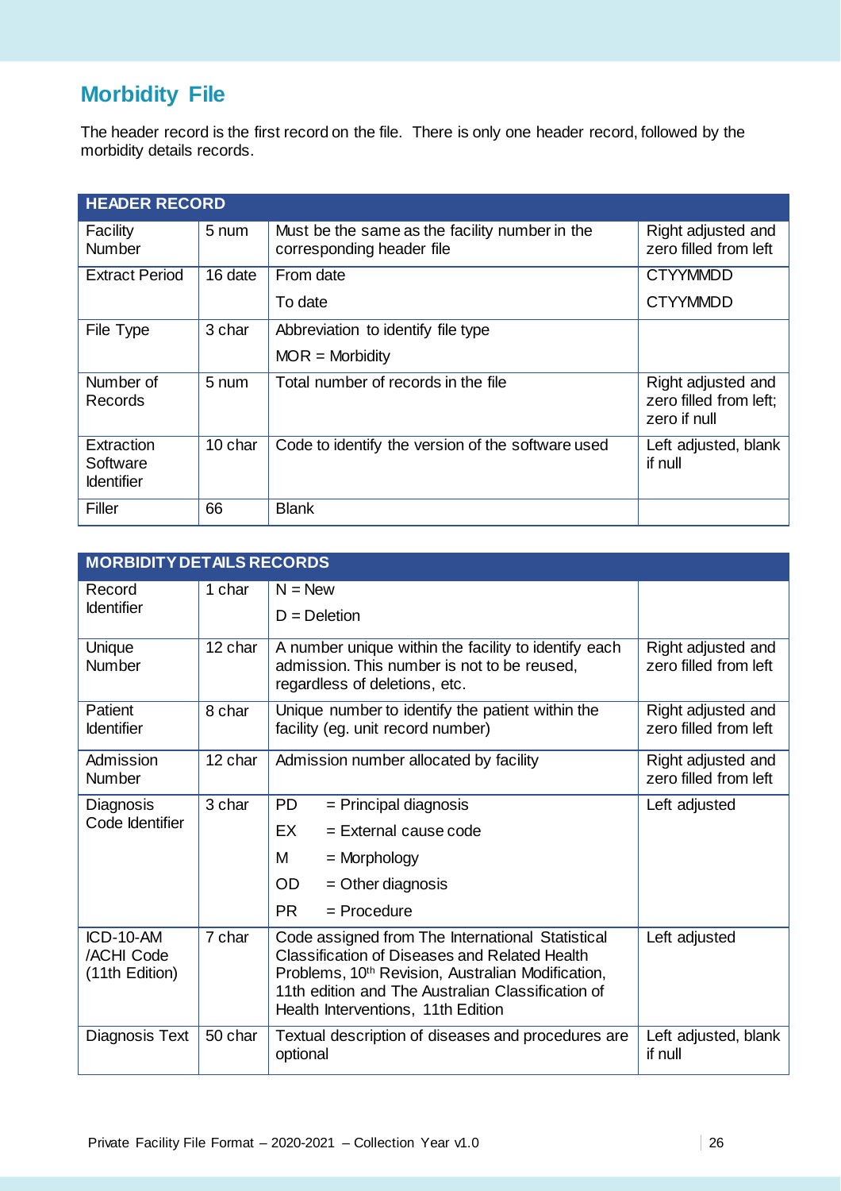## Morbidity File

The header record is the first record on the file. There is only one header record, followed by the morbidity details records.

| HEADER RECORD | | | |
|---|---|---|---|
| Facility Number | 5 num | Must be the same as the facility number in the corresponding header file | Right adjusted and zero filled from left |
| Extract Period | 16 date | From date<br>To date | CTYYMMDD<br>CTYYMMDD |
| File Type | 3 char | Abbreviation to identify file type<br>MOR = Morbidity | |
| Number of Records | 5 num | Total number of records in the file | Right adjusted and zero filled from left; zero if null |
| Extraction Software Identifier | 10 char | Code to identify the version of the software used | Left adjusted, blank if null |
| Filler | 66 | Blank | |

| MORBIDITY DETAILS RECORDS | | | |
|---|---|---|---|
| Record Identifier | 1 char | N = New<br>D = Deletion | |
| Unique Number | 12 char | A number unique within the facility to identify each admission. This number is not to be reused, regardless of deletions, etc. | Right adjusted and zero filled from left |
| Patient Identifier | 8 char | Unique number to identify the patient within the facility (eg. unit record number) | Right adjusted and zero filled from left |
| Admission Number | 12 char | Admission number allocated by facility | Right adjusted and zero filled from left |
| Diagnosis Code Identifier | 3 char | PD = Principal diagnosis<br>EX = External cause code<br>M = Morphology<br>OD = Other diagnosis<br>PR = Procedure | Left adjusted |
| ICD-10-AM /ACHI Code (11th Edition) | 7 char | Code assigned from The International Statistical Classification of Diseases and Related Health Problems, 10th Revision, Australian Modification, 11th edition and The Australian Classification of Health Interventions, 11th Edition | Left adjusted |
| Diagnosis Text | 50 char | Textual description of diseases and procedures are optional | Left adjusted, blank if null |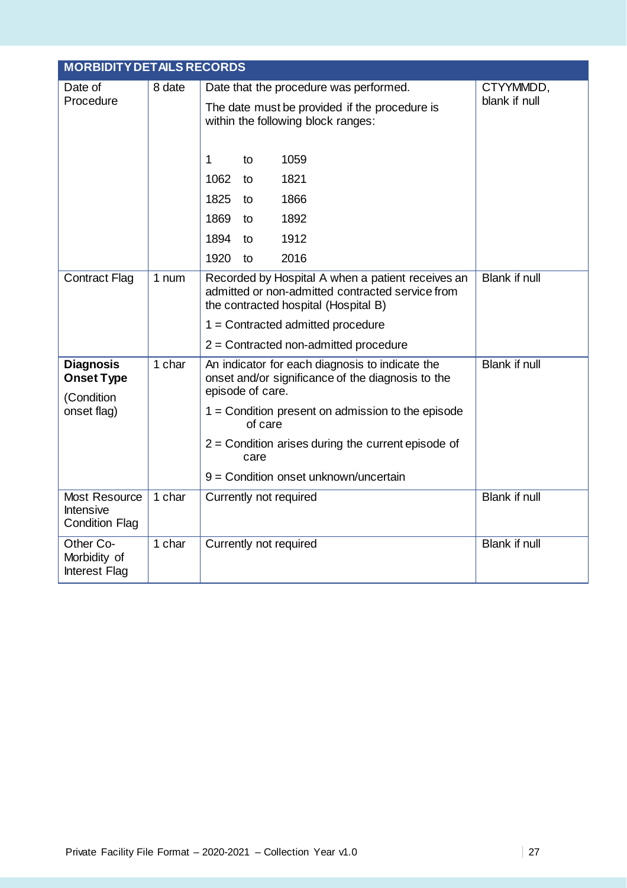| MORBIDITY DETAILS RECORDS | | | |
|---|---|---|---|
| Date of Procedure | 8 date | Date that the procedure was performed.<br><br>The date must be provided if the procedure is within the following block ranges:<br><br>1 to 1059<br>1062 to 1821<br>1825 to 1866<br>1869 to 1892<br>1894 to 1912<br>1920 to 2016 | CTYYMMDD, blank if null |
| Contract Flag | 1 num | Recorded by Hospital A when a patient receives an admitted or non-admitted contracted service from the contracted hospital (Hospital B)<br><br>1 = Contracted admitted procedure<br><br>2 = Contracted non-admitted procedure | Blank if null |
| **Diagnosis Onset Type**<br><br>(Condition onset flag) | 1 char | An indicator for each diagnosis to indicate the onset and/or significance of the diagnosis to the episode of care.<br><br>1 = Condition present on admission to the episode of care<br><br>2 = Condition arises during the current episode of care<br><br>9 = Condition onset unknown/uncertain | Blank if null |
| Most Resource Intensive Condition Flag | 1 char | Currently not required | Blank if null |
| Other Co-Morbidity of Interest Flag | 1 char | Currently not required | Blank if null |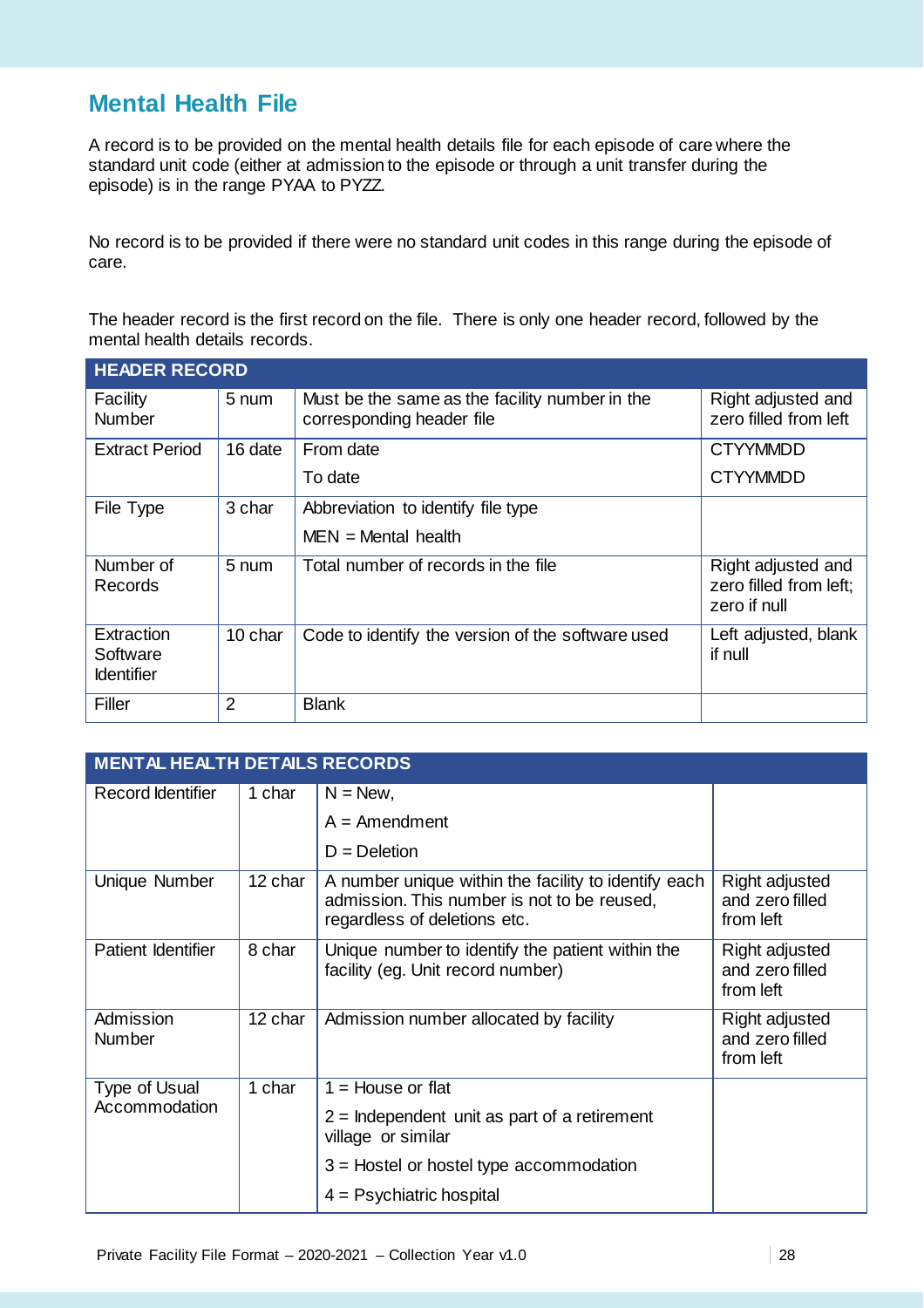## Mental Health File

A record is to be provided on the mental health details file for each episode of care where the standard unit code (either at admission to the episode or through a unit transfer during the episode) is in the range PYAA to PYZZ.

No record is to be provided if there were no standard unit codes in this range during the episode of care.

The header record is the first record on the file. There is only one header record, followed by the mental health details records.

| HEADER RECORD | | | |
|---|---|---|---|
| Facility Number | 5 num | Must be the same as the facility number in the corresponding header file | Right adjusted and zero filled from left |
| Extract Period | 16 date | From date<br>To date | CTYYMMDD<br>CTYYMMDD |
| File Type | 3 char | Abbreviation to identify file type<br>MEN = Mental health | |
| Number of Records | 5 num | Total number of records in the file | Right adjusted and zero filled from left; zero if null |
| Extraction Software Identifier | 10 char | Code to identify the version of the software used | Left adjusted, blank if null |
| Filler | 2 | Blank | |

| MENTAL HEALTH DETAILS RECORDS | | | |
|---|---|---|---|
| Record Identifier | 1 char | N = New,<br>A = Amendment<br>D = Deletion | |
| Unique Number | 12 char | A number unique within the facility to identify each admission. This number is not to be reused, regardless of deletions etc. | Right adjusted and zero filled from left |
| Patient Identifier | 8 char | Unique number to identify the patient within the facility (eg. Unit record number) | Right adjusted and zero filled from left |
| Admission Number | 12 char | Admission number allocated by facility | Right adjusted and zero filled from left |
| Type of Usual Accommodation | 1 char | 1 = House or flat<br>2 = Independent unit as part of a retirement village or similar<br>3 = Hostel or hostel type accommodation<br>4 = Psychiatric hospital | |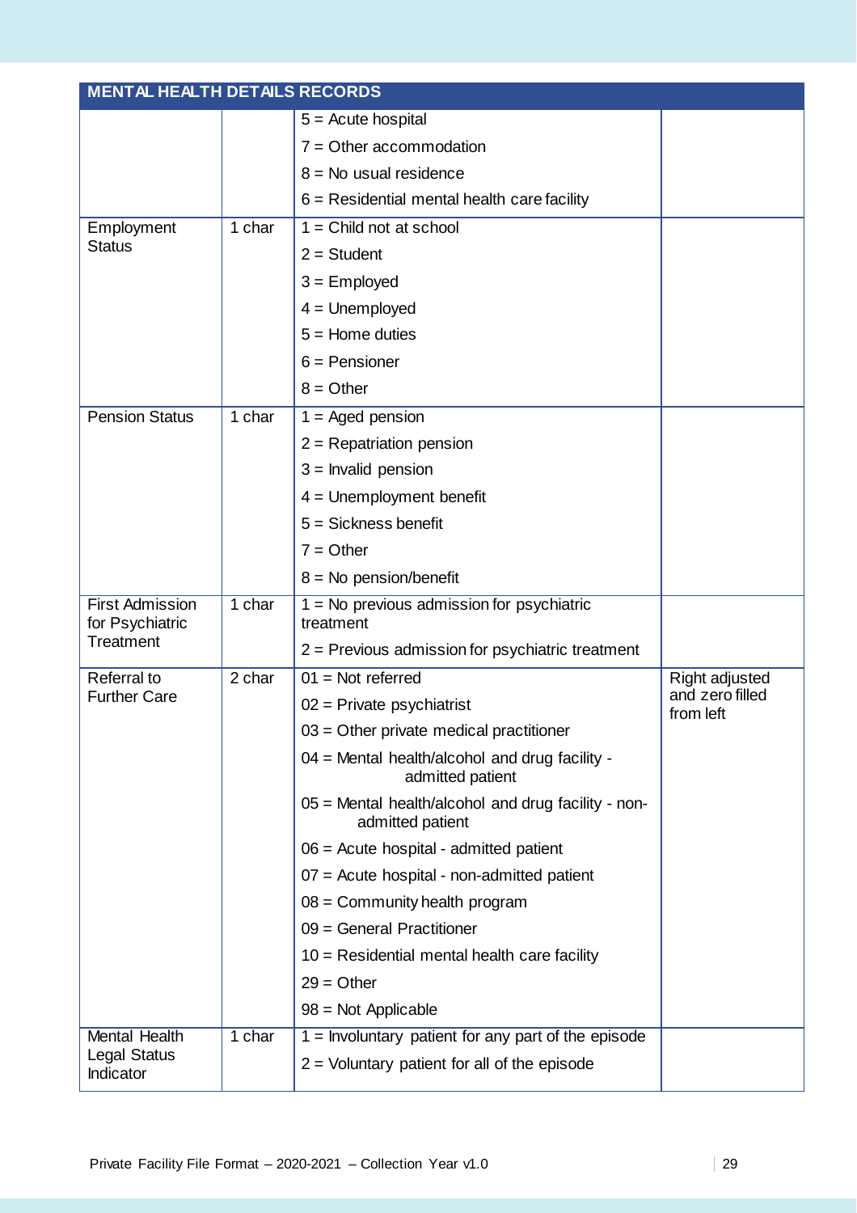| MENTAL HEALTH DETAILS RECORDS | | | |
|---|---|---|---|
| | | 5 = Acute hospital<br>7 = Other accommodation<br>8 = No usual residence<br>6 = Residential mental health care facility | |
| Employment Status | 1 char | 1 = Child not at school<br>2 = Student<br>3 = Employed<br>4 = Unemployed<br>5 = Home duties<br>6 = Pensioner<br>8 = Other | |
| Pension Status | 1 char | 1 = Aged pension<br>2 = Repatriation pension<br>3 = Invalid pension<br>4 = Unemployment benefit<br>5 = Sickness benefit<br>7 = Other<br>8 = No pension/benefit | |
| First Admission for Psychiatric Treatment | 1 char | 1 = No previous admission for psychiatric treatment<br>2 = Previous admission for psychiatric treatment | |
| Referral to Further Care | 2 char | 01 = Not referred<br>02 = Private psychiatrist<br>03 = Other private medical practitioner<br>04 = Mental health/alcohol and drug facility - admitted patient<br>05 = Mental health/alcohol and drug facility - non-admitted patient<br>06 = Acute hospital - admitted patient<br>07 = Acute hospital - non-admitted patient<br>08 = Community health program<br>09 = General Practitioner<br>10 = Residential mental health care facility<br>29 = Other<br>98 = Not Applicable | Right adjusted and zero filled from left |
| Mental Health Legal Status Indicator | 1 char | 1 = Involuntary patient for any part of the episode<br>2 = Voluntary patient for all of the episode | |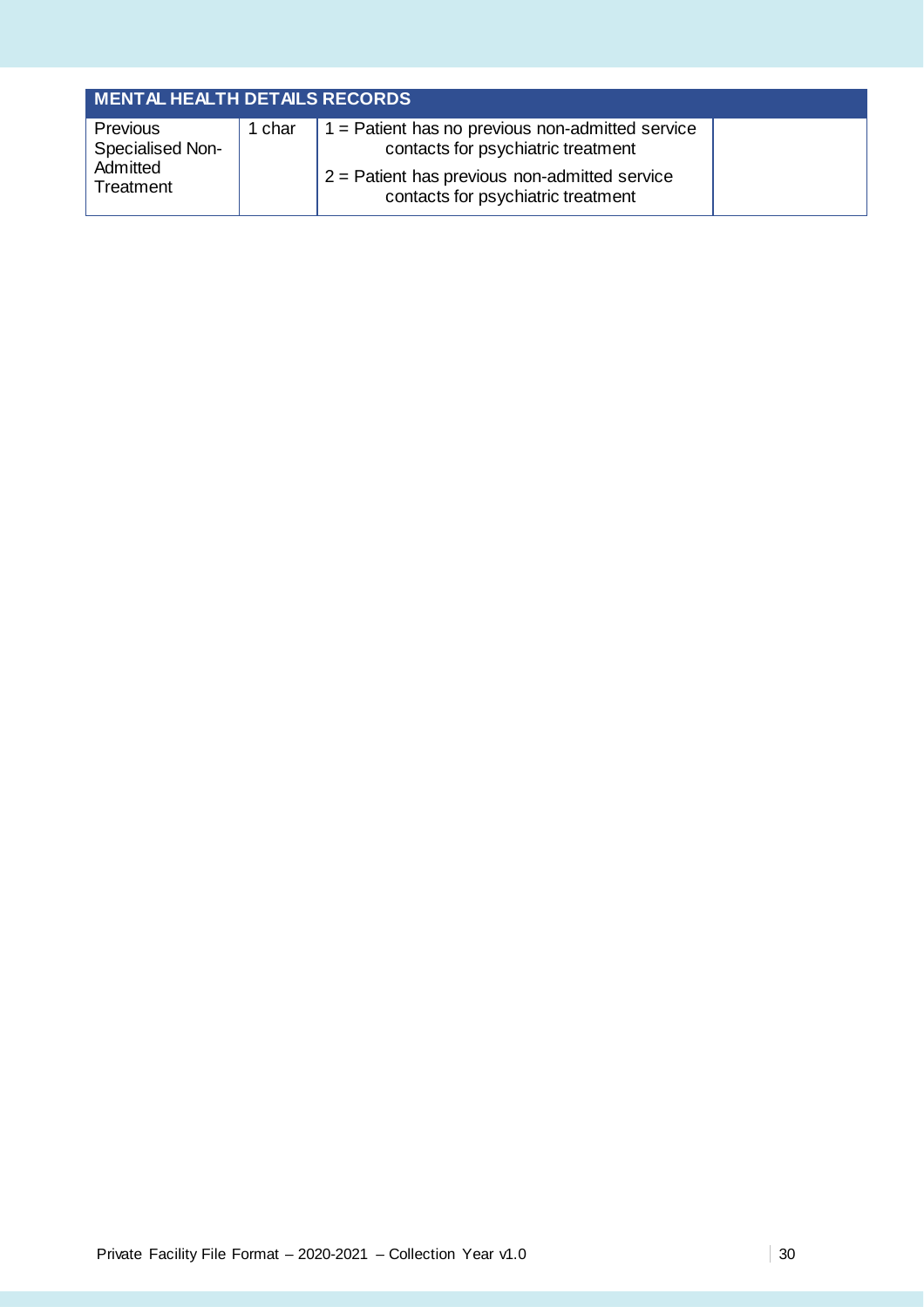| MENTAL HEALTH DETAILS RECORDS | | | |
|---|---|---|---|
| Previous Specialised Non-Admitted Treatment | 1 char | 1 = Patient has no previous non-admitted service contacts for psychiatric treatment<br>2 = Patient has previous non-admitted service contacts for psychiatric treatment | |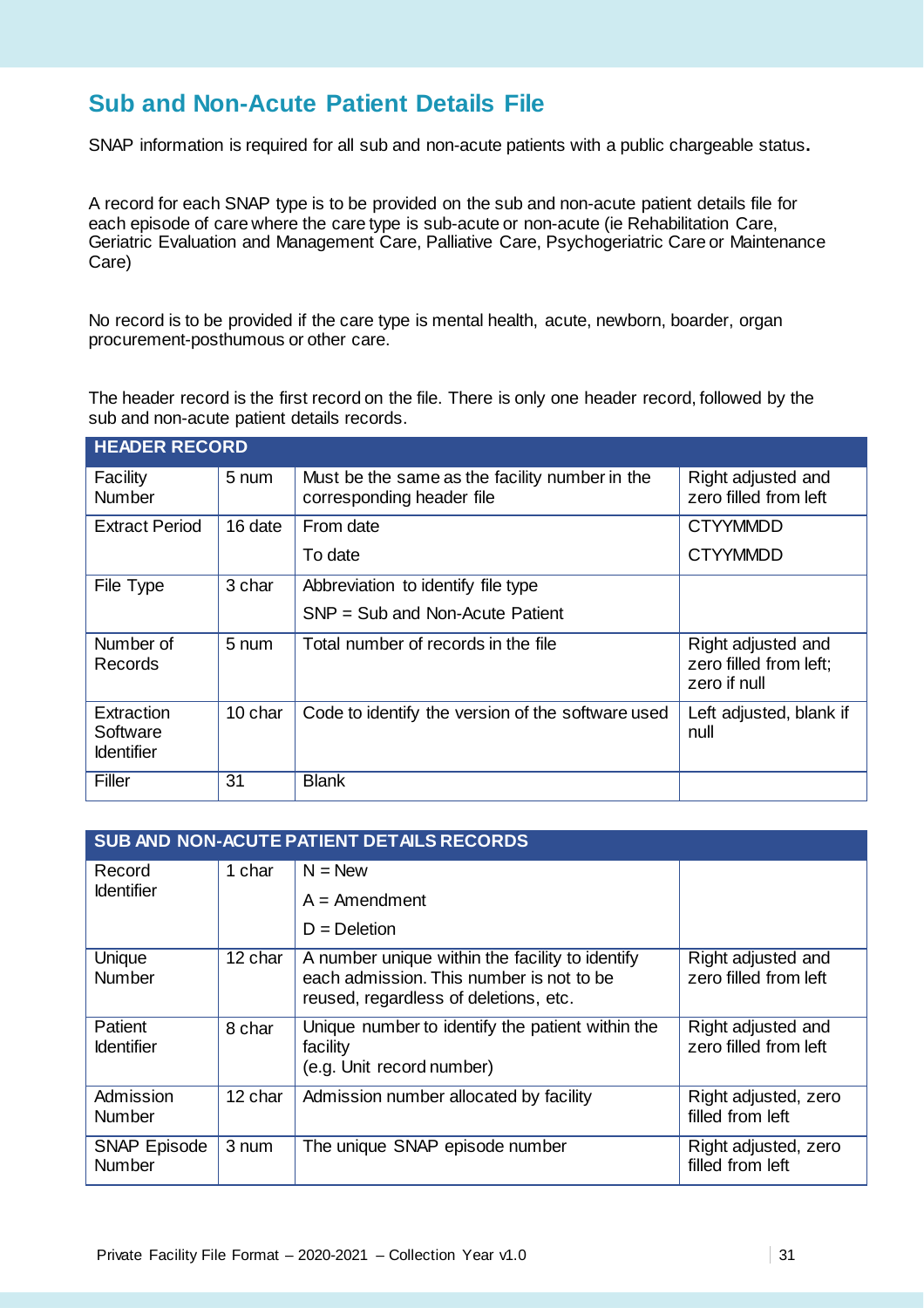## Sub and Non-Acute Patient Details File

SNAP information is required for all sub and non-acute patients with a public chargeable status**.**

A record for each SNAP type is to be provided on the sub and non-acute patient details file for each episode of care where the care type is sub-acute or non-acute (ie Rehabilitation Care, Geriatric Evaluation and Management Care, Palliative Care, Psychogeriatric Care or Maintenance Care)

No record is to be provided if the care type is mental health, acute, newborn, boarder, organ procurement-posthumous or other care.

The header record is the first record on the file. There is only one header record, followed by the sub and non-acute patient details records.

| HEADER RECORD | | | |
|---|---|---|---|
| Facility Number | 5 num | Must be the same as the facility number in the corresponding header file | Right adjusted and zero filled from left |
| Extract Period | 16 date | From date<br>To date | CTYYMMDD<br>CTYYMMDD |
| File Type | 3 char | Abbreviation to identify file type<br>SNP = Sub and Non-Acute Patient | |
| Number of Records | 5 num | Total number of records in the file | Right adjusted and zero filled from left; zero if null |
| Extraction Software Identifier | 10 char | Code to identify the version of the software used | Left adjusted, blank if null |
| Filler | 31 | Blank | |

| SUB AND NON-ACUTE PATIENT DETAILS RECORDS | | | |
|---|---|---|---|
| Record Identifier | 1 char | N = New<br>A = Amendment<br>D = Deletion | |
| Unique Number | 12 char | A number unique within the facility to identify each admission. This number is not to be reused, regardless of deletions, etc. | Right adjusted and zero filled from left |
| Patient Identifier | 8 char | Unique number to identify the patient within the facility<br>(e.g. Unit record number) | Right adjusted and zero filled from left |
| Admission Number | 12 char | Admission number allocated by facility | Right adjusted, zero filled from left |
| SNAP Episode Number | 3 num | The unique SNAP episode number | Right adjusted, zero filled from left |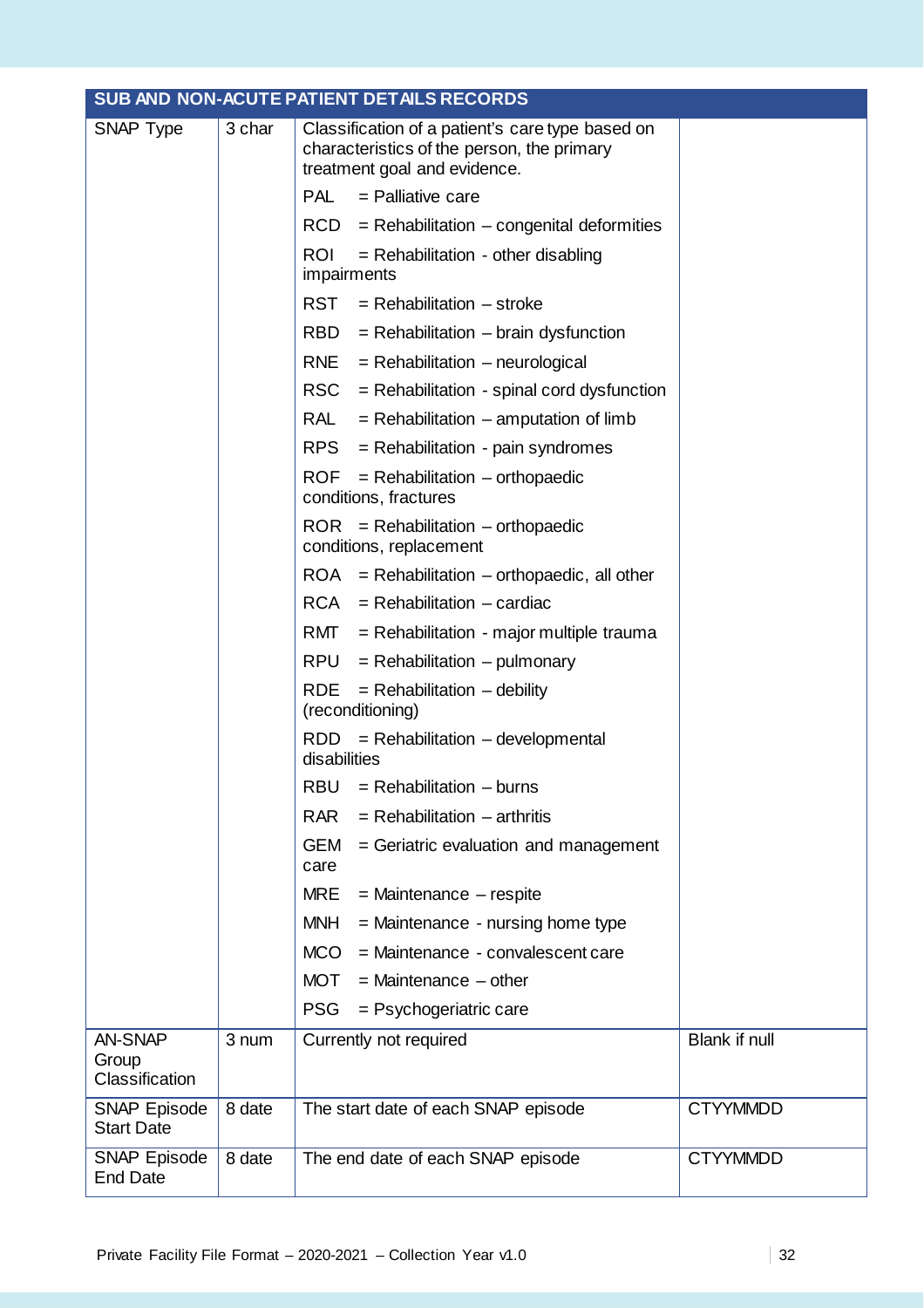| SUB AND NON-ACUTE PATIENT DETAILS RECORDS | | | |
|---|---|---|---|
| SNAP Type | 3 char | Classification of a patient's care type based on characteristics of the person, the primary treatment goal and evidence.<br><br>PAL = Palliative care<br>RCD = Rehabilitation – congenital deformities<br>ROI = Rehabilitation - other disabling impairments<br>RST = Rehabilitation – stroke<br>RBD = Rehabilitation – brain dysfunction<br>RNE = Rehabilitation – neurological<br>RSC = Rehabilitation - spinal cord dysfunction<br>RAL = Rehabilitation – amputation of limb<br>RPS = Rehabilitation - pain syndromes<br>ROF = Rehabilitation – orthopaedic conditions, fractures<br>ROR = Rehabilitation – orthopaedic conditions, replacement<br>ROA = Rehabilitation – orthopaedic, all other<br>RCA = Rehabilitation – cardiac<br>RMT = Rehabilitation - major multiple trauma<br>RPU = Rehabilitation – pulmonary<br>RDE = Rehabilitation – debility (reconditioning)<br>RDD = Rehabilitation – developmental disabilities<br>RBU = Rehabilitation – burns<br>RAR = Rehabilitation – arthritis<br>GEM = Geriatric evaluation and management care<br>MRE = Maintenance – respite<br>MNH = Maintenance - nursing home type<br>MCO = Maintenance - convalescent care<br>MOT = Maintenance – other<br>PSG = Psychogeriatric care | |
| AN-SNAP Group Classification | 3 num | Currently not required | Blank if null |
| SNAP Episode Start Date | 8 date | The start date of each SNAP episode | CTYYMMDD |
| SNAP Episode End Date | 8 date | The end date of each SNAP episode | CTYYMMDD |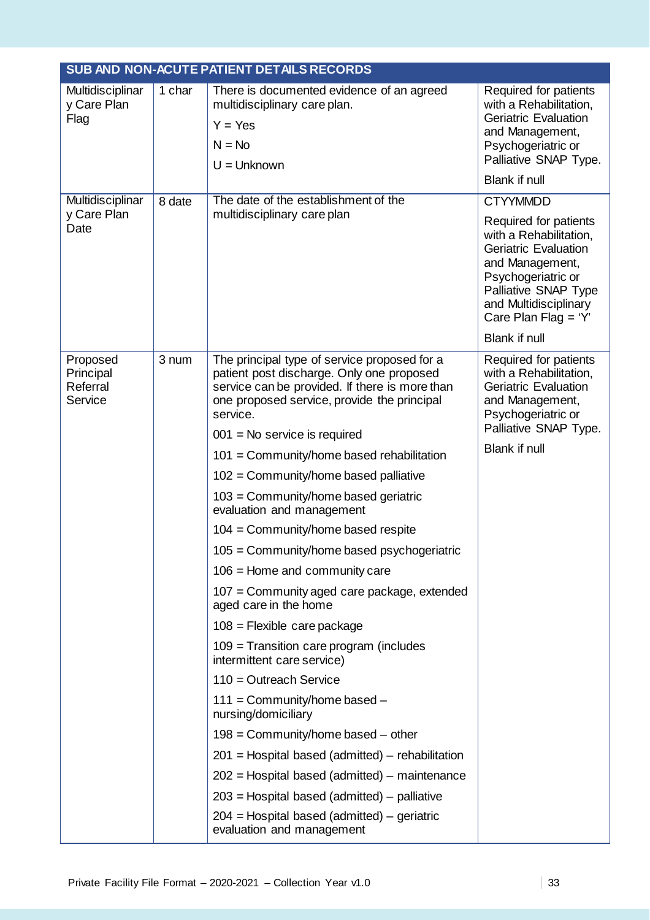| SUB AND NON-ACUTE PATIENT DETAILS RECORDS | | | |
|---|---|---|---|
| Multidisciplinary Care Plan Flag | 1 char | There is documented evidence of an agreed multidisciplinary care plan.<br>Y = Yes<br>N = No<br>U = Unknown | Required for patients with a Rehabilitation, Geriatric Evaluation and Management, Psychogeriatric or Palliative SNAP Type.<br>Blank if null |
| Multidisciplinary Care Plan Date | 8 date | The date of the establishment of the multidisciplinary care plan | CTYYMMDD<br>Required for patients with a Rehabilitation, Geriatric Evaluation and Management, Psychogeriatric or Palliative SNAP Type and Multidisciplinary Care Plan Flag = 'Y'<br>Blank if null |
| Proposed Principal Referral Service | 3 num | The principal type of service proposed for a patient post discharge. Only one proposed service can be provided. If there is more than one proposed service, provide the principal service.<br>001 = No service is required<br>101 = Community/home based rehabilitation<br>102 = Community/home based palliative<br>103 = Community/home based geriatric evaluation and management<br>104 = Community/home based respite<br>105 = Community/home based psychogeriatric<br>106 = Home and community care<br>107 = Community aged care package, extended aged care in the home<br>108 = Flexible care package<br>109 = Transition care program (includes intermittent care service)<br>110 = Outreach Service<br>111 = Community/home based – nursing/domiciliary<br>198 = Community/home based – other<br>201 = Hospital based (admitted) – rehabilitation<br>202 = Hospital based (admitted) – maintenance<br>203 = Hospital based (admitted) – palliative<br>204 = Hospital based (admitted) – geriatric evaluation and management | Required for patients with a Rehabilitation, Geriatric Evaluation and Management, Psychogeriatric or Palliative SNAP Type.<br>Blank if null |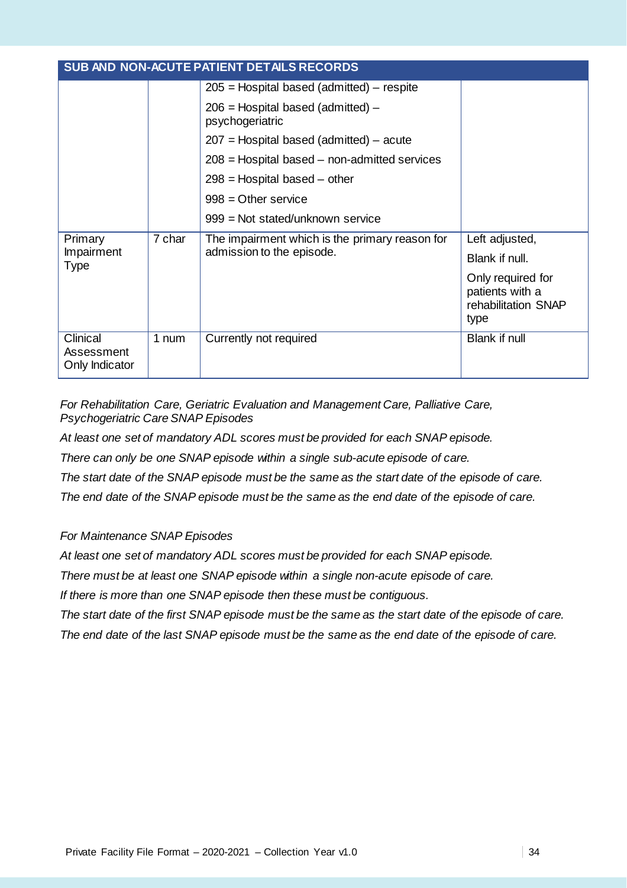| SUB AND NON-ACUTE PATIENT DETAILS RECORDS | | | |
|---|---|---|---|
| | | 205 = Hospital based (admitted) – respite<br>206 = Hospital based (admitted) – psychogeriatric<br>207 = Hospital based (admitted) – acute<br>208 = Hospital based – non-admitted services<br>298 = Hospital based – other<br>998 = Other service<br>999 = Not stated/unknown service | |
| Primary Impairment Type | 7 char | The impairment which is the primary reason for admission to the episode. | Left adjusted,<br>Blank if null.<br>Only required for patients with a rehabilitation SNAP type |
| Clinical Assessment Only Indicator | 1 num | Currently not required | Blank if null |

*For Rehabilitation Care, Geriatric Evaluation and Management Care, Palliative Care, Psychogeriatric Care SNAP Episodes*

*At least one set of mandatory ADL scores must be provided for each SNAP episode.*

*There can only be one SNAP episode within a single sub-acute episode of care.*

*The start date of the SNAP episode must be the same as the start date of the episode of care.*

*The end date of the SNAP episode must be the same as the end date of the episode of care.*

*For Maintenance SNAP Episodes*

*At least one set of mandatory ADL scores must be provided for each SNAP episode.*

*There must be at least one SNAP episode within a single non-acute episode of care.*

*If there is more than one SNAP episode then these must be contiguous.*

*The start date of the first SNAP episode must be the same as the start date of the episode of care.*

*The end date of the last SNAP episode must be the same as the end date of the episode of care.*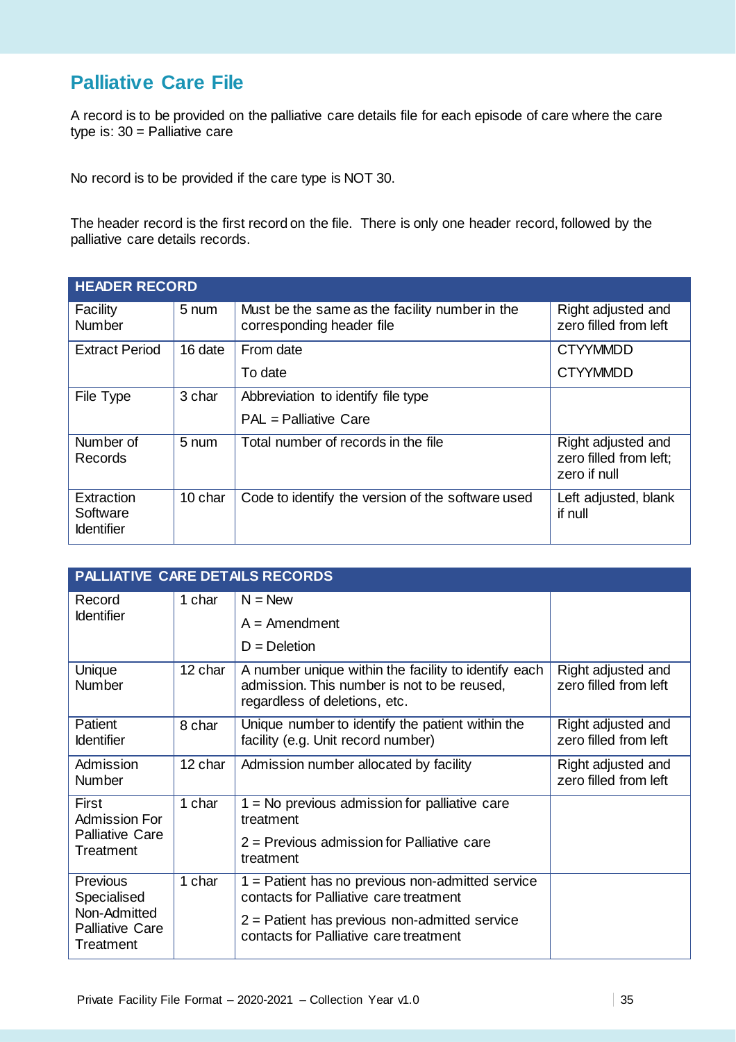## Palliative Care File

A record is to be provided on the palliative care details file for each episode of care where the care type is: 30 = Palliative care

No record is to be provided if the care type is NOT 30.

The header record is the first record on the file. There is only one header record, followed by the palliative care details records.

| HEADER RECORD | | | |
|---|---|---|---|
| Facility Number | 5 num | Must be the same as the facility number in the corresponding header file | Right adjusted and zero filled from left |
| Extract Period | 16 date | From date<br>To date | CTYYMMDD<br>CTYYMMDD |
| File Type | 3 char | Abbreviation to identify file type<br>PAL = Palliative Care | |
| Number of Records | 5 num | Total number of records in the file | Right adjusted and zero filled from left; zero if null |
| Extraction Software Identifier | 10 char | Code to identify the version of the software used | Left adjusted, blank if null |

| PALLIATIVE CARE DETAILS RECORDS | | | |
|---|---|---|---|
| Record Identifier | 1 char | N = New<br>A = Amendment<br>D = Deletion | |
| Unique Number | 12 char | A number unique within the facility to identify each admission. This number is not to be reused, regardless of deletions, etc. | Right adjusted and zero filled from left |
| Patient Identifier | 8 char | Unique number to identify the patient within the facility (e.g. Unit record number) | Right adjusted and zero filled from left |
| Admission Number | 12 char | Admission number allocated by facility | Right adjusted and zero filled from left |
| First Admission For Palliative Care Treatment | 1 char | 1 = No previous admission for palliative care treatment<br>2 = Previous admission for Palliative care treatment | |
| Previous Specialised Non-Admitted Palliative Care Treatment | 1 char | 1 = Patient has no previous non-admitted service contacts for Palliative care treatment<br>2 = Patient has previous non-admitted service contacts for Palliative care treatment | |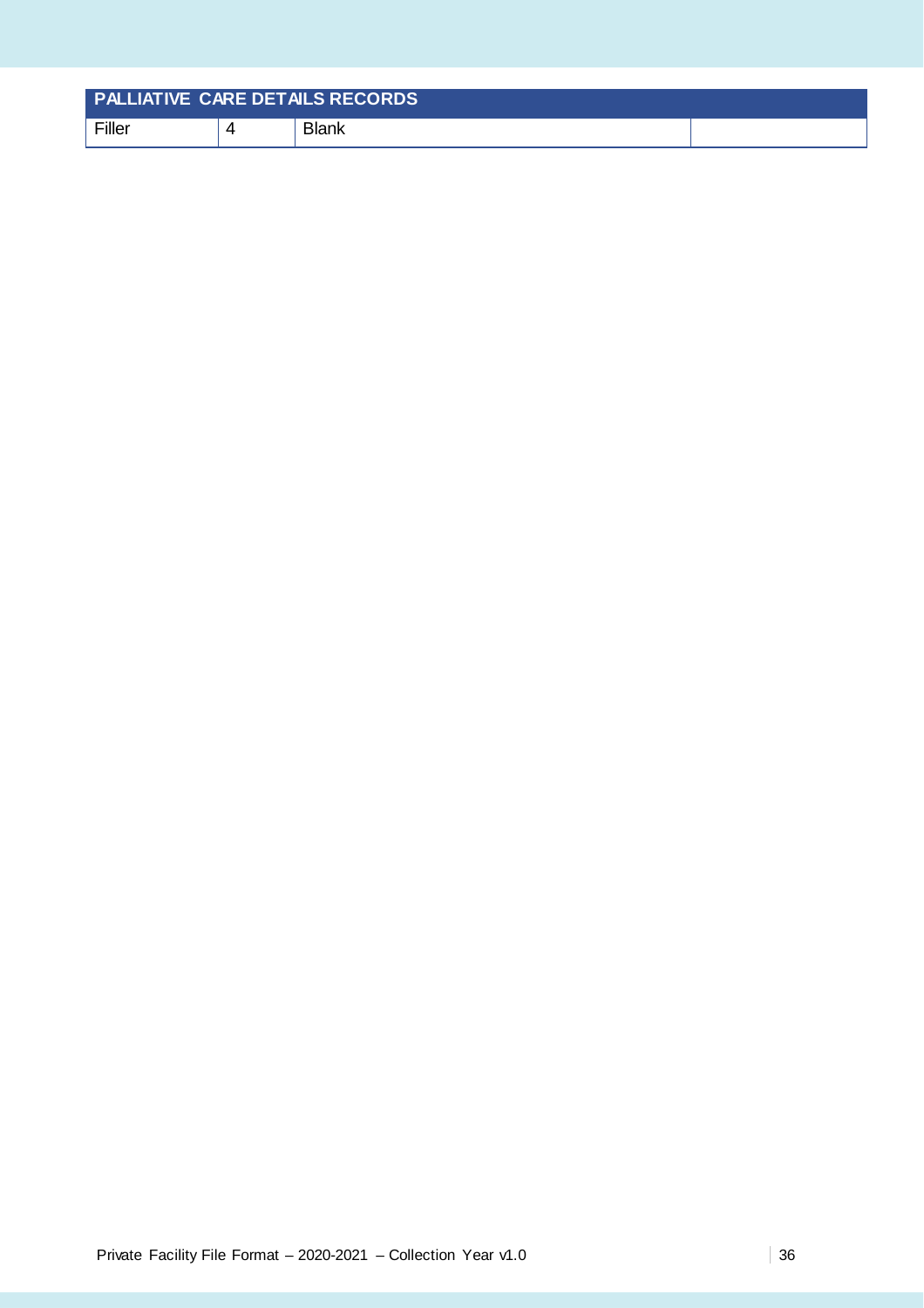| PALLIATIVE CARE DETAILS RECORDS | | | |
|---|---|---|---|
| Filler | 4 | Blank | |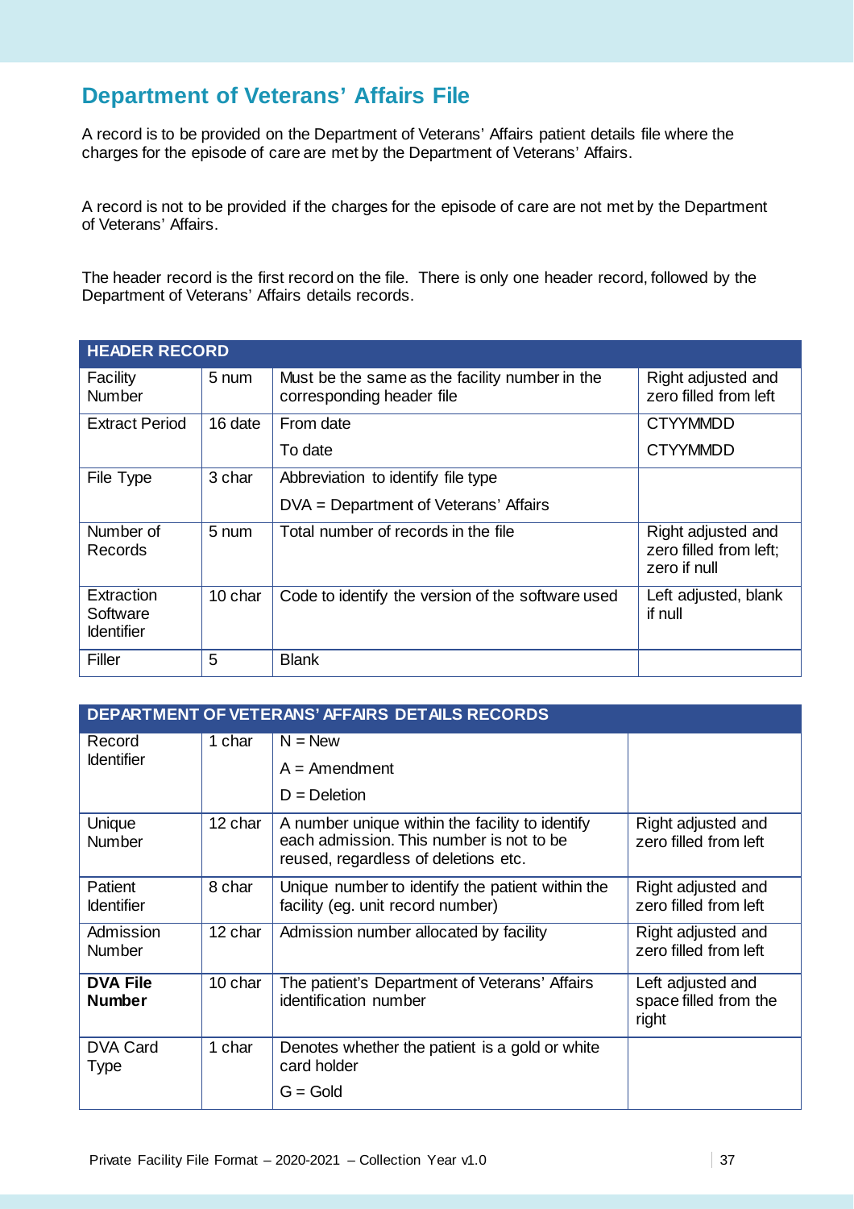## Department of Veterans' Affairs File

A record is to be provided on the Department of Veterans' Affairs patient details file where the charges for the episode of care are met by the Department of Veterans' Affairs.

A record is not to be provided if the charges for the episode of care are not met by the Department of Veterans' Affairs.

The header record is the first record on the file. There is only one header record, followed by the Department of Veterans' Affairs details records.

| HEADER RECORD | | | |
|---|---|---|---|
| Facility Number | 5 num | Must be the same as the facility number in the corresponding header file | Right adjusted and zero filled from left |
| Extract Period | 16 date | From date<br>To date | CTYYMMDD<br>CTYYMMDD |
| File Type | 3 char | Abbreviation to identify file type<br>DVA = Department of Veterans' Affairs | |
| Number of Records | 5 num | Total number of records in the file | Right adjusted and zero filled from left; zero if null |
| Extraction Software Identifier | 10 char | Code to identify the version of the software used | Left adjusted, blank if null |
| Filler | 5 | Blank | |

| DEPARTMENT OF VETERANS' AFFAIRS DETAILS RECORDS | | | |
|---|---|---|---|
| Record Identifier | 1 char | N = New<br>A = Amendment<br>D = Deletion | |
| Unique Number | 12 char | A number unique within the facility to identify each admission. This number is not to be reused, regardless of deletions etc. | Right adjusted and zero filled from left |
| Patient Identifier | 8 char | Unique number to identify the patient within the facility (eg. unit record number) | Right adjusted and zero filled from left |
| Admission Number | 12 char | Admission number allocated by facility | Right adjusted and zero filled from left |
| **DVA File Number** | 10 char | The patient's Department of Veterans' Affairs identification number | Left adjusted and space filled from the right |
| DVA Card Type | 1 char | Denotes whether the patient is a gold or white card holder<br>G = Gold | |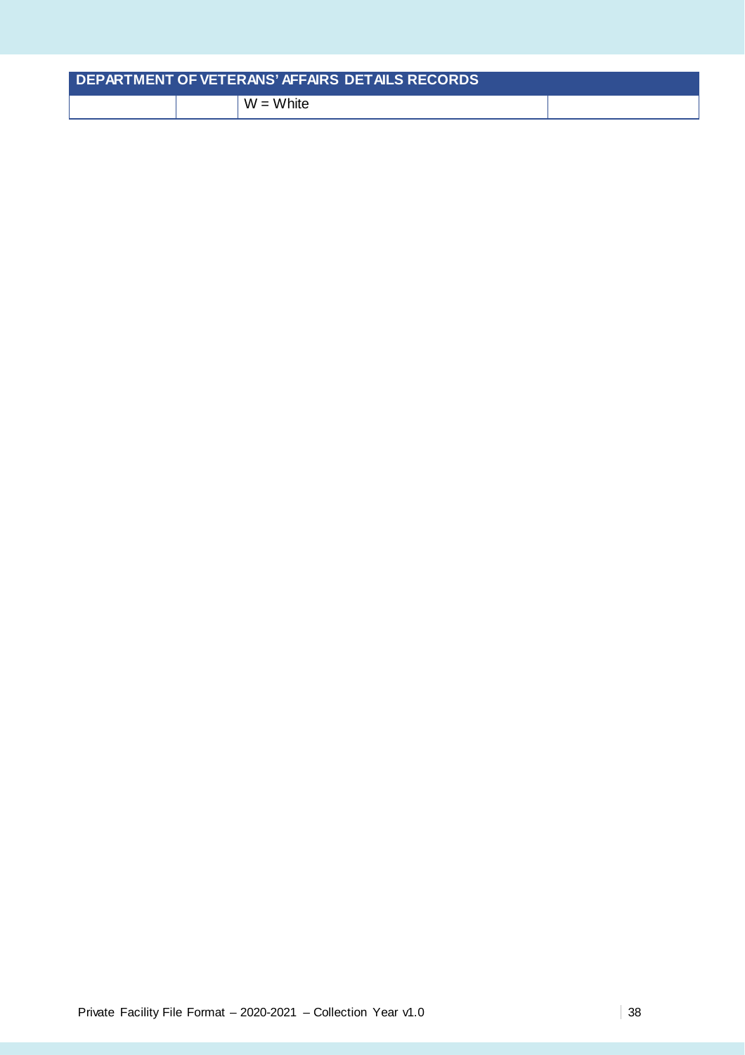| DEPARTMENT OF VETERANS' AFFAIRS DETAILS RECORDS | | | |
|---|---|---|---|
| | | W = White | |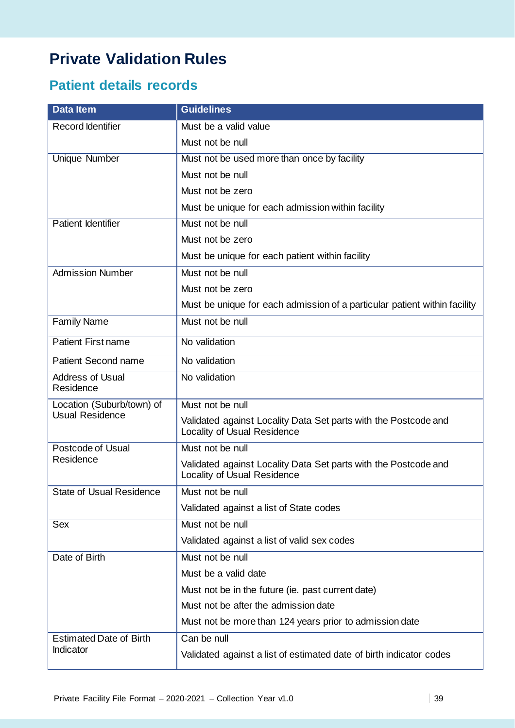# Private Validation Rules

## Patient details records

| Data Item | Guidelines |
|---|---|
| Record Identifier | Must be a valid value<br>Must not be null |
| Unique Number | Must not be used more than once by facility<br>Must not be null<br>Must not be zero<br>Must be unique for each admission within facility |
| Patient Identifier | Must not be null<br>Must not be zero<br>Must be unique for each patient within facility |
| Admission Number | Must not be null<br>Must not be zero<br>Must be unique for each admission of a particular patient within facility |
| Family Name | Must not be null |
| Patient First name | No validation |
| Patient Second name | No validation |
| Address of Usual Residence | No validation |
| Location (Suburb/town) of Usual Residence | Must not be null<br>Validated against Locality Data Set parts with the Postcode and Locality of Usual Residence |
| Postcode of Usual Residence | Must not be null<br>Validated against Locality Data Set parts with the Postcode and Locality of Usual Residence |
| State of Usual Residence | Must not be null<br>Validated against a list of State codes |
| Sex | Must not be null<br>Validated against a list of valid sex codes |
| Date of Birth | Must not be null<br>Must be a valid date<br>Must not be in the future (ie. past current date)<br>Must not be after the admission date<br>Must not be more than 124 years prior to admission date |
| Estimated Date of Birth Indicator | Can be null<br>Validated against a list of estimated date of birth indicator codes |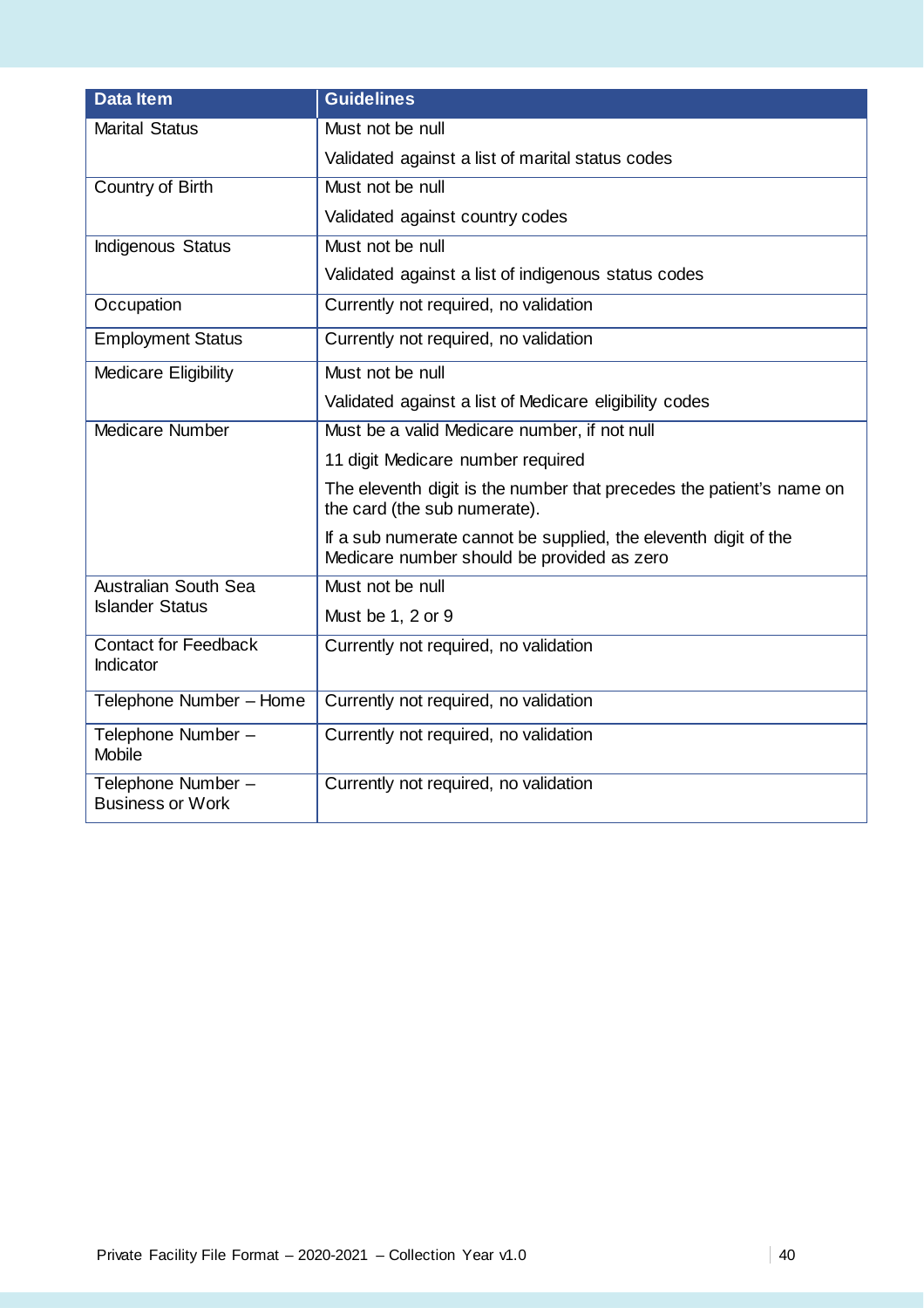| Data Item | Guidelines |
|---|---|
| Marital Status | Must not be null<br>Validated against a list of marital status codes |
| Country of Birth | Must not be null<br>Validated against country codes |
| Indigenous Status | Must not be null<br>Validated against a list of indigenous status codes |
| Occupation | Currently not required, no validation |
| Employment Status | Currently not required, no validation |
| Medicare Eligibility | Must not be null<br>Validated against a list of Medicare eligibility codes |
| Medicare Number | Must be a valid Medicare number, if not null<br>11 digit Medicare number required<br>The eleventh digit is the number that precedes the patient's name on the card (the sub numerate).<br>If a sub numerate cannot be supplied, the eleventh digit of the Medicare number should be provided as zero |
| Australian South Sea Islander Status | Must not be null<br>Must be 1, 2 or 9 |
| Contact for Feedback Indicator | Currently not required, no validation |
| Telephone Number – Home | Currently not required, no validation |
| Telephone Number – Mobile | Currently not required, no validation |
| Telephone Number – Business or Work | Currently not required, no validation |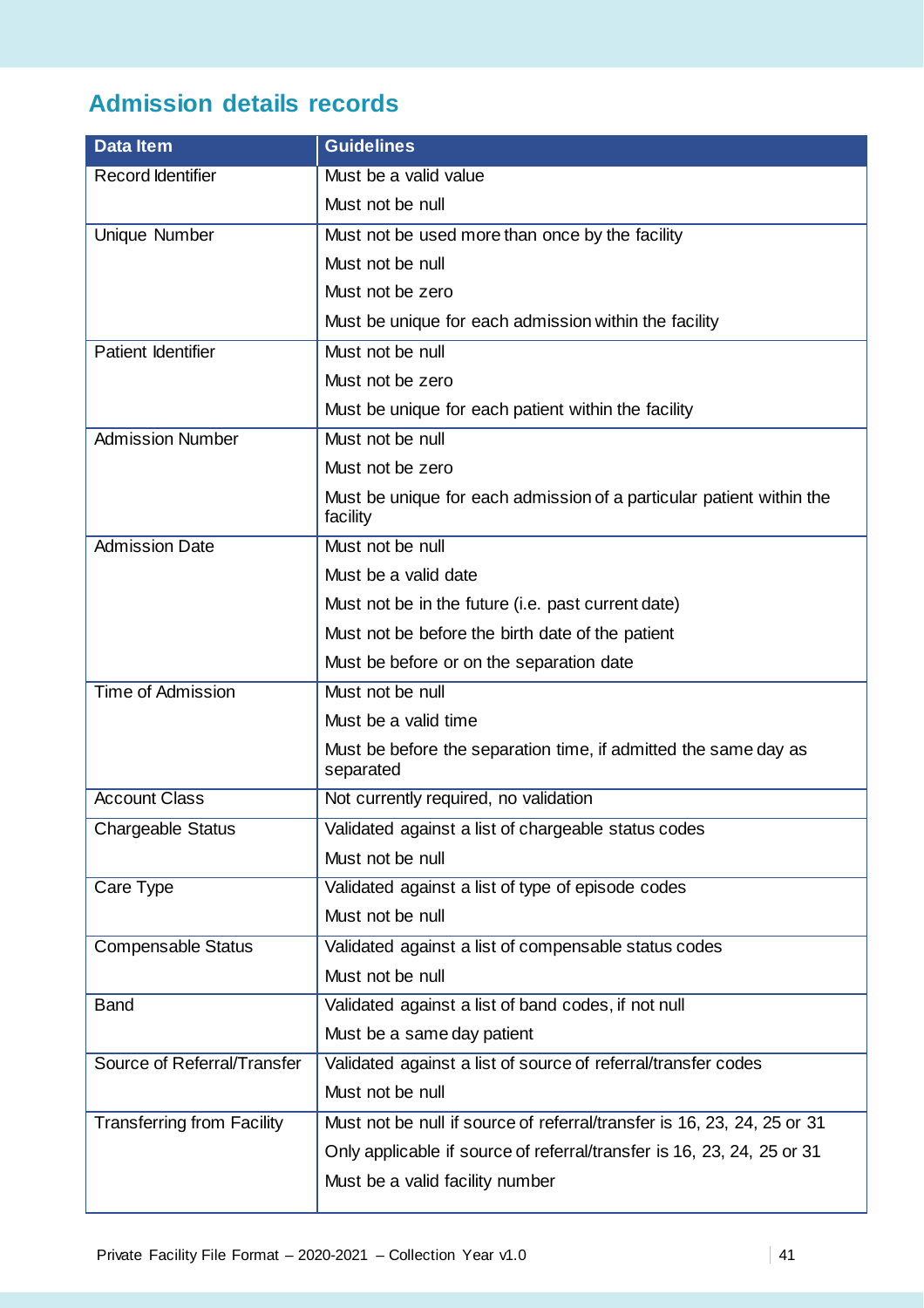## Admission details records

| Data Item | Guidelines |
|---|---|
| Record Identifier | Must be a valid value<br>Must not be null |
| Unique Number | Must not be used more than once by the facility<br>Must not be null<br>Must not be zero<br>Must be unique for each admission within the facility |
| Patient Identifier | Must not be null<br>Must not be zero<br>Must be unique for each patient within the facility |
| Admission Number | Must not be null<br>Must not be zero<br>Must be unique for each admission of a particular patient within the facility |
| Admission Date | Must not be null<br>Must be a valid date<br>Must not be in the future (i.e. past current date)<br>Must not be before the birth date of the patient<br>Must be before or on the separation date |
| Time of Admission | Must not be null<br>Must be a valid time<br>Must be before the separation time, if admitted the same day as separated |
| Account Class | Not currently required, no validation |
| Chargeable Status | Validated against a list of chargeable status codes<br>Must not be null |
| Care Type | Validated against a list of type of episode codes<br>Must not be null |
| Compensable Status | Validated against a list of compensable status codes<br>Must not be null |
| Band | Validated against a list of band codes, if not null<br>Must be a same day patient |
| Source of Referral/Transfer | Validated against a list of source of referral/transfer codes<br>Must not be null |
| Transferring from Facility | Must not be null if source of referral/transfer is 16, 23, 24, 25 or 31<br>Only applicable if source of referral/transfer is 16, 23, 24, 25 or 31<br>Must be a valid facility number |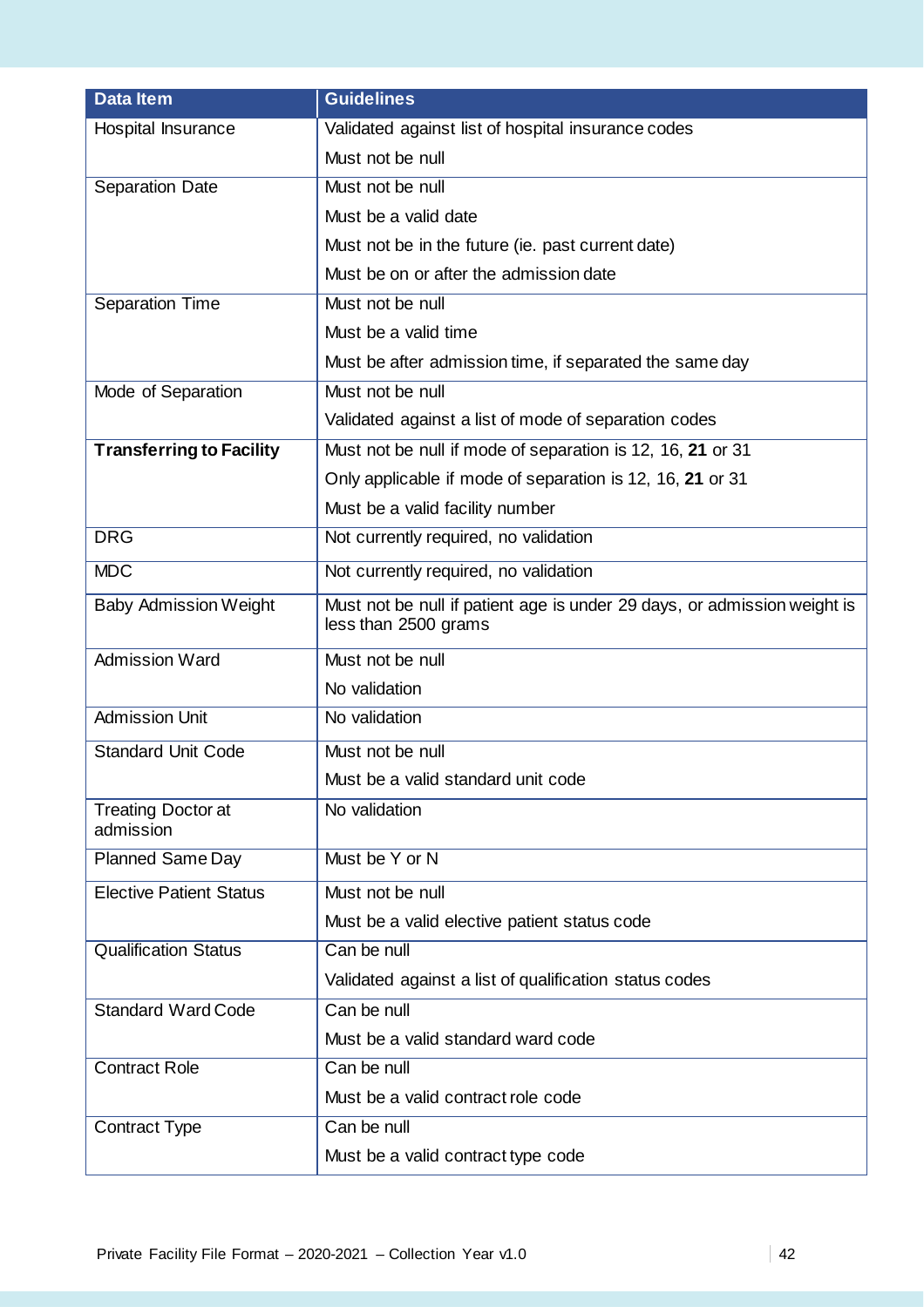| Data Item | Guidelines |
|---|---|
| Hospital Insurance | Validated against list of hospital insurance codes<br>Must not be null |
| Separation Date | Must not be null<br>Must be a valid date<br>Must not be in the future (ie. past current date)<br>Must be on or after the admission date |
| Separation Time | Must not be null<br>Must be a valid time<br>Must be after admission time, if separated the same day |
| Mode of Separation | Must not be null<br>Validated against a list of mode of separation codes |
| **Transferring to Facility** | Must not be null if mode of separation is 12, 16, **21** or 31<br>Only applicable if mode of separation is 12, 16, **21** or 31<br>Must be a valid facility number |
| DRG | Not currently required, no validation |
| MDC | Not currently required, no validation |
| Baby Admission Weight | Must not be null if patient age is under 29 days, or admission weight is less than 2500 grams |
| Admission Ward | Must not be null<br>No validation |
| Admission Unit | No validation |
| Standard Unit Code | Must not be null<br>Must be a valid standard unit code |
| Treating Doctor at admission | No validation |
| Planned Same Day | Must be Y or N |
| Elective Patient Status | Must not be null<br>Must be a valid elective patient status code |
| Qualification Status | Can be null<br>Validated against a list of qualification status codes |
| Standard Ward Code | Can be null<br>Must be a valid standard ward code |
| Contract Role | Can be null<br>Must be a valid contract role code |
| Contract Type | Can be null<br>Must be a valid contract type code |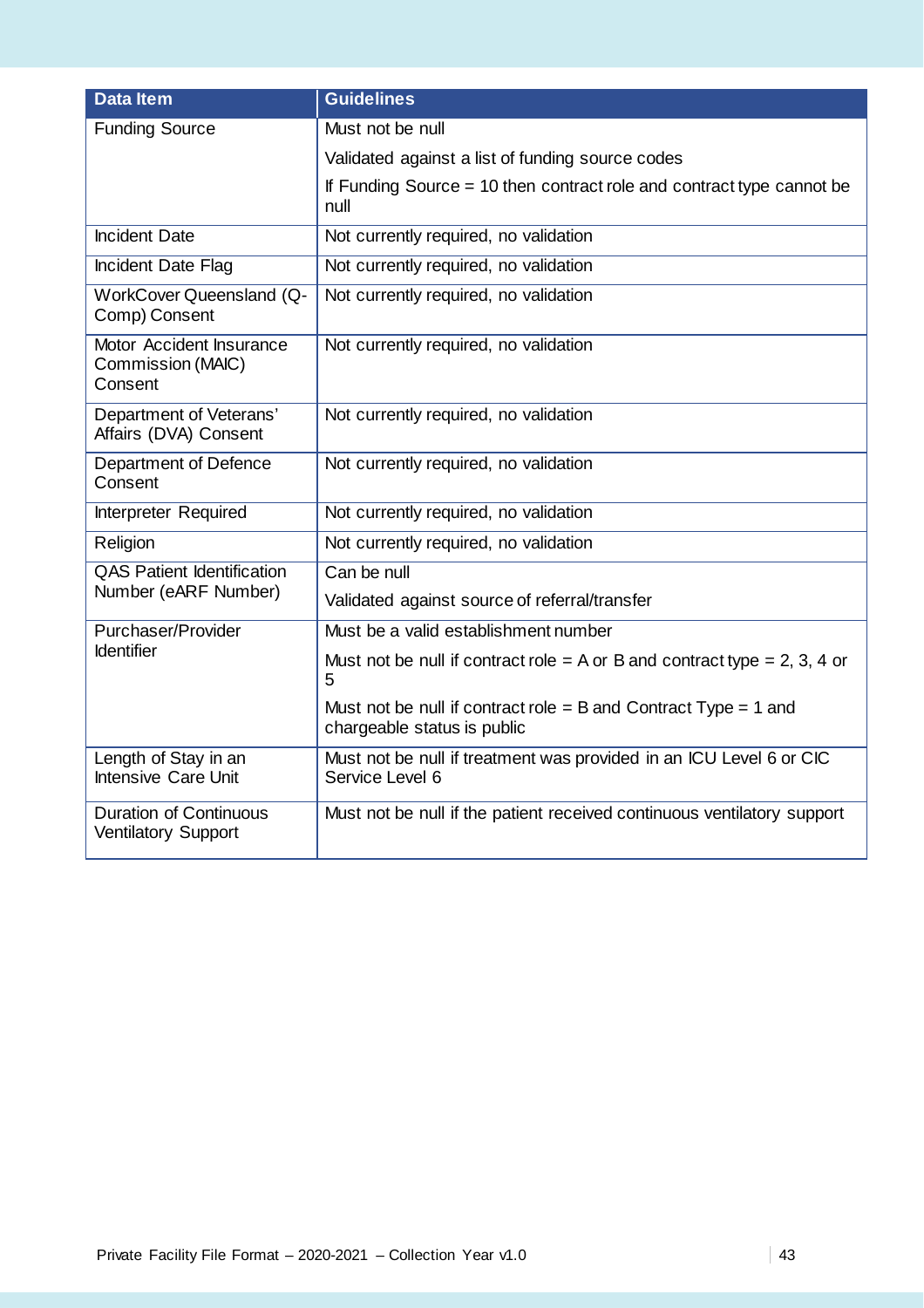| Data Item | Guidelines |
|---|---|
| Funding Source | Must not be null<br>Validated against a list of funding source codes<br>If Funding Source = 10 then contract role and contract type cannot be null |
| Incident Date | Not currently required, no validation |
| Incident Date Flag | Not currently required, no validation |
| WorkCover Queensland (Q-Comp) Consent | Not currently required, no validation |
| Motor Accident Insurance Commission (MAIC) Consent | Not currently required, no validation |
| Department of Veterans' Affairs (DVA) Consent | Not currently required, no validation |
| Department of Defence Consent | Not currently required, no validation |
| Interpreter Required | Not currently required, no validation |
| Religion | Not currently required, no validation |
| QAS Patient Identification Number (eARF Number) | Can be null<br>Validated against source of referral/transfer |
| Purchaser/Provider Identifier | Must be a valid establishment number<br>Must not be null if contract role = A or B and contract type = 2, 3, 4 or 5<br>Must not be null if contract role = B and Contract Type = 1 and chargeable status is public |
| Length of Stay in an Intensive Care Unit | Must not be null if treatment was provided in an ICU Level 6 or CIC Service Level 6 |
| Duration of Continuous Ventilatory Support | Must not be null if the patient received continuous ventilatory support |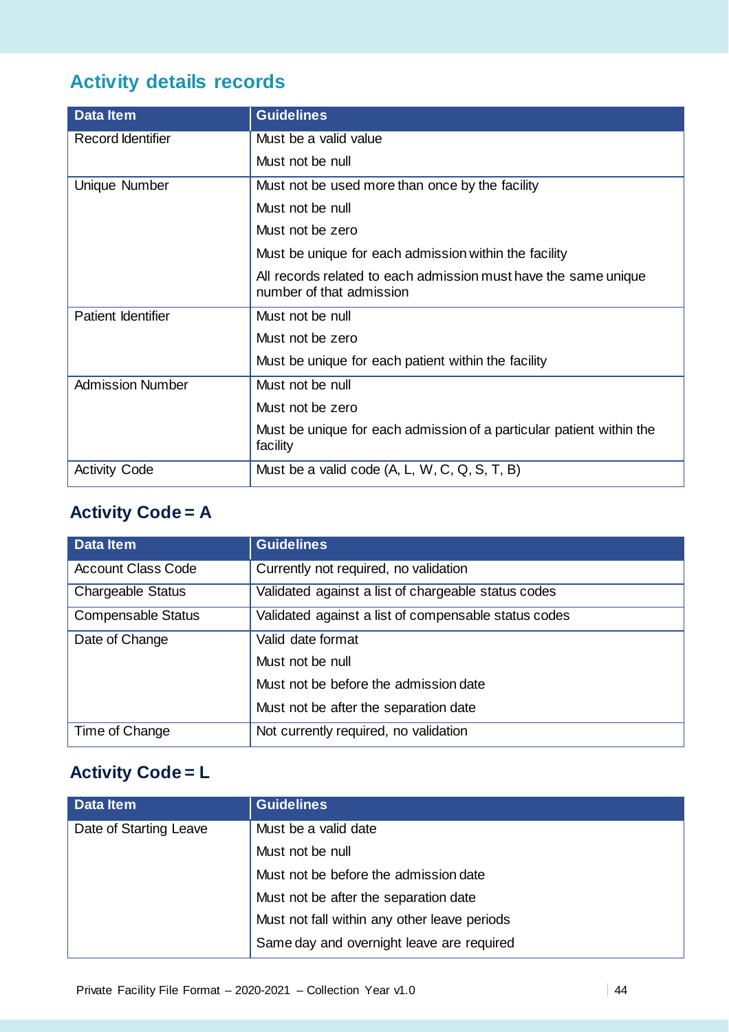## Activity details records

| Data Item | Guidelines |
| --- | --- |
| Record Identifier | Must be a valid value<br>Must not be null |
| Unique Number | Must not be used more than once by the facility<br>Must not be null<br>Must not be zero<br>Must be unique for each admission within the facility<br>All records related to each admission must have the same unique number of that admission |
| Patient Identifier | Must not be null<br>Must not be zero<br>Must be unique for each patient within the facility |
| Admission Number | Must not be null<br>Must not be zero<br>Must be unique for each admission of a particular patient within the facility |
| Activity Code | Must be a valid code (A, L, W, C, Q, S, T, B) |

### Activity Code = A

| Data Item | Guidelines |
| --- | --- |
| Account Class Code | Currently not required, no validation |
| Chargeable Status | Validated against a list of chargeable status codes |
| Compensable Status | Validated against a list of compensable status codes |
| Date of Change | Valid date format<br>Must not be null<br>Must not be before the admission date<br>Must not be after the separation date |
| Time of Change | Not currently required, no validation |

### Activity Code = L

| Data Item | Guidelines |
| --- | --- |
| Date of Starting Leave | Must be a valid date<br>Must not be null<br>Must not be before the admission date<br>Must not be after the separation date<br>Must not fall within any other leave periods<br>Same day and overnight leave are required |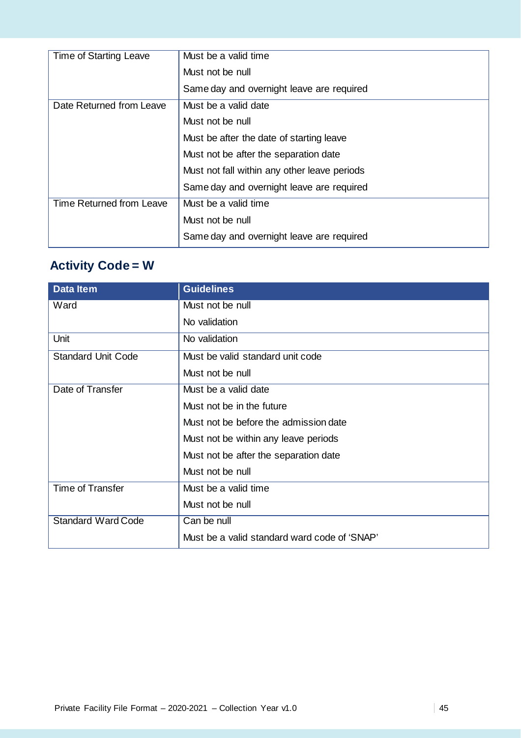| | |
|---|---|
| Time of Starting Leave | Must be a valid time<br>Must not be null<br>Same day and overnight leave are required |
| Date Returned from Leave | Must be a valid date<br>Must not be null<br>Must be after the date of starting leave<br>Must not be after the separation date<br>Must not fall within any other leave periods<br>Same day and overnight leave are required |
| Time Returned from Leave | Must be a valid time<br>Must not be null<br>Same day and overnight leave are required |

### Activity Code = W

| Data Item | Guidelines |
|---|---|
| Ward | Must not be null<br>No validation |
| Unit | No validation |
| Standard Unit Code | Must be valid standard unit code<br>Must not be null |
| Date of Transfer | Must be a valid date<br>Must not be in the future<br>Must not be before the admission date<br>Must not be within any leave periods<br>Must not be after the separation date<br>Must not be null |
| Time of Transfer | Must be a valid time<br>Must not be null |
| Standard Ward Code | Can be null<br>Must be a valid standard ward code of 'SNAP' |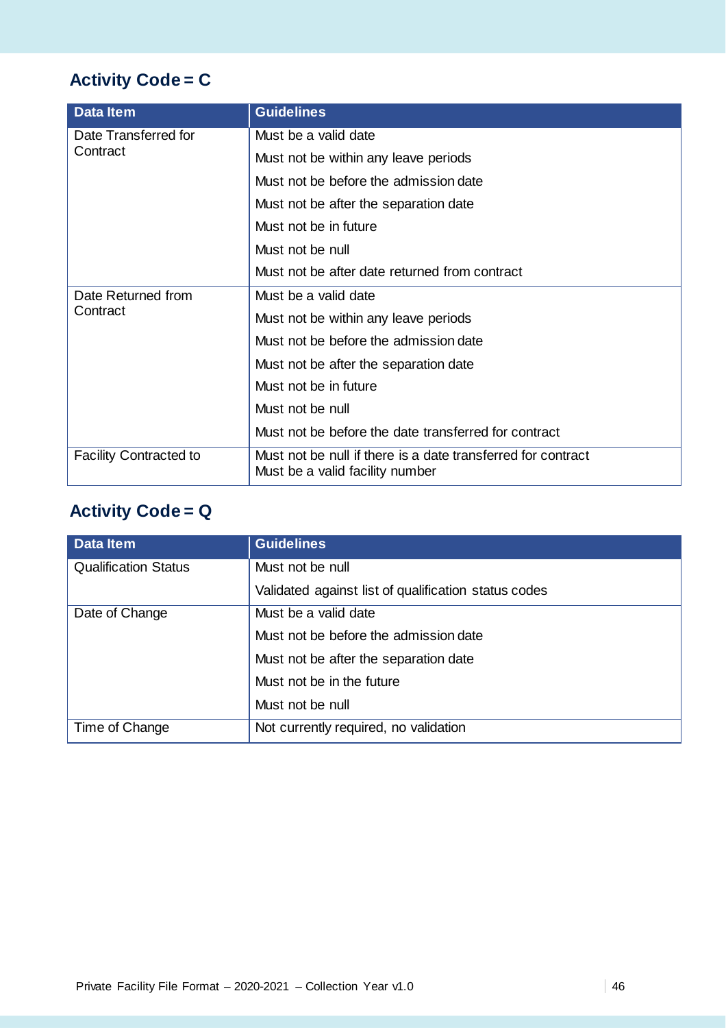## Activity Code = C

| Data Item | Guidelines |
|---|---|
| Date Transferred for Contract | Must be a valid date<br>Must not be within any leave periods<br>Must not be before the admission date<br>Must not be after the separation date<br>Must not be in future<br>Must not be null<br>Must not be after date returned from contract |
| Date Returned from Contract | Must be a valid date<br>Must not be within any leave periods<br>Must not be before the admission date<br>Must not be after the separation date<br>Must not be in future<br>Must not be null<br>Must not be before the date transferred for contract |
| Facility Contracted to | Must not be null if there is a date transferred for contract<br>Must be a valid facility number |

## Activity Code = Q

| Data Item | Guidelines |
|---|---|
| Qualification Status | Must not be null<br>Validated against list of qualification status codes |
| Date of Change | Must be a valid date<br>Must not be before the admission date<br>Must not be after the separation date<br>Must not be in the future<br>Must not be null |
| Time of Change | Not currently required, no validation |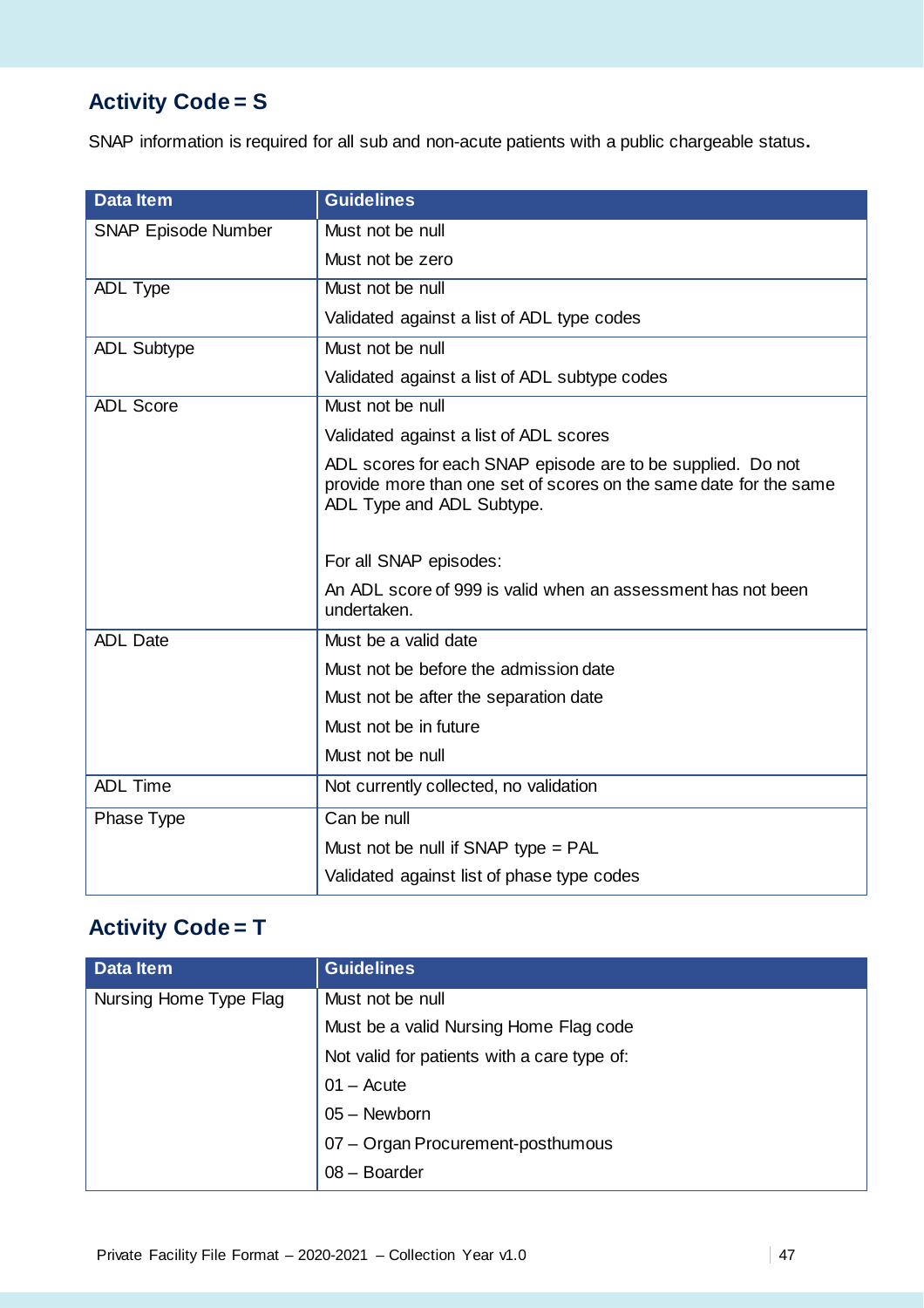## Activity Code = S

SNAP information is required for all sub and non-acute patients with a public chargeable status**.**

| Data Item | Guidelines |
|---|---|
| SNAP Episode Number | Must not be null<br>Must not be zero |
| ADL Type | Must not be null<br>Validated against a list of ADL type codes |
| ADL Subtype | Must not be null<br>Validated against a list of ADL subtype codes |
| ADL Score | Must not be null<br>Validated against a list of ADL scores<br>ADL scores for each SNAP episode are to be supplied. Do not provide more than one set of scores on the same date for the same ADL Type and ADL Subtype.<br><br>For all SNAP episodes:<br>An ADL score of 999 is valid when an assessment has not been undertaken. |
| ADL Date | Must be a valid date<br>Must not be before the admission date<br>Must not be after the separation date<br>Must not be in future<br>Must not be null |
| ADL Time | Not currently collected, no validation |
| Phase Type | Can be null<br>Must not be null if SNAP type = PAL<br>Validated against list of phase type codes |

## Activity Code = T

| Data Item | Guidelines |
|---|---|
| Nursing Home Type Flag | Must not be null<br>Must be a valid Nursing Home Flag code<br>Not valid for patients with a care type of:<br>01 – Acute<br>05 – Newborn<br>07 – Organ Procurement-posthumous<br>08 – Boarder |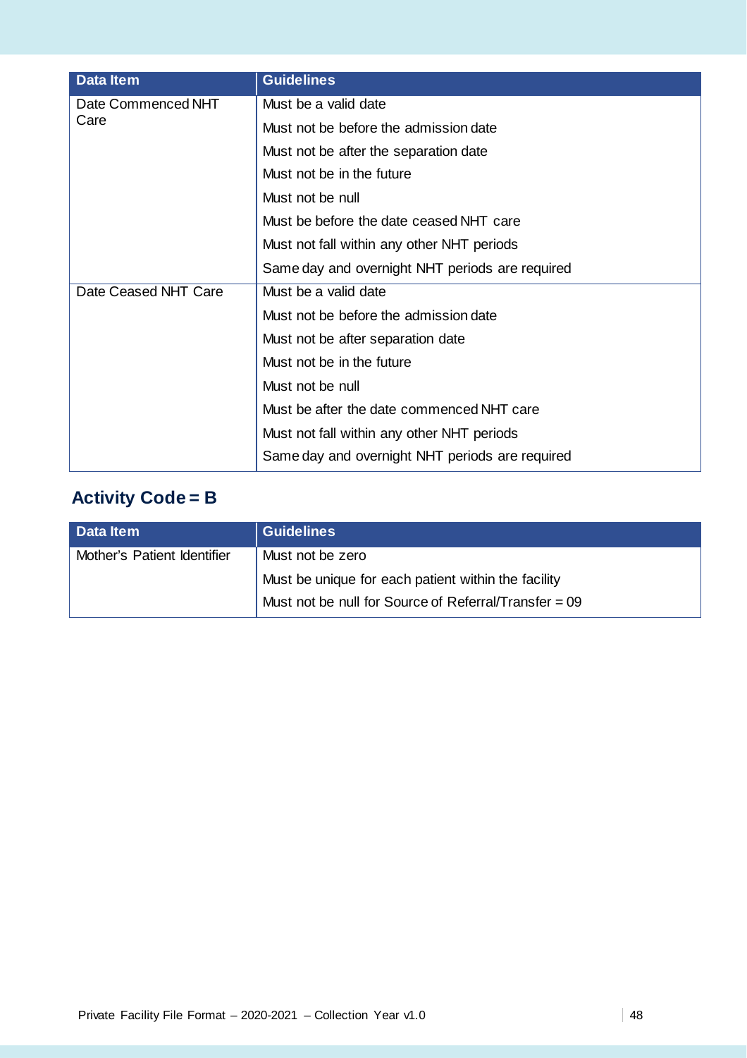| Data Item | Guidelines |
| --- | --- |
| Date Commenced NHT Care | Must be a valid date |
| | Must not be before the admission date |
| | Must not be after the separation date |
| | Must not be in the future |
| | Must not be null |
| | Must be before the date ceased NHT care |
| | Must not fall within any other NHT periods |
| | Same day and overnight NHT periods are required |
| Date Ceased NHT Care | Must be a valid date |
| | Must not be before the admission date |
| | Must not be after separation date |
| | Must not be in the future |
| | Must not be null |
| | Must be after the date commenced NHT care |
| | Must not fall within any other NHT periods |
| | Same day and overnight NHT periods are required |

## Activity Code = B

| Data Item | Guidelines |
| --- | --- |
| Mother's Patient Identifier | Must not be zero |
| | Must be unique for each patient within the facility |
| | Must not be null for Source of Referral/Transfer = 09 |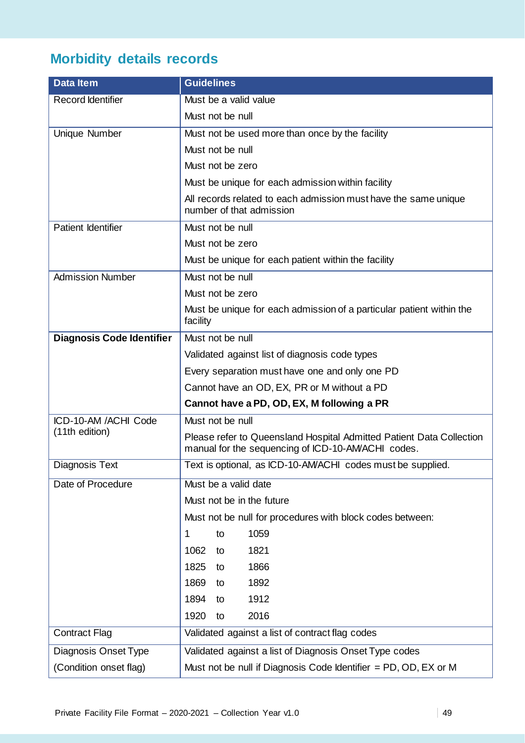## Morbidity details records

| Data Item | Guidelines |
|---|---|
| Record Identifier | Must be a valid value<br>Must not be null |
| Unique Number | Must not be used more than once by the facility<br>Must not be null<br>Must not be zero<br>Must be unique for each admission within facility<br>All records related to each admission must have the same unique number of that admission |
| Patient Identifier | Must not be null<br>Must not be zero<br>Must be unique for each patient within the facility |
| Admission Number | Must not be null<br>Must not be zero<br>Must be unique for each admission of a particular patient within the facility |
| **Diagnosis Code Identifier** | Must not be null<br>Validated against list of diagnosis code types<br>Every separation must have one and only one PD<br>Cannot have an OD, EX, PR or M without a PD<br>**Cannot have a PD, OD, EX, M following a PR** |
| ICD-10-AM /ACHI Code (11th edition) | Must not be null<br>Please refer to Queensland Hospital Admitted Patient Data Collection manual for the sequencing of ICD-10-AM/ACHI codes. |
| Diagnosis Text | Text is optional, as ICD-10-AM/ACHI codes must be supplied. |
| Date of Procedure | Must be a valid date<br>Must not be in the future<br>Must not be null for procedures with block codes between:<br>1 to 1059<br>1062 to 1821<br>1825 to 1866<br>1869 to 1892<br>1894 to 1912<br>1920 to 2016 |
| Contract Flag | Validated against a list of contract flag codes |
| Diagnosis Onset Type<br>(Condition onset flag) | Validated against a list of Diagnosis Onset Type codes<br>Must not be null if Diagnosis Code Identifier = PD, OD, EX or M |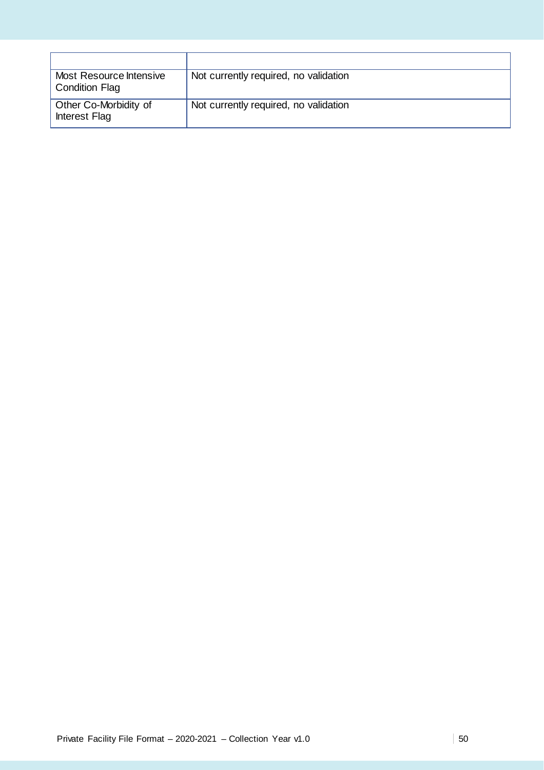| | |
|---|---|
| Most Resource Intensive Condition Flag | Not currently required, no validation |
| Other Co-Morbidity of Interest Flag | Not currently required, no validation |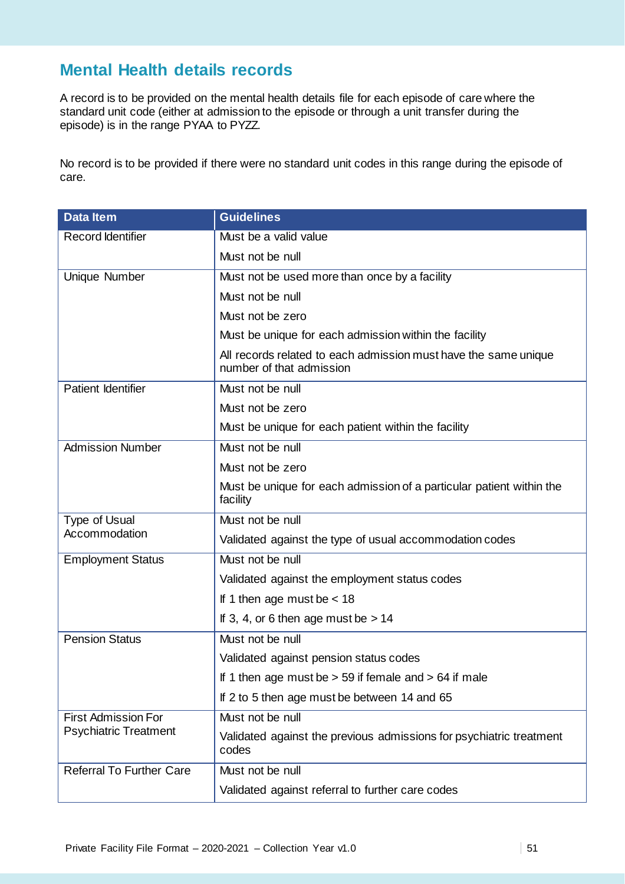## Mental Health details records

A record is to be provided on the mental health details file for each episode of care where the standard unit code (either at admission to the episode or through a unit transfer during the episode) is in the range PYAA to PYZZ.

No record is to be provided if there were no standard unit codes in this range during the episode of care.

| Data Item | Guidelines |
|---|---|
| Record Identifier | Must be a valid value |
| | Must not be null |
| Unique Number | Must not be used more than once by a facility |
| | Must not be null |
| | Must not be zero |
| | Must be unique for each admission within the facility |
| | All records related to each admission must have the same unique number of that admission |
| Patient Identifier | Must not be null |
| | Must not be zero |
| | Must be unique for each patient within the facility |
| Admission Number | Must not be null |
| | Must not be zero |
| | Must be unique for each admission of a particular patient within the facility |
| Type of Usual Accommodation | Must not be null |
| | Validated against the type of usual accommodation codes |
| Employment Status | Must not be null |
| | Validated against the employment status codes |
| | If 1 then age must be < 18 |
| | If 3, 4, or 6 then age must be > 14 |
| Pension Status | Must not be null |
| | Validated against pension status codes |
| | If 1 then age must be > 59 if female and > 64 if male |
| | If 2 to 5 then age must be between 14 and 65 |
| First Admission For Psychiatric Treatment | Must not be null |
| | Validated against the previous admissions for psychiatric treatment codes |
| Referral To Further Care | Must not be null |
| | Validated against referral to further care codes |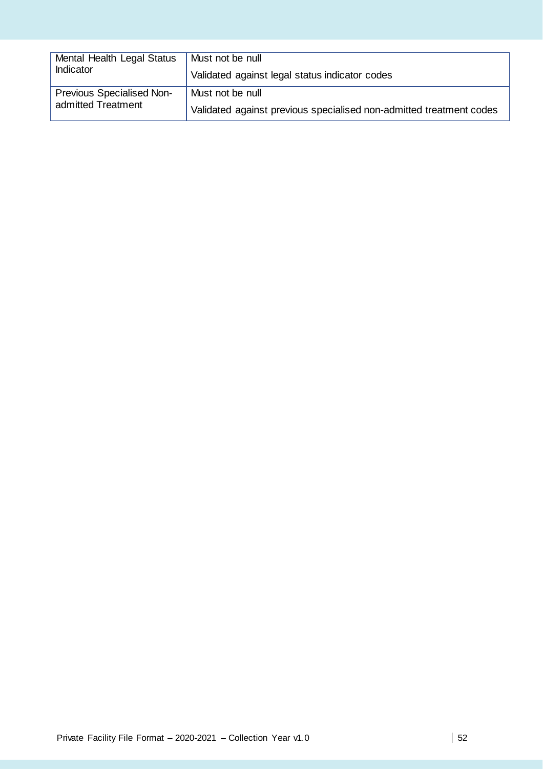| | |
|---|---|
| Mental Health Legal Status Indicator | Must not be null<br>Validated against legal status indicator codes |
| Previous Specialised Non-admitted Treatment | Must not be null<br>Validated against previous specialised non-admitted treatment codes |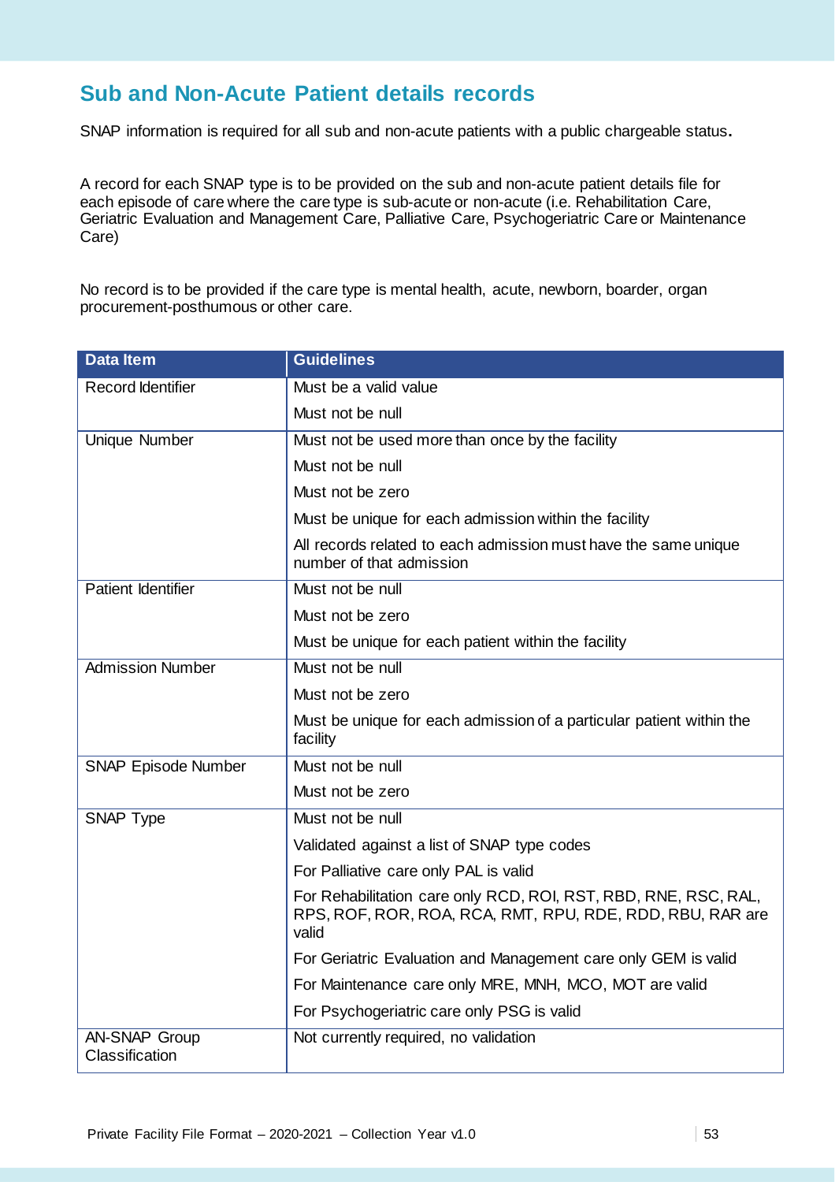## Sub and Non-Acute Patient details records

SNAP information is required for all sub and non-acute patients with a public chargeable status**.**

A record for each SNAP type is to be provided on the sub and non-acute patient details file for each episode of care where the care type is sub-acute or non-acute (i.e. Rehabilitation Care, Geriatric Evaluation and Management Care, Palliative Care, Psychogeriatric Care or Maintenance Care)

No record is to be provided if the care type is mental health, acute, newborn, boarder, organ procurement-posthumous or other care.

| Data Item | Guidelines |
|---|---|
| Record Identifier | Must be a valid value |
| | Must not be null |
| Unique Number | Must not be used more than once by the facility |
| | Must not be null |
| | Must not be zero |
| | Must be unique for each admission within the facility |
| | All records related to each admission must have the same unique number of that admission |
| Patient Identifier | Must not be null |
| | Must not be zero |
| | Must be unique for each patient within the facility |
| Admission Number | Must not be null |
| | Must not be zero |
| | Must be unique for each admission of a particular patient within the facility |
| SNAP Episode Number | Must not be null |
| | Must not be zero |
| SNAP Type | Must not be null |
| | Validated against a list of SNAP type codes |
| | For Palliative care only PAL is valid |
| | For Rehabilitation care only RCD, ROI, RST, RBD, RNE, RSC, RAL, RPS, ROF, ROR, ROA, RCA, RMT, RPU, RDE, RDD, RBU, RAR are valid |
| | For Geriatric Evaluation and Management care only GEM is valid |
| | For Maintenance care only MRE, MNH, MCO, MOT are valid |
| | For Psychogeriatric care only PSG is valid |
| AN-SNAP Group Classification | Not currently required, no validation |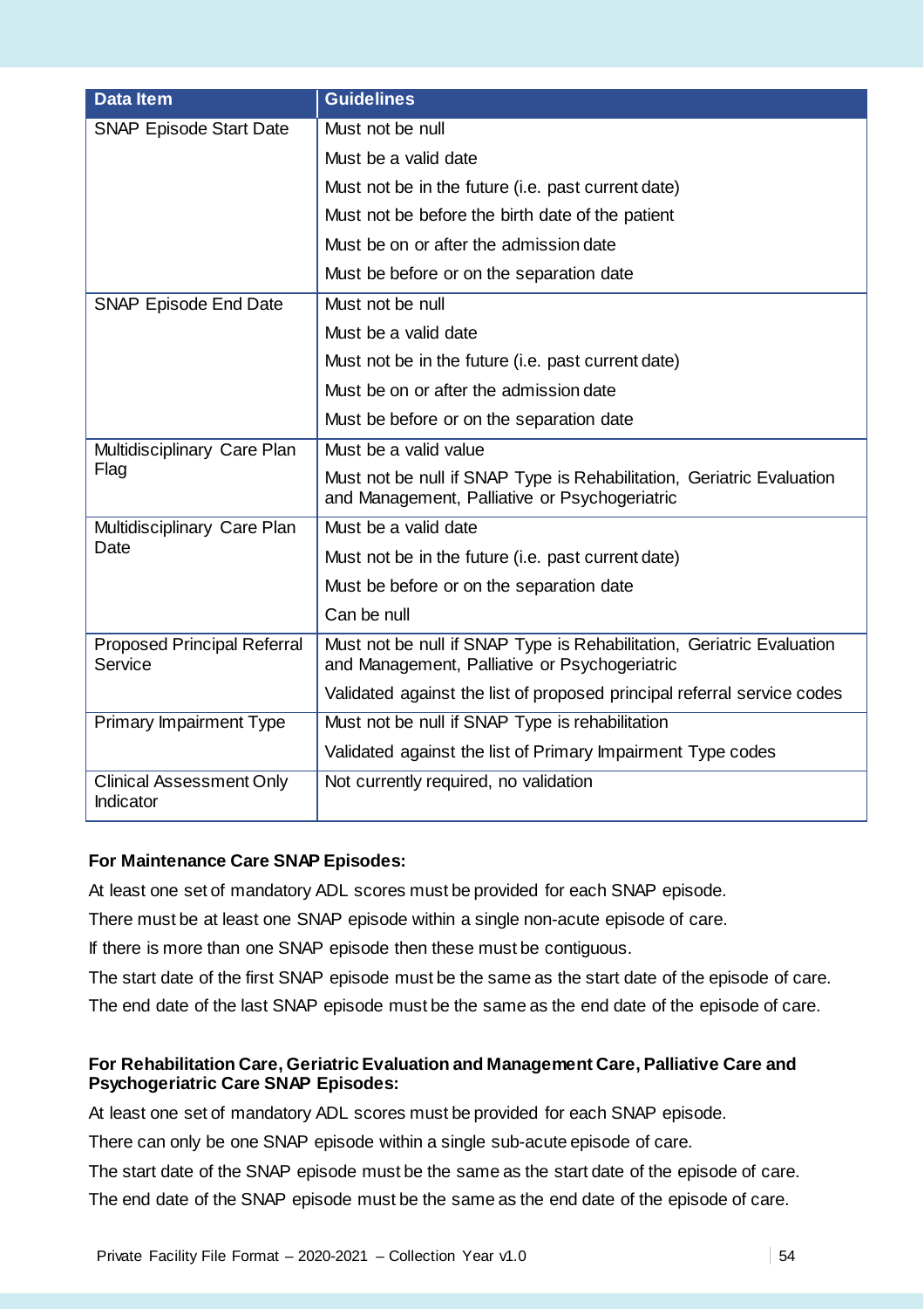| Data Item | Guidelines |
|---|---|
| SNAP Episode Start Date | Must not be null |
| | Must be a valid date |
| | Must not be in the future (i.e. past current date) |
| | Must not be before the birth date of the patient |
| | Must be on or after the admission date |
| | Must be before or on the separation date |
| SNAP Episode End Date | Must not be null |
| | Must be a valid date |
| | Must not be in the future (i.e. past current date) |
| | Must be on or after the admission date |
| | Must be before or on the separation date |
| Multidisciplinary Care Plan Flag | Must be a valid value |
| | Must not be null if SNAP Type is Rehabilitation, Geriatric Evaluation and Management, Palliative or Psychogeriatric |
| Multidisciplinary Care Plan Date | Must be a valid date |
| | Must not be in the future (i.e. past current date) |
| | Must be before or on the separation date |
| | Can be null |
| Proposed Principal Referral Service | Must not be null if SNAP Type is Rehabilitation, Geriatric Evaluation and Management, Palliative or Psychogeriatric |
| | Validated against the list of proposed principal referral service codes |
| Primary Impairment Type | Must not be null if SNAP Type is rehabilitation |
| | Validated against the list of Primary Impairment Type codes |
| Clinical Assessment Only Indicator | Not currently required, no validation |

**For Maintenance Care SNAP Episodes:**

At least one set of mandatory ADL scores must be provided for each SNAP episode.

There must be at least one SNAP episode within a single non-acute episode of care.

If there is more than one SNAP episode then these must be contiguous.

The start date of the first SNAP episode must be the same as the start date of the episode of care.

The end date of the last SNAP episode must be the same as the end date of the episode of care.

**For Rehabilitation Care, Geriatric Evaluation and Management Care, Palliative Care and Psychogeriatric Care SNAP Episodes:**

At least one set of mandatory ADL scores must be provided for each SNAP episode.

There can only be one SNAP episode within a single sub-acute episode of care.

The start date of the SNAP episode must be the same as the start date of the episode of care.

The end date of the SNAP episode must be the same as the end date of the episode of care.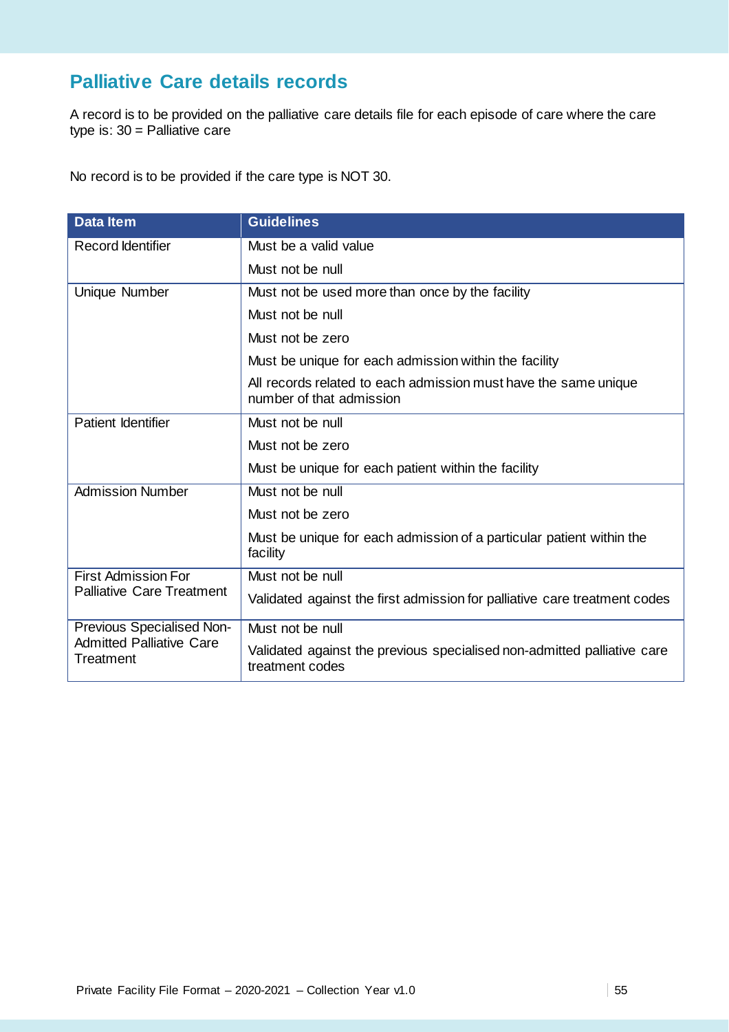## Palliative Care details records

A record is to be provided on the palliative care details file for each episode of care where the care type is: 30 = Palliative care

No record is to be provided if the care type is NOT 30.

| Data Item | Guidelines |
|---|---|
| Record Identifier | Must be a valid value |
| | Must not be null |
| Unique Number | Must not be used more than once by the facility |
| | Must not be null |
| | Must not be zero |
| | Must be unique for each admission within the facility |
| | All records related to each admission must have the same unique number of that admission |
| Patient Identifier | Must not be null |
| | Must not be zero |
| | Must be unique for each patient within the facility |
| Admission Number | Must not be null |
| | Must not be zero |
| | Must be unique for each admission of a particular patient within the facility |
| First Admission For Palliative Care Treatment | Must not be null |
| | Validated against the first admission for palliative care treatment codes |
| Previous Specialised Non-Admitted Palliative Care Treatment | Must not be null |
| | Validated against the previous specialised non-admitted palliative care treatment codes |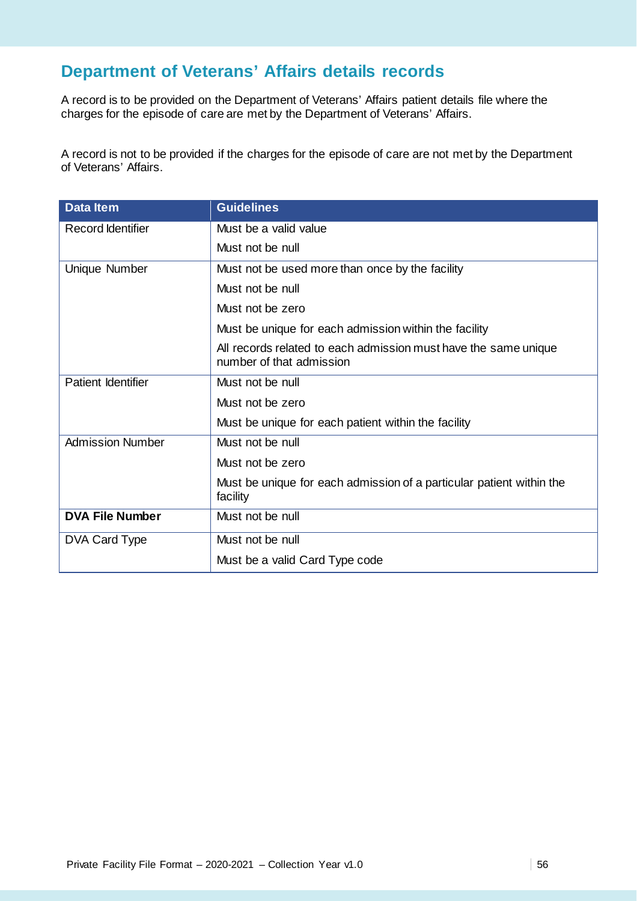## Department of Veterans' Affairs details records

A record is to be provided on the Department of Veterans' Affairs patient details file where the charges for the episode of care are met by the Department of Veterans' Affairs.

A record is not to be provided if the charges for the episode of care are not met by the Department of Veterans' Affairs.

| Data Item | Guidelines |
|---|---|
| Record Identifier | Must be a valid value<br>Must not be null |
| Unique Number | Must not be used more than once by the facility<br>Must not be null<br>Must not be zero<br>Must be unique for each admission within the facility<br>All records related to each admission must have the same unique number of that admission |
| Patient Identifier | Must not be null<br>Must not be zero<br>Must be unique for each patient within the facility |
| Admission Number | Must not be null<br>Must not be zero<br>Must be unique for each admission of a particular patient within the facility |
| **DVA File Number** | Must not be null |
| DVA Card Type | Must not be null<br>Must be a valid Card Type code |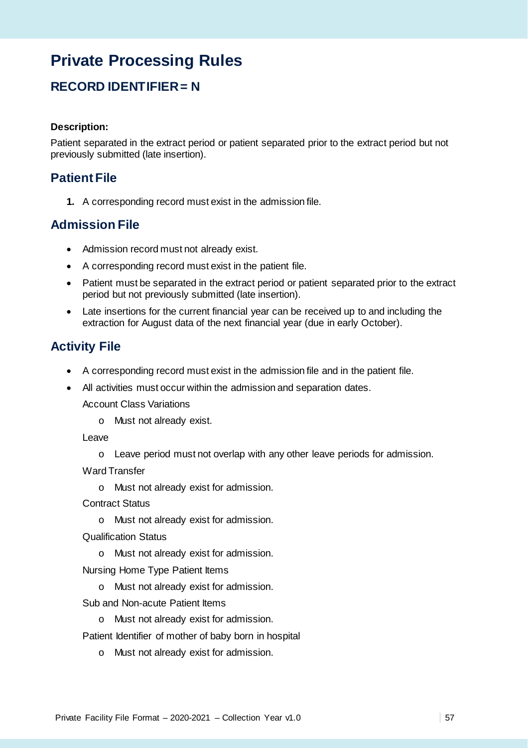# Private Processing Rules

## RECORD IDENTIFIER = N

**Description:**

Patient separated in the extract period or patient separated prior to the extract period but not previously submitted (late insertion).

## Patient File

1. A corresponding record must exist in the admission file.

## Admission File

- Admission record must not already exist.
- A corresponding record must exist in the patient file.
- Patient must be separated in the extract period or patient separated prior to the extract period but not previously submitted (late insertion).
- Late insertions for the current financial year can be received up to and including the extraction for August data of the next financial year (due in early October).

## Activity File

- A corresponding record must exist in the admission file and in the patient file.
- All activities must occur within the admission and separation dates.

  Account Class Variations

  - Must not already exist.

  Leave

  - Leave period must not overlap with any other leave periods for admission.

  Ward Transfer

  - Must not already exist for admission.

  Contract Status

  - Must not already exist for admission.

  Qualification Status

  - Must not already exist for admission.

  Nursing Home Type Patient Items

  - Must not already exist for admission.

  Sub and Non-acute Patient Items

  - Must not already exist for admission.

  Patient Identifier of mother of baby born in hospital

  - Must not already exist for admission.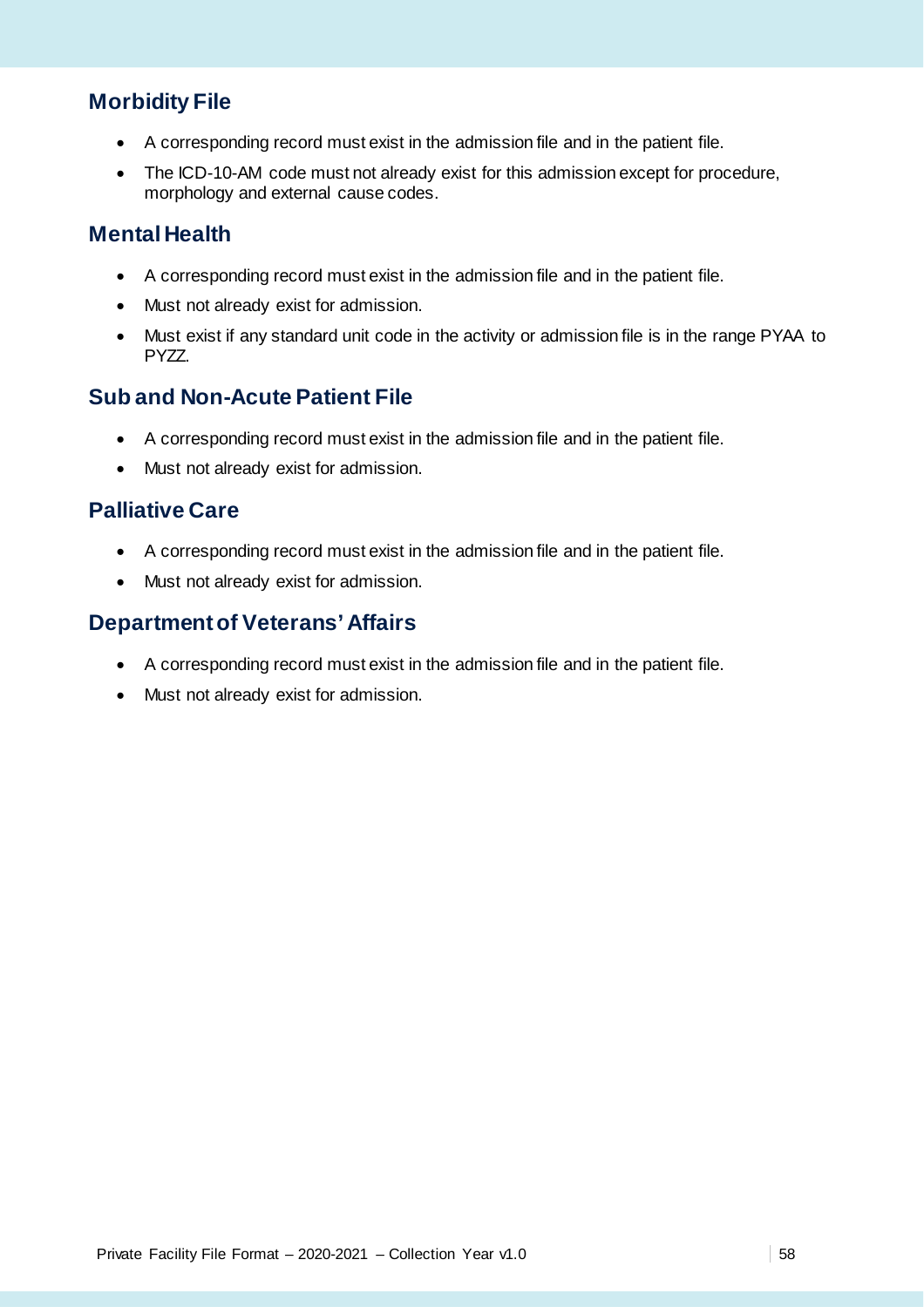## Morbidity File

- A corresponding record must exist in the admission file and in the patient file.
- The ICD-10-AM code must not already exist for this admission except for procedure, morphology and external cause codes.

## Mental Health

- A corresponding record must exist in the admission file and in the patient file.
- Must not already exist for admission.
- Must exist if any standard unit code in the activity or admission file is in the range PYAA to PYZZ.

## Sub and Non-Acute Patient File

- A corresponding record must exist in the admission file and in the patient file.
- Must not already exist for admission.

## Palliative Care

- A corresponding record must exist in the admission file and in the patient file.
- Must not already exist for admission.

## Department of Veterans' Affairs

- A corresponding record must exist in the admission file and in the patient file.
- Must not already exist for admission.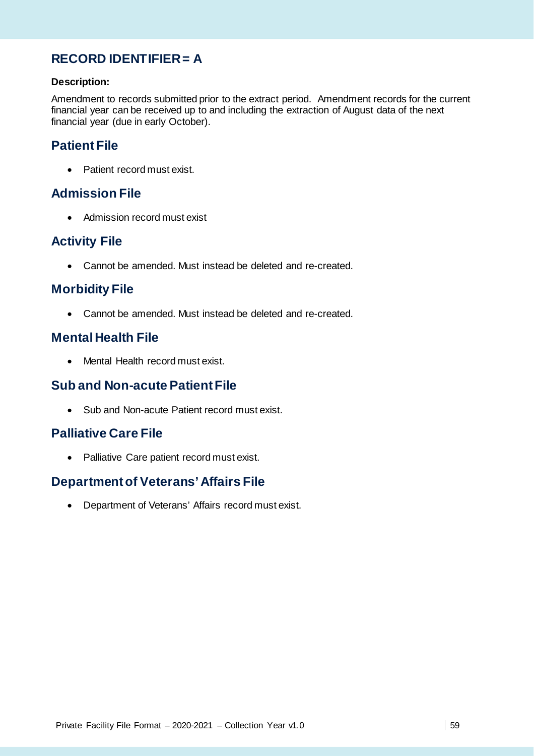# RECORD IDENTIFIER = A

**Description:**

Amendment to records submitted prior to the extract period. Amendment records for the current financial year can be received up to and including the extraction of August data of the next financial year (due in early October).

## Patient File

- Patient record must exist.

## Admission File

- Admission record must exist

## Activity File

- Cannot be amended. Must instead be deleted and re-created.

## Morbidity File

- Cannot be amended. Must instead be deleted and re-created.

## Mental Health File

- Mental Health record must exist.

## Sub and Non-acute Patient File

- Sub and Non-acute Patient record must exist.

## Palliative Care File

- Palliative Care patient record must exist.

## Department of Veterans' Affairs File

- Department of Veterans' Affairs record must exist.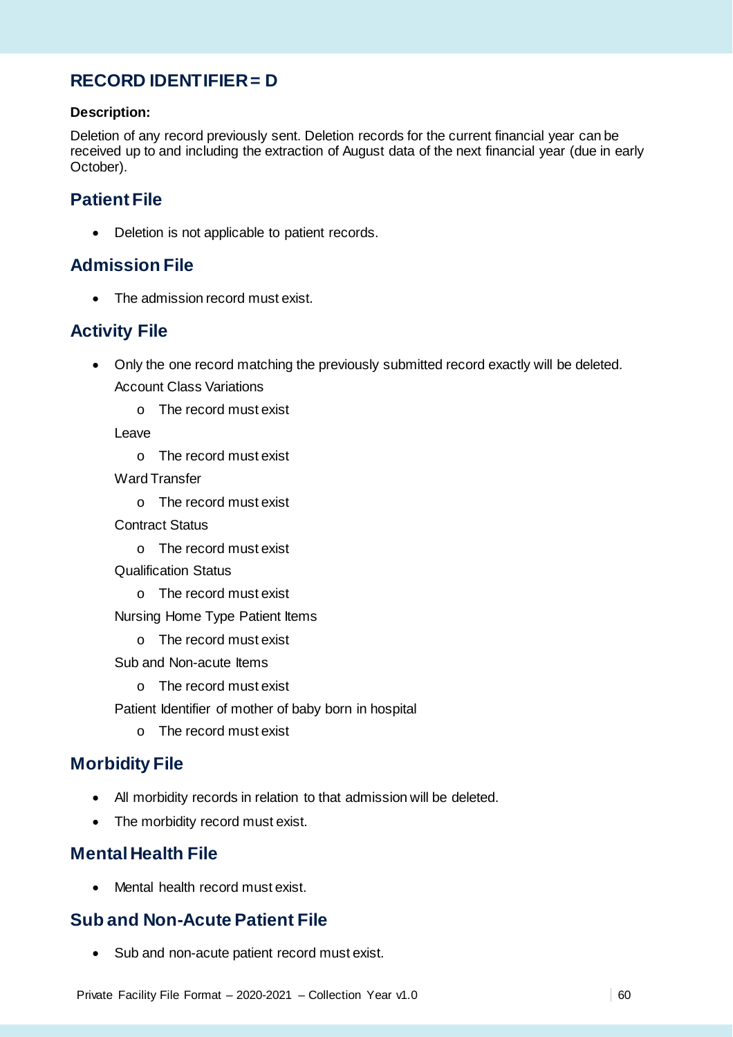## RECORD IDENTIFIER = D

**Description:**

Deletion of any record previously sent. Deletion records for the current financial year can be received up to and including the extraction of August data of the next financial year (due in early October).

### Patient File

- Deletion is not applicable to patient records.

### Admission File

- The admission record must exist.

### Activity File

- Only the one record matching the previously submitted record exactly will be deleted.

  Account Class Variations
  - The record must exist

  Leave
  - The record must exist

  Ward Transfer
  - The record must exist

  Contract Status
  - The record must exist

  Qualification Status
  - The record must exist

  Nursing Home Type Patient Items
  - The record must exist

  Sub and Non-acute Items
  - The record must exist

  Patient Identifier of mother of baby born in hospital
  - The record must exist

### Morbidity File

- All morbidity records in relation to that admission will be deleted.
- The morbidity record must exist.

### Mental Health File

- Mental health record must exist.

### Sub and Non-Acute Patient File

- Sub and non-acute patient record must exist.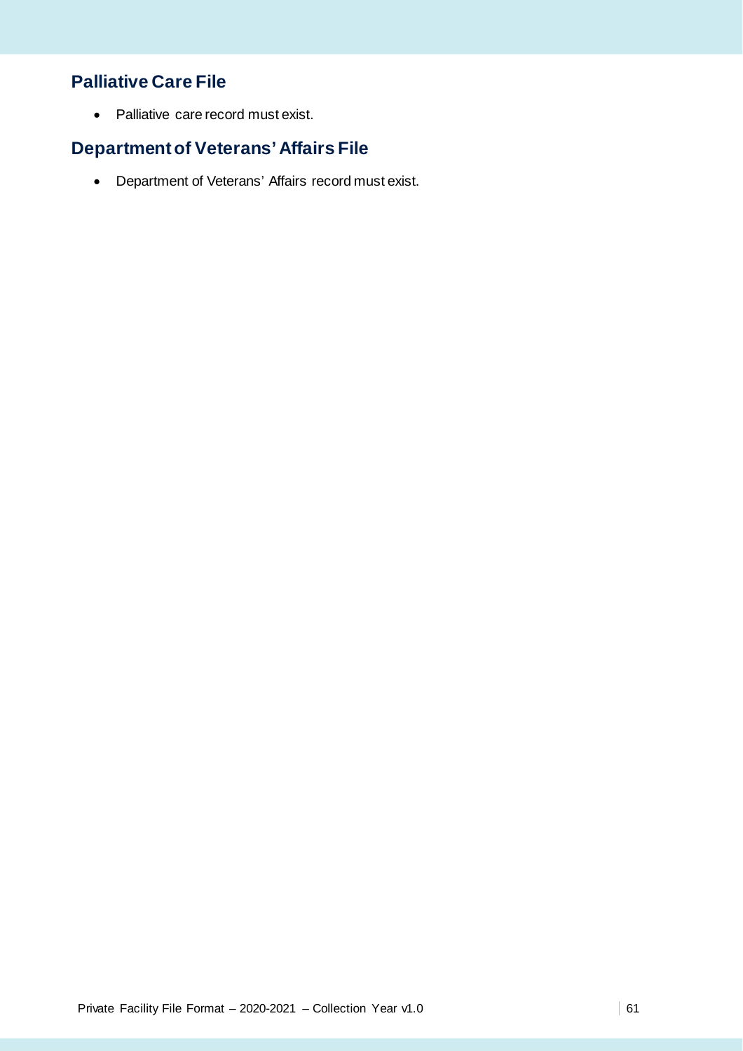## Palliative Care File

- Palliative care record must exist.

## Department of Veterans' Affairs File

- Department of Veterans' Affairs record must exist.